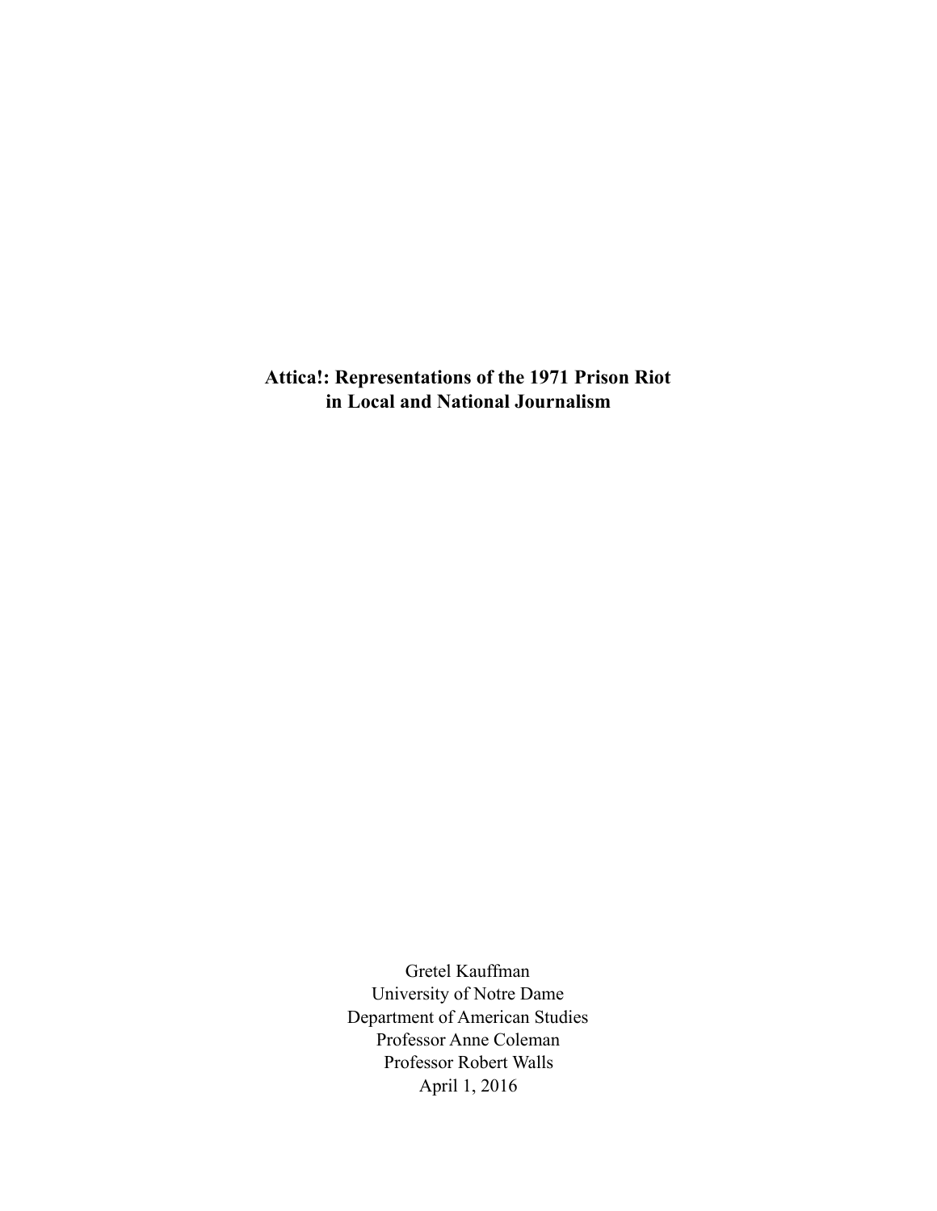# Attica!: Representations of the 1971 Prison Riot in Local and National Journalism

Gretel Kauffman
University of Notre Dame
Department of American Studies
Professor Anne Coleman
Professor Robert Walls
April 1, 2016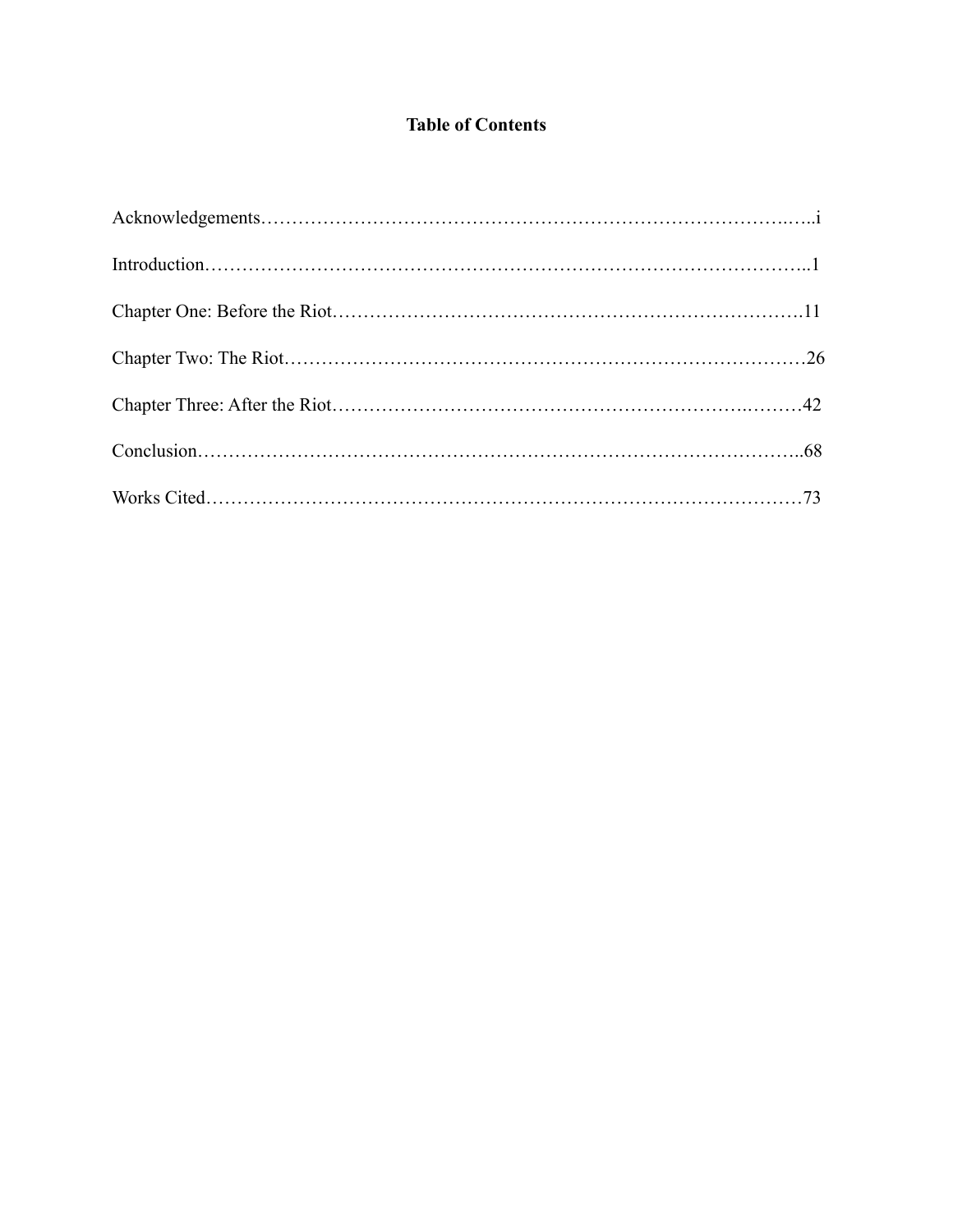## Table of Contents

Acknowledgements……………………………………………………………………………..…..i

Introduction……………………………………………………………………………………..1

Chapter One: Before the Riot……………………………………………………………….11

Chapter Two: The Riot…………………………………………………………………………26

Chapter Three: After the Riot……………………………………………………….………42

Conclusion……………………………………………………………………………….………..68

Works Cited………………………………………………………………………………………73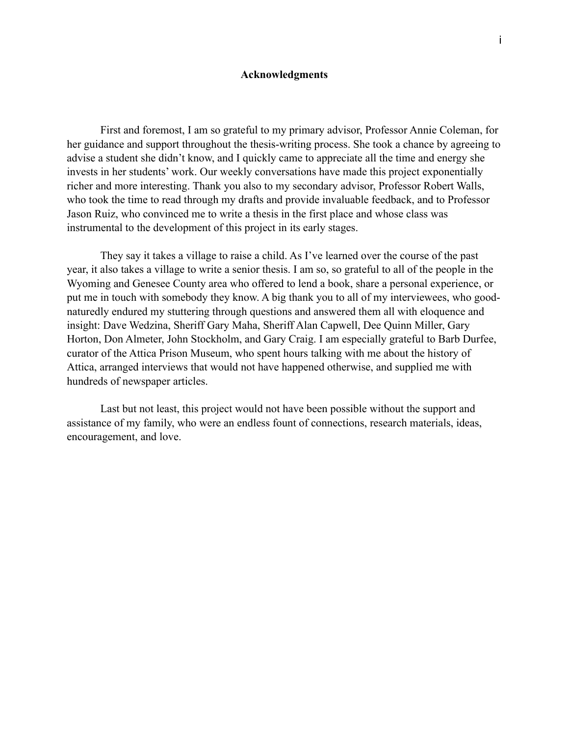# Acknowledgments

First and foremost, I am so grateful to my primary advisor, Professor Annie Coleman, for her guidance and support throughout the thesis-writing process. She took a chance by agreeing to advise a student she didn't know, and I quickly came to appreciate all the time and energy she invests in her students' work. Our weekly conversations have made this project exponentially richer and more interesting. Thank you also to my secondary advisor, Professor Robert Walls, who took the time to read through my drafts and provide invaluable feedback, and to Professor Jason Ruiz, who convinced me to write a thesis in the first place and whose class was instrumental to the development of this project in its early stages.

They say it takes a village to raise a child. As I've learned over the course of the past year, it also takes a village to write a senior thesis. I am so, so grateful to all of the people in the Wyoming and Genesee County area who offered to lend a book, share a personal experience, or put me in touch with somebody they know. A big thank you to all of my interviewees, who good-naturedly endured my stuttering through questions and answered them all with eloquence and insight: Dave Wedzina, Sheriff Gary Maha, Sheriff Alan Capwell, Dee Quinn Miller, Gary Horton, Don Almeter, John Stockholm, and Gary Craig. I am especially grateful to Barb Durfee, curator of the Attica Prison Museum, who spent hours talking with me about the history of Attica, arranged interviews that would not have happened otherwise, and supplied me with hundreds of newspaper articles.

Last but not least, this project would not have been possible without the support and assistance of my family, who were an endless fount of connections, research materials, ideas, encouragement, and love.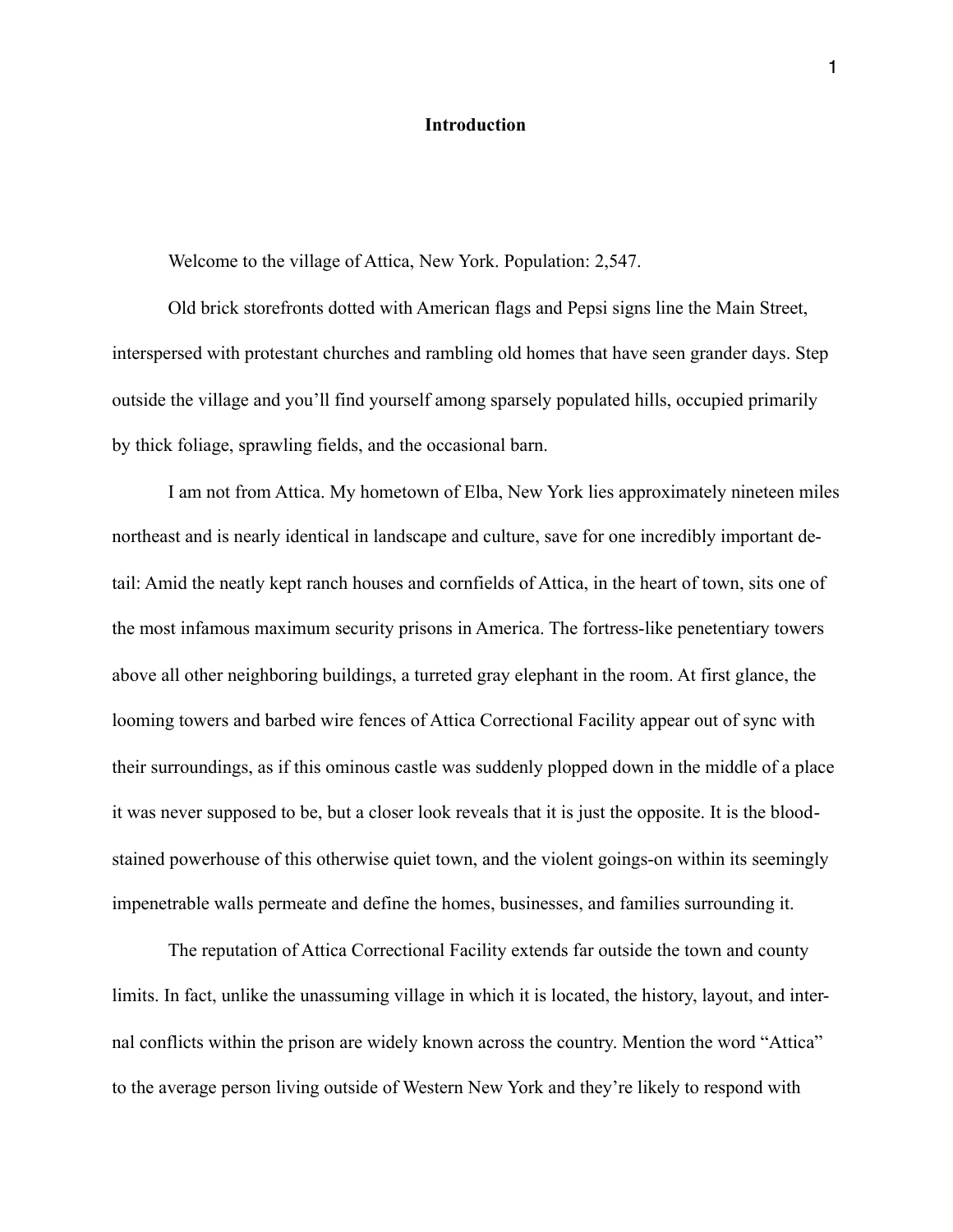# Introduction

Welcome to the village of Attica, New York. Population: 2,547.

Old brick storefronts dotted with American flags and Pepsi signs line the Main Street, interspersed with protestant churches and rambling old homes that have seen grander days. Step outside the village and you'll find yourself among sparsely populated hills, occupied primarily by thick foliage, sprawling fields, and the occasional barn.

I am not from Attica. My hometown of Elba, New York lies approximately nineteen miles northeast and is nearly identical in landscape and culture, save for one incredibly important detail: Amid the neatly kept ranch houses and cornfields of Attica, in the heart of town, sits one of the most infamous maximum security prisons in America. The fortress-like penetentiary towers above all other neighboring buildings, a turreted gray elephant in the room. At first glance, the looming towers and barbed wire fences of Attica Correctional Facility appear out of sync with their surroundings, as if this ominous castle was suddenly plopped down in the middle of a place it was never supposed to be, but a closer look reveals that it is just the opposite. It is the blood-stained powerhouse of this otherwise quiet town, and the violent goings-on within its seemingly impenetrable walls permeate and define the homes, businesses, and families surrounding it.

The reputation of Attica Correctional Facility extends far outside the town and county limits. In fact, unlike the unassuming village in which it is located, the history, layout, and internal conflicts within the prison are widely known across the country. Mention the word "Attica" to the average person living outside of Western New York and they're likely to respond with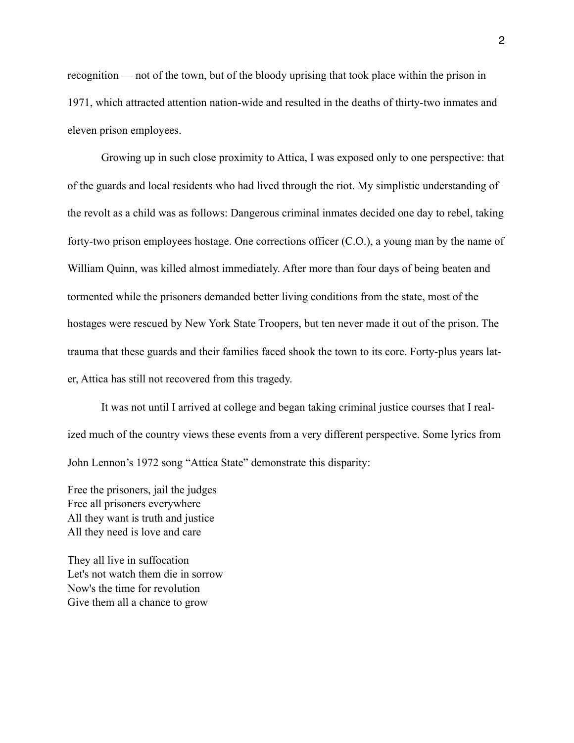recognition — not of the town, but of the bloody uprising that took place within the prison in 1971, which attracted attention nation-wide and resulted in the deaths of thirty-two inmates and eleven prison employees.

Growing up in such close proximity to Attica, I was exposed only to one perspective: that of the guards and local residents who had lived through the riot. My simplistic understanding of the revolt as a child was as follows: Dangerous criminal inmates decided one day to rebel, taking forty-two prison employees hostage. One corrections officer (C.O.), a young man by the name of William Quinn, was killed almost immediately. After more than four days of being beaten and tormented while the prisoners demanded better living conditions from the state, most of the hostages were rescued by New York State Troopers, but ten never made it out of the prison. The trauma that these guards and their families faced shook the town to its core. Forty-plus years later, Attica has still not recovered from this tragedy.

It was not until I arrived at college and began taking criminal justice courses that I realized much of the country views these events from a very different perspective. Some lyrics from John Lennon's 1972 song "Attica State" demonstrate this disparity:

Free the prisoners, jail the judges
Free all prisoners everywhere
All they want is truth and justice
All they need is love and care

They all live in suffocation
Let's not watch them die in sorrow
Now's the time for revolution
Give them all a chance to grow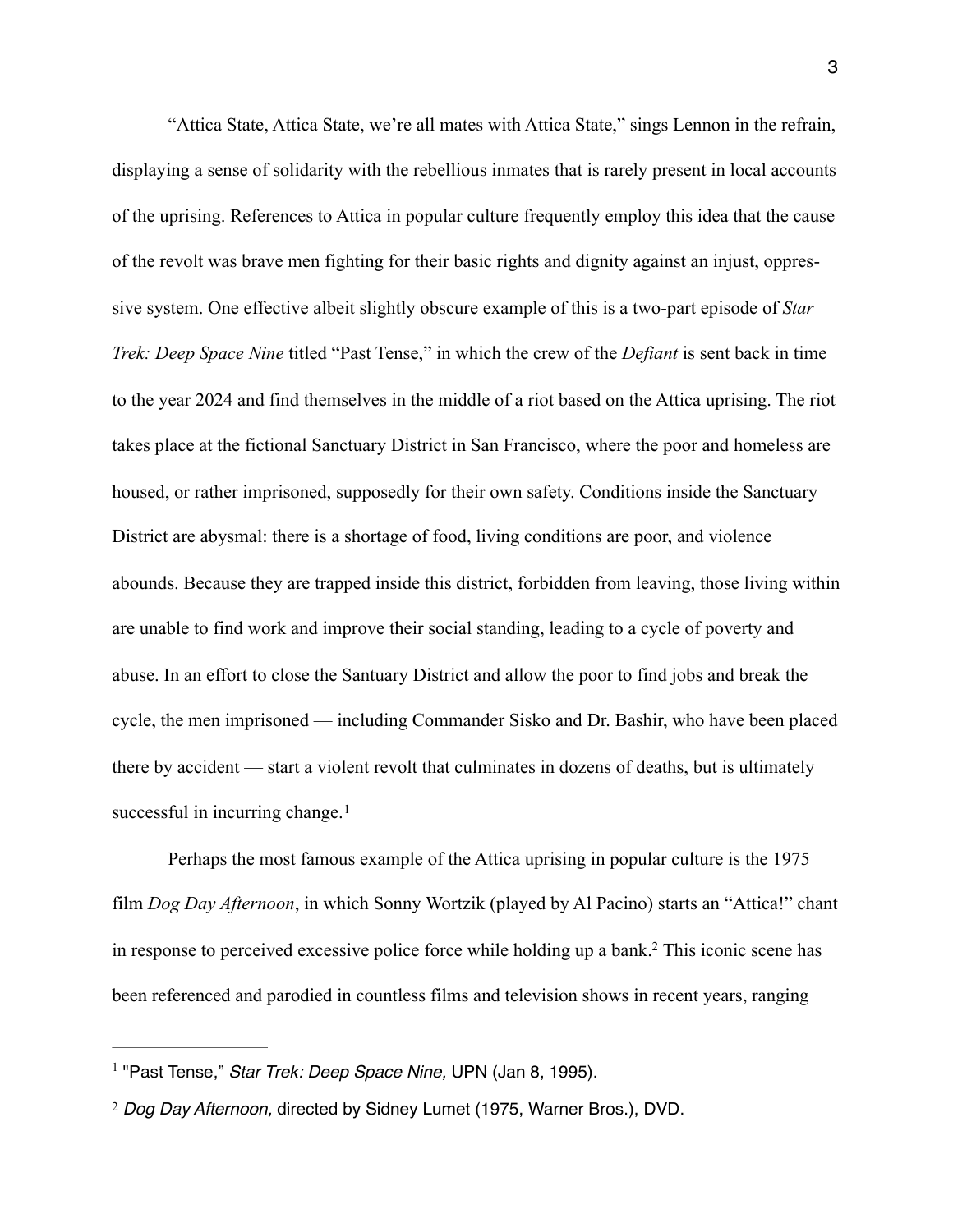"Attica State, Attica State, we're all mates with Attica State," sings Lennon in the refrain, displaying a sense of solidarity with the rebellious inmates that is rarely present in local accounts of the uprising. References to Attica in popular culture frequently employ this idea that the cause of the revolt was brave men fighting for their basic rights and dignity against an injust, oppressive system. One effective albeit slightly obscure example of this is a two-part episode of *Star Trek: Deep Space Nine* titled "Past Tense," in which the crew of the *Defiant* is sent back in time to the year 2024 and find themselves in the middle of a riot based on the Attica uprising. The riot takes place at the fictional Sanctuary District in San Francisco, where the poor and homeless are housed, or rather imprisoned, supposedly for their own safety. Conditions inside the Sanctuary District are abysmal: there is a shortage of food, living conditions are poor, and violence abounds. Because they are trapped inside this district, forbidden from leaving, those living within are unable to find work and improve their social standing, leading to a cycle of poverty and abuse. In an effort to close the Santuary District and allow the poor to find jobs and break the cycle, the men imprisoned — including Commander Sisko and Dr. Bashir, who have been placed there by accident — start a violent revolt that culminates in dozens of deaths, but is ultimately successful in incurring change.[1]

Perhaps the most famous example of the Attica uprising in popular culture is the 1975 film *Dog Day Afternoon*, in which Sonny Wortzik (played by Al Pacino) starts an "Attica!" chant in response to perceived excessive police force while holding up a bank.[2] This iconic scene has been referenced and parodied in countless films and television shows in recent years, ranging

---

[1] "Past Tense," *Star Trek: Deep Space Nine,* UPN (Jan 8, 1995).

[2] *Dog Day Afternoon,* directed by Sidney Lumet (1975, Warner Bros.), DVD.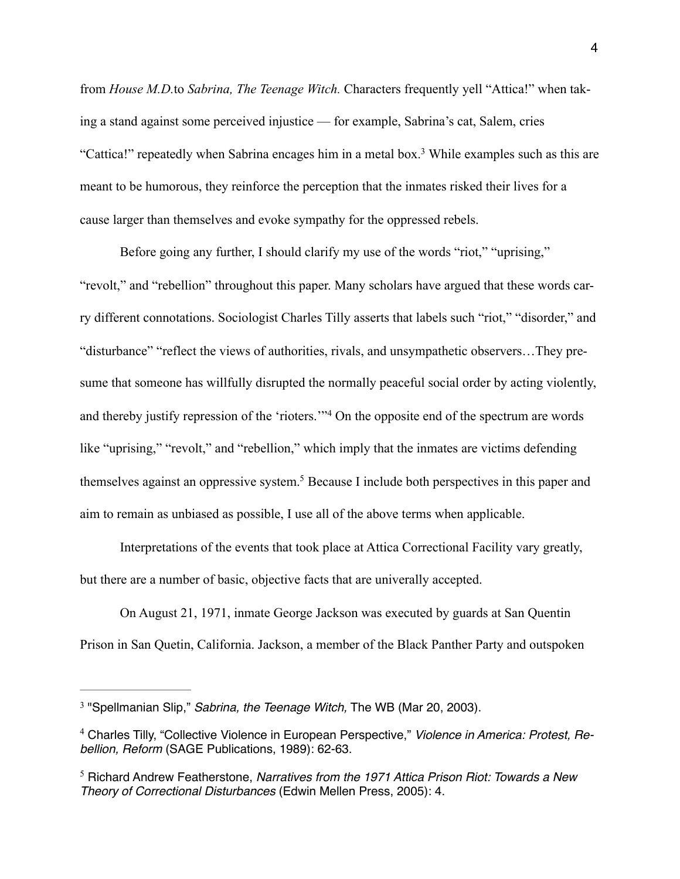from *House M.D.*to *Sabrina, The Teenage Witch.* Characters frequently yell "Attica!" when taking a stand against some perceived injustice — for example, Sabrina's cat, Salem, cries "Cattica!" repeatedly when Sabrina encages him in a metal box.[3] While examples such as this are meant to be humorous, they reinforce the perception that the inmates risked their lives for a cause larger than themselves and evoke sympathy for the oppressed rebels.

Before going any further, I should clarify my use of the words "riot," "uprising," "revolt," and "rebellion" throughout this paper. Many scholars have argued that these words carry different connotations. Sociologist Charles Tilly asserts that labels such "riot," "disorder," and "disturbance" "reflect the views of authorities, rivals, and unsympathetic observers…They presume that someone has willfully disrupted the normally peaceful social order by acting violently, and thereby justify repression of the 'rioters.'"[4] On the opposite end of the spectrum are words like "uprising," "revolt," and "rebellion," which imply that the inmates are victims defending themselves against an oppressive system.[5] Because I include both perspectives in this paper and aim to remain as unbiased as possible, I use all of the above terms when applicable.

Interpretations of the events that took place at Attica Correctional Facility vary greatly, but there are a number of basic, objective facts that are univerally accepted.

On August 21, 1971, inmate George Jackson was executed by guards at San Quentin Prison in San Quetin, California. Jackson, a member of the Black Panther Party and outspoken

---

[3] "Spellmanian Slip," *Sabrina, the Teenage Witch,* The WB (Mar 20, 2003).

[4] Charles Tilly, "Collective Violence in European Perspective," *Violence in America: Protest, Rebellion, Reform* (SAGE Publications, 1989): 62-63.

[5] Richard Andrew Featherstone, *Narratives from the 1971 Attica Prison Riot: Towards a New Theory of Correctional Disturbances* (Edwin Mellen Press, 2005): 4.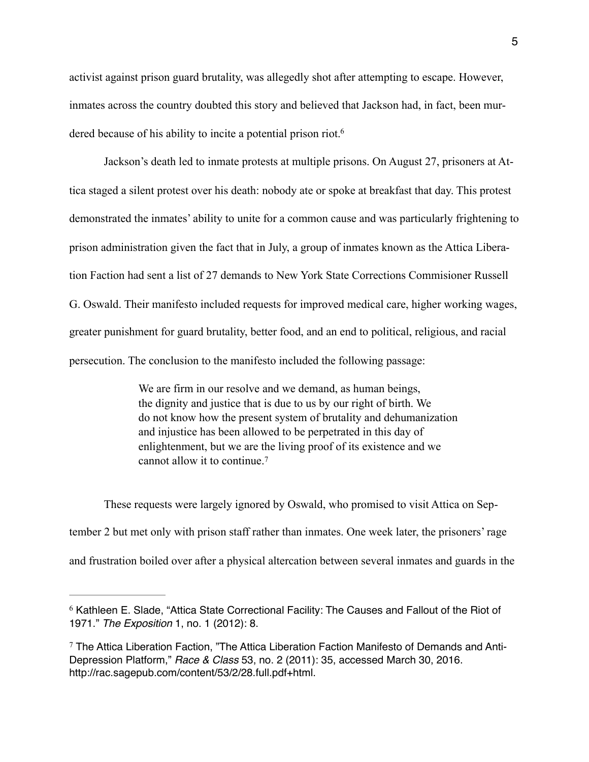activist against prison guard brutality, was allegedly shot after attempting to escape. However, inmates across the country doubted this story and believed that Jackson had, in fact, been murdered because of his ability to incite a potential prison riot.[6]

Jackson's death led to inmate protests at multiple prisons. On August 27, prisoners at Attica staged a silent protest over his death: nobody ate or spoke at breakfast that day. This protest demonstrated the inmates' ability to unite for a common cause and was particularly frightening to prison administration given the fact that in July, a group of inmates known as the Attica Liberation Faction had sent a list of 27 demands to New York State Corrections Commisioner Russell G. Oswald. Their manifesto included requests for improved medical care, higher working wages, greater punishment for guard brutality, better food, and an end to political, religious, and racial persecution. The conclusion to the manifesto included the following passage:

> We are firm in our resolve and we demand, as human beings, the dignity and justice that is due to us by our right of birth. We do not know how the present system of brutality and dehumanization and injustice has been allowed to be perpetrated in this day of enlightenment, but we are the living proof of its existence and we cannot allow it to continue.[7]

These requests were largely ignored by Oswald, who promised to visit Attica on September 2 but met only with prison staff rather than inmates. One week later, the prisoners' rage and frustration boiled over after a physical altercation between several inmates and guards in the

---

[6] Kathleen E. Slade, "Attica State Correctional Facility: The Causes and Fallout of the Riot of 1971." *The Exposition* 1, no. 1 (2012): 8.

[7] The Attica Liberation Faction, "The Attica Liberation Faction Manifesto of Demands and Anti-Depression Platform," *Race & Class* 53, no. 2 (2011): 35, accessed March 30, 2016. http://rac.sagepub.com/content/53/2/28.full.pdf+html.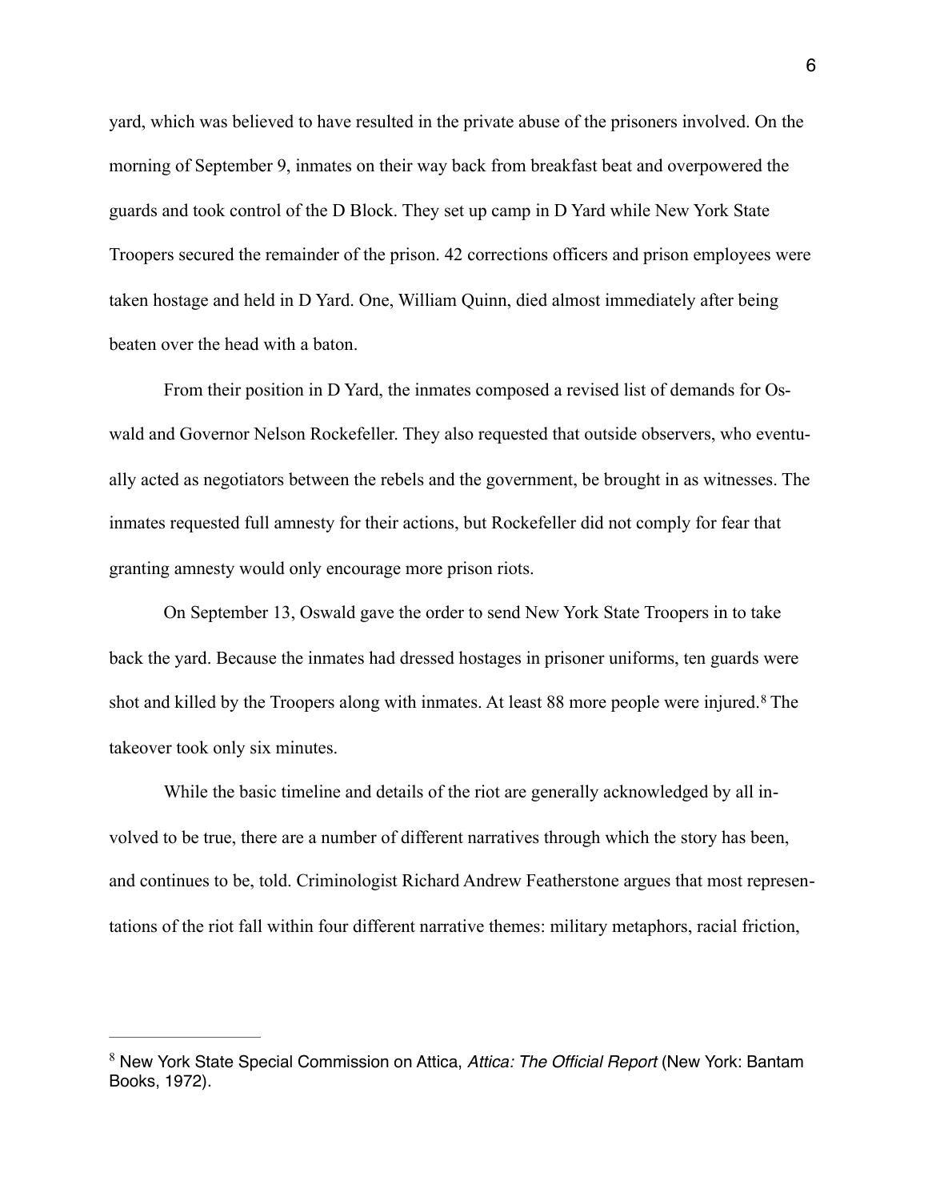yard, which was believed to have resulted in the private abuse of the prisoners involved. On the morning of September 9, inmates on their way back from breakfast beat and overpowered the guards and took control of the D Block. They set up camp in D Yard while New York State Troopers secured the remainder of the prison. 42 corrections officers and prison employees were taken hostage and held in D Yard. One, William Quinn, died almost immediately after being beaten over the head with a baton.

From their position in D Yard, the inmates composed a revised list of demands for Oswald and Governor Nelson Rockefeller. They also requested that outside observers, who eventually acted as negotiators between the rebels and the government, be brought in as witnesses. The inmates requested full amnesty for their actions, but Rockefeller did not comply for fear that granting amnesty would only encourage more prison riots.

On September 13, Oswald gave the order to send New York State Troopers in to take back the yard. Because the inmates had dressed hostages in prisoner uniforms, ten guards were shot and killed by the Troopers along with inmates. At least 88 more people were injured.[8] The takeover took only six minutes.

While the basic timeline and details of the riot are generally acknowledged by all involved to be true, there are a number of different narratives through which the story has been, and continues to be, told. Criminologist Richard Andrew Featherstone argues that most representations of the riot fall within four different narrative themes: military metaphors, racial friction,

---

[8] New York State Special Commission on Attica, *Attica: The Official Report* (New York: Bantam Books, 1972).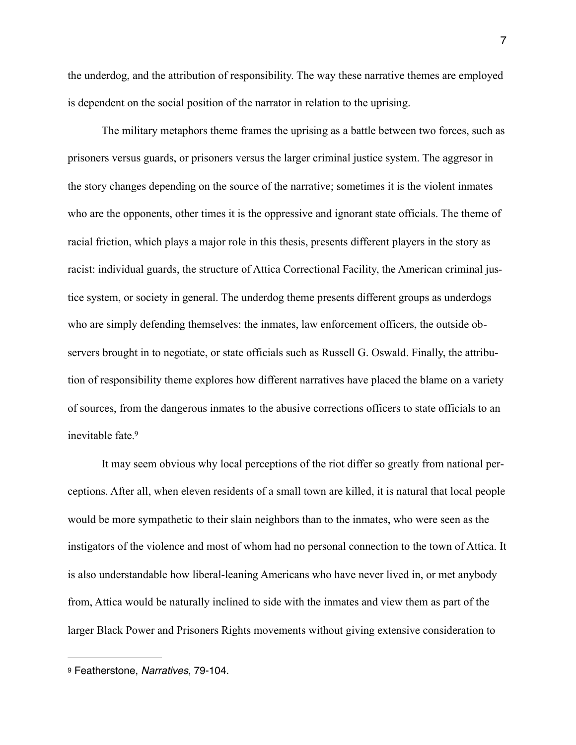the underdog, and the attribution of responsibility. The way these narrative themes are employed is dependent on the social position of the narrator in relation to the uprising.

The military metaphors theme frames the uprising as a battle between two forces, such as prisoners versus guards, or prisoners versus the larger criminal justice system. The aggresor in the story changes depending on the source of the narrative; sometimes it is the violent inmates who are the opponents, other times it is the oppressive and ignorant state officials. The theme of racial friction, which plays a major role in this thesis, presents different players in the story as racist: individual guards, the structure of Attica Correctional Facility, the American criminal justice system, or society in general. The underdog theme presents different groups as underdogs who are simply defending themselves: the inmates, law enforcement officers, the outside observers brought in to negotiate, or state officials such as Russell G. Oswald. Finally, the attribution of responsibility theme explores how different narratives have placed the blame on a variety of sources, from the dangerous inmates to the abusive corrections officers to state officials to an inevitable fate.[9]

It may seem obvious why local perceptions of the riot differ so greatly from national perceptions. After all, when eleven residents of a small town are killed, it is natural that local people would be more sympathetic to their slain neighbors than to the inmates, who were seen as the instigators of the violence and most of whom had no personal connection to the town of Attica. It is also understandable how liberal-leaning Americans who have never lived in, or met anybody from, Attica would be naturally inclined to side with the inmates and view them as part of the larger Black Power and Prisoners Rights movements without giving extensive consideration to

[9] Featherstone, *Narratives*, 79-104.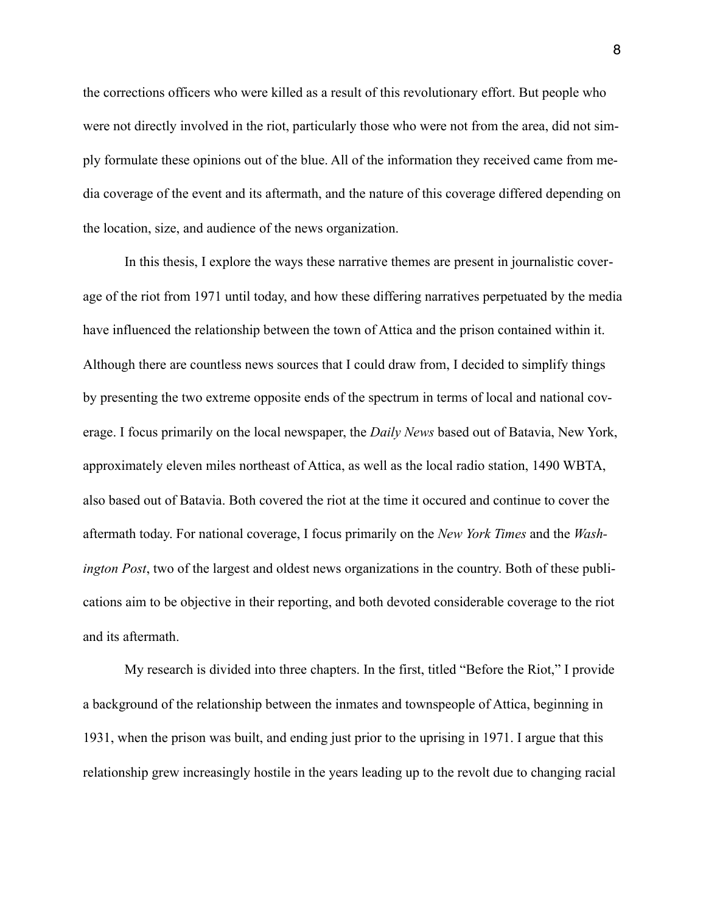the corrections officers who were killed as a result of this revolutionary effort. But people who were not directly involved in the riot, particularly those who were not from the area, did not simply formulate these opinions out of the blue. All of the information they received came from media coverage of the event and its aftermath, and the nature of this coverage differed depending on the location, size, and audience of the news organization.

In this thesis, I explore the ways these narrative themes are present in journalistic coverage of the riot from 1971 until today, and how these differing narratives perpetuated by the media have influenced the relationship between the town of Attica and the prison contained within it. Although there are countless news sources that I could draw from, I decided to simplify things by presenting the two extreme opposite ends of the spectrum in terms of local and national coverage. I focus primarily on the local newspaper, the *Daily News* based out of Batavia, New York, approximately eleven miles northeast of Attica, as well as the local radio station, 1490 WBTA, also based out of Batavia. Both covered the riot at the time it occured and continue to cover the aftermath today. For national coverage, I focus primarily on the *New York Times* and the *Washington Post*, two of the largest and oldest news organizations in the country. Both of these publications aim to be objective in their reporting, and both devoted considerable coverage to the riot and its aftermath.

My research is divided into three chapters. In the first, titled "Before the Riot," I provide a background of the relationship between the inmates and townspeople of Attica, beginning in 1931, when the prison was built, and ending just prior to the uprising in 1971. I argue that this relationship grew increasingly hostile in the years leading up to the revolt due to changing racial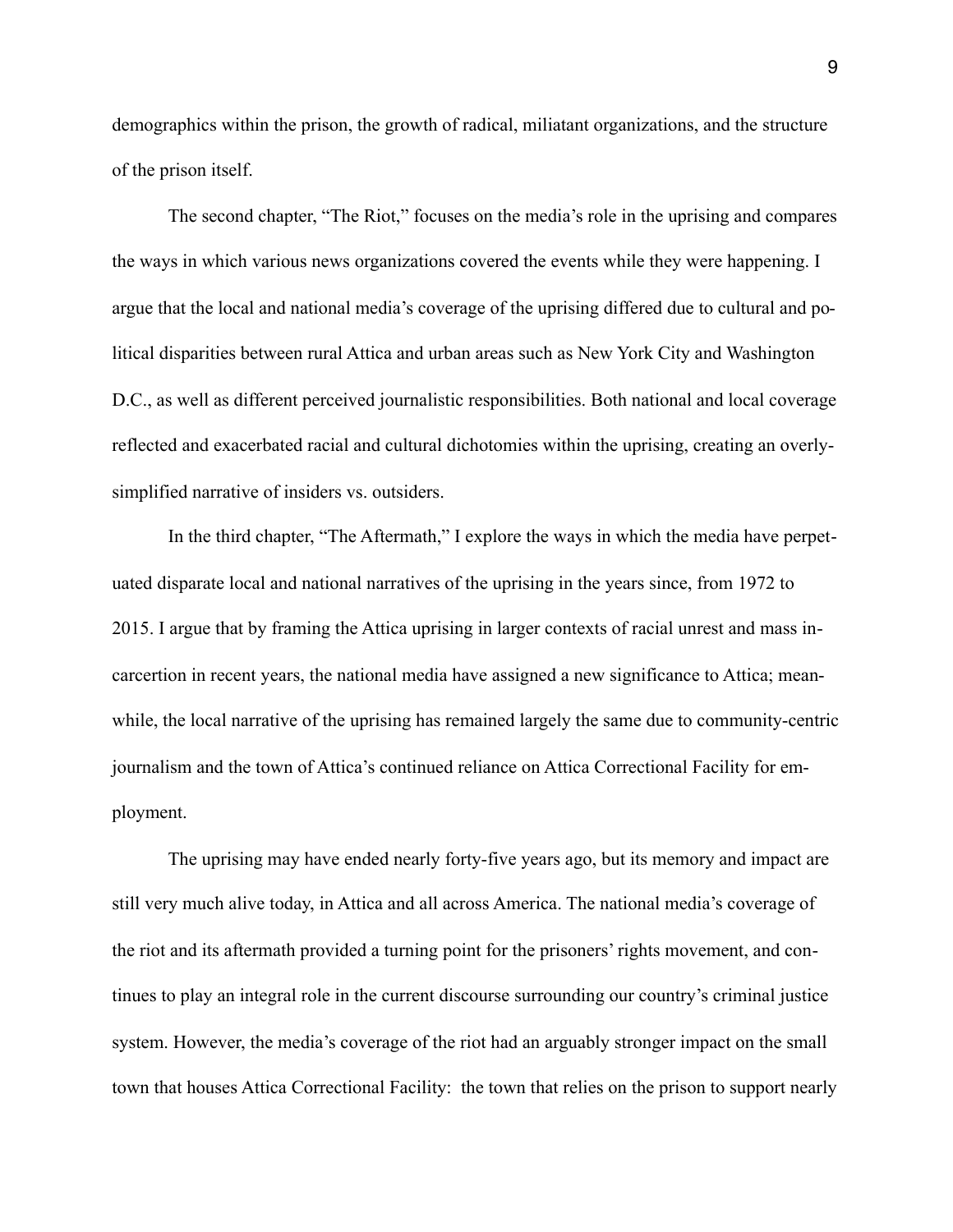demographics within the prison, the growth of radical, miliatant organizations, and the structure of the prison itself.

The second chapter, "The Riot," focuses on the media's role in the uprising and compares the ways in which various news organizations covered the events while they were happening. I argue that the local and national media's coverage of the uprising differed due to cultural and political disparities between rural Attica and urban areas such as New York City and Washington D.C., as well as different perceived journalistic responsibilities. Both national and local coverage reflected and exacerbated racial and cultural dichotomies within the uprising, creating an overly-simplified narrative of insiders vs. outsiders.

In the third chapter, "The Aftermath," I explore the ways in which the media have perpetuated disparate local and national narratives of the uprising in the years since, from 1972 to 2015. I argue that by framing the Attica uprising in larger contexts of racial unrest and mass incarcertion in recent years, the national media have assigned a new significance to Attica; meanwhile, the local narrative of the uprising has remained largely the same due to community-centric journalism and the town of Attica's continued reliance on Attica Correctional Facility for employment.

The uprising may have ended nearly forty-five years ago, but its memory and impact are still very much alive today, in Attica and all across America. The national media's coverage of the riot and its aftermath provided a turning point for the prisoners' rights movement, and continues to play an integral role in the current discourse surrounding our country's criminal justice system. However, the media's coverage of the riot had an arguably stronger impact on the small town that houses Attica Correctional Facility: the town that relies on the prison to support nearly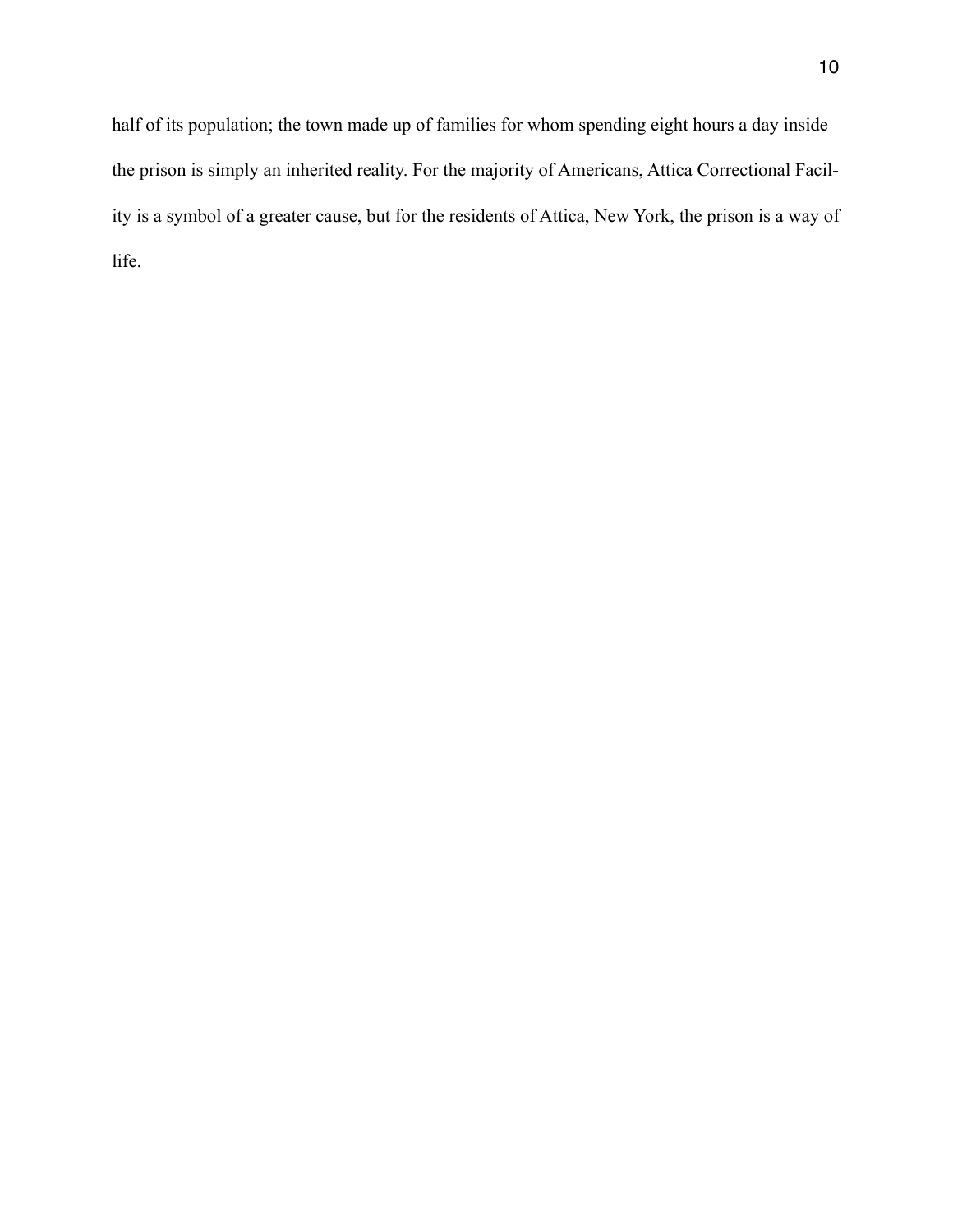half of its population; the town made up of families for whom spending eight hours a day inside the prison is simply an inherited reality. For the majority of Americans, Attica Correctional Facility is a symbol of a greater cause, but for the residents of Attica, New York, the prison is a way of life.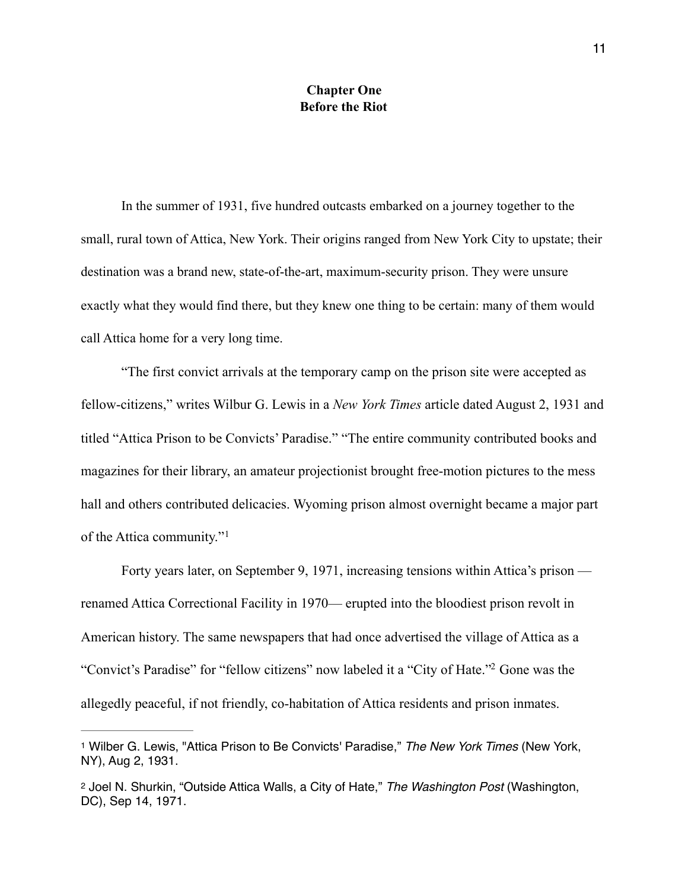# Chapter One
## Before the Riot

In the summer of 1931, five hundred outcasts embarked on a journey together to the small, rural town of Attica, New York. Their origins ranged from New York City to upstate; their destination was a brand new, state-of-the-art, maximum-security prison. They were unsure exactly what they would find there, but they knew one thing to be certain: many of them would call Attica home for a very long time.

"The first convict arrivals at the temporary camp on the prison site were accepted as fellow-citizens," writes Wilbur G. Lewis in a *New York Times* article dated August 2, 1931 and titled "Attica Prison to be Convicts' Paradise." "The entire community contributed books and magazines for their library, an amateur projectionist brought free-motion pictures to the mess hall and others contributed delicacies. Wyoming prison almost overnight became a major part of the Attica community."[1]

Forty years later, on September 9, 1971, increasing tensions within Attica's prison — renamed Attica Correctional Facility in 1970— erupted into the bloodiest prison revolt in American history. The same newspapers that had once advertised the village of Attica as a "Convict's Paradise" for "fellow citizens" now labeled it a "City of Hate."[2] Gone was the allegedly peaceful, if not friendly, co-habitation of Attica residents and prison inmates.

---

[1] Wilber G. Lewis, "Attica Prison to Be Convicts' Paradise," *The New York Times* (New York, NY), Aug 2, 1931.

[2] Joel N. Shurkin, "Outside Attica Walls, a City of Hate," *The Washington Post* (Washington, DC), Sep 14, 1971.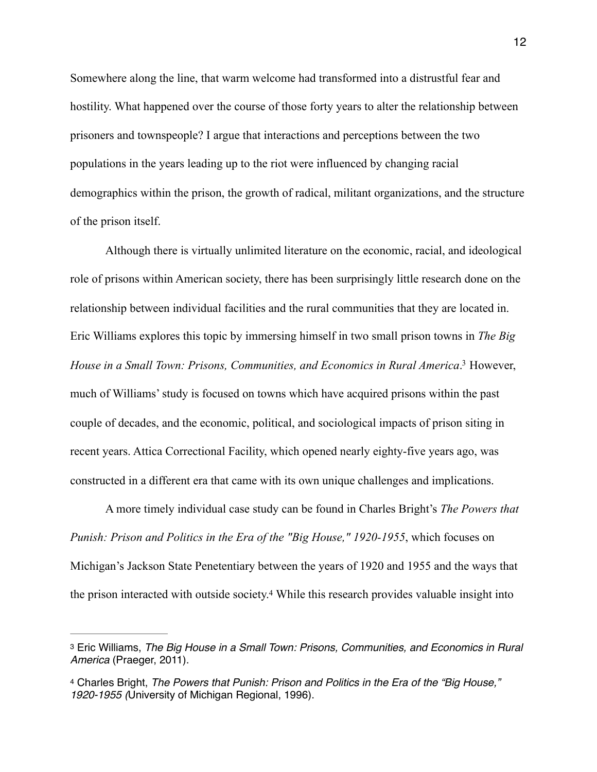Somewhere along the line, that warm welcome had transformed into a distrustful fear and hostility. What happened over the course of those forty years to alter the relationship between prisoners and townspeople? I argue that interactions and perceptions between the two populations in the years leading up to the riot were influenced by changing racial demographics within the prison, the growth of radical, militant organizations, and the structure of the prison itself.

Although there is virtually unlimited literature on the economic, racial, and ideological role of prisons within American society, there has been surprisingly little research done on the relationship between individual facilities and the rural communities that they are located in. Eric Williams explores this topic by immersing himself in two small prison towns in *The Big House in a Small Town: Prisons, Communities, and Economics in Rural America*.[3] However, much of Williams' study is focused on towns which have acquired prisons within the past couple of decades, and the economic, political, and sociological impacts of prison siting in recent years. Attica Correctional Facility, which opened nearly eighty-five years ago, was constructed in a different era that came with its own unique challenges and implications.

A more timely individual case study can be found in Charles Bright's *The Powers that Punish: Prison and Politics in the Era of the "Big House," 1920-1955*, which focuses on Michigan's Jackson State Penetentiary between the years of 1920 and 1955 and the ways that the prison interacted with outside society.[4] While this research provides valuable insight into

---

[3] Eric Williams, *The Big House in a Small Town: Prisons, Communities, and Economics in Rural America* (Praeger, 2011).

[4] Charles Bright, *The Powers that Punish: Prison and Politics in the Era of the "Big House," 1920-1955 (*University of Michigan Regional, 1996).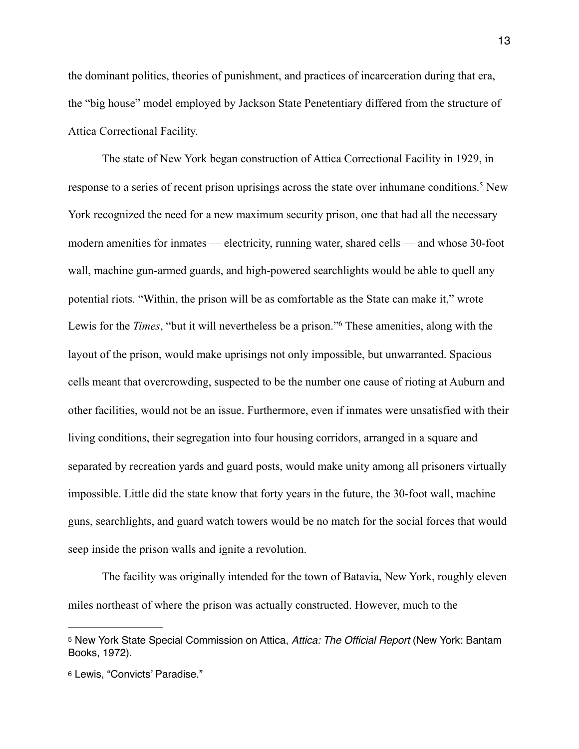the dominant politics, theories of punishment, and practices of incarceration during that era, the "big house" model employed by Jackson State Penetentiary differed from the structure of Attica Correctional Facility.

The state of New York began construction of Attica Correctional Facility in 1929, in response to a series of recent prison uprisings across the state over inhumane conditions.[5] New York recognized the need for a new maximum security prison, one that had all the necessary modern amenities for inmates — electricity, running water, shared cells — and whose 30-foot wall, machine gun-armed guards, and high-powered searchlights would be able to quell any potential riots. "Within, the prison will be as comfortable as the State can make it," wrote Lewis for the *Times*, "but it will nevertheless be a prison."[6] These amenities, along with the layout of the prison, would make uprisings not only impossible, but unwarranted. Spacious cells meant that overcrowding, suspected to be the number one cause of rioting at Auburn and other facilities, would not be an issue. Furthermore, even if inmates were unsatisfied with their living conditions, their segregation into four housing corridors, arranged in a square and separated by recreation yards and guard posts, would make unity among all prisoners virtually impossible. Little did the state know that forty years in the future, the 30-foot wall, machine guns, searchlights, and guard watch towers would be no match for the social forces that would seep inside the prison walls and ignite a revolution.

The facility was originally intended for the town of Batavia, New York, roughly eleven miles northeast of where the prison was actually constructed. However, much to the

---

[5] New York State Special Commission on Attica, *Attica: The Official Report* (New York: Bantam Books, 1972).

[6] Lewis, "Convicts' Paradise."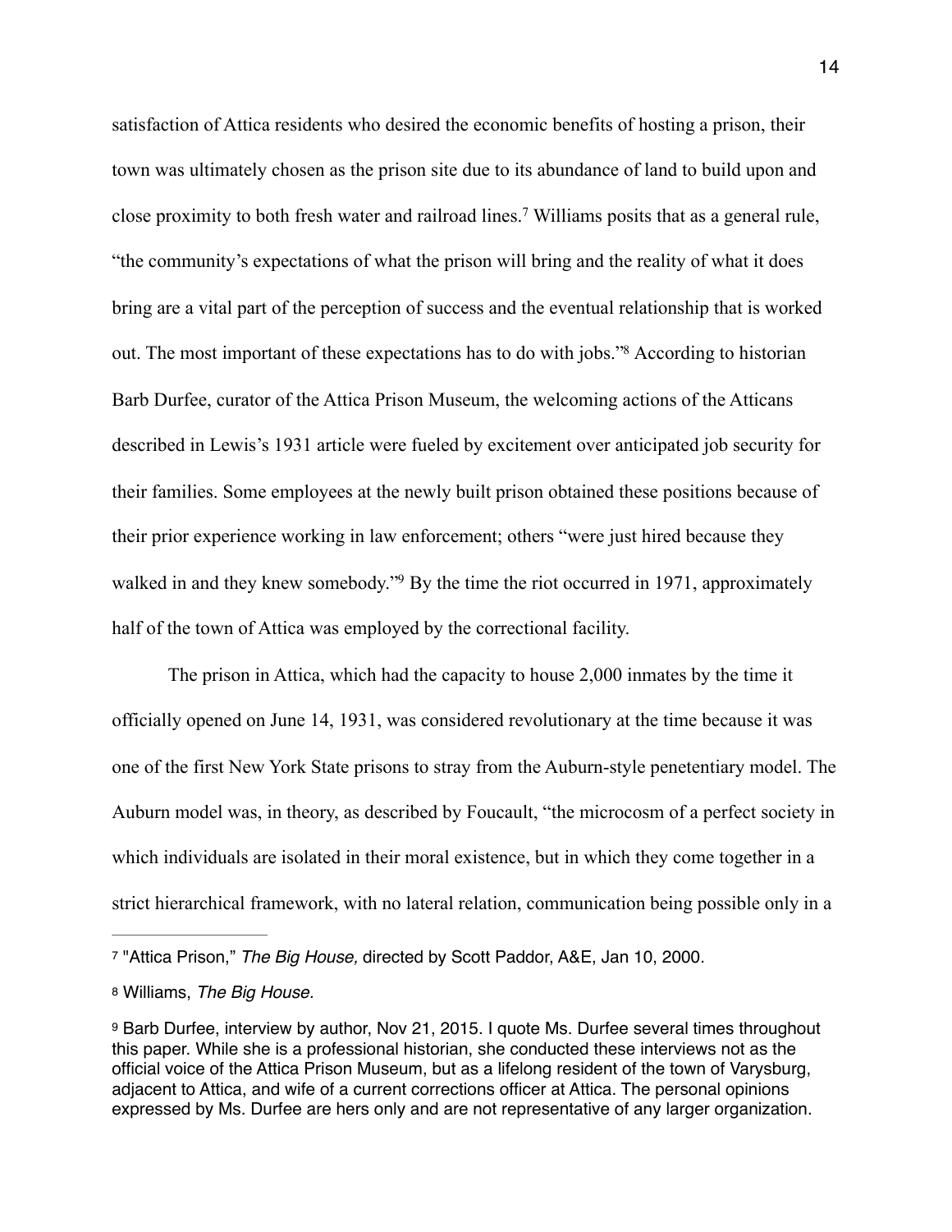satisfaction of Attica residents who desired the economic benefits of hosting a prison, their town was ultimately chosen as the prison site due to its abundance of land to build upon and close proximity to both fresh water and railroad lines.[7] Williams posits that as a general rule, "the community's expectations of what the prison will bring and the reality of what it does bring are a vital part of the perception of success and the eventual relationship that is worked out. The most important of these expectations has to do with jobs."[8] According to historian Barb Durfee, curator of the Attica Prison Museum, the welcoming actions of the Atticans described in Lewis's 1931 article were fueled by excitement over anticipated job security for their families. Some employees at the newly built prison obtained these positions because of their prior experience working in law enforcement; others "were just hired because they walked in and they knew somebody."[9] By the time the riot occurred in 1971, approximately half of the town of Attica was employed by the correctional facility.

The prison in Attica, which had the capacity to house 2,000 inmates by the time it officially opened on June 14, 1931, was considered revolutionary at the time because it was one of the first New York State prisons to stray from the Auburn-style penetentiary model. The Auburn model was, in theory, as described by Foucault, "the microcosm of a perfect society in which individuals are isolated in their moral existence, but in which they come together in a strict hierarchical framework, with no lateral relation, communication being possible only in a

---

[7] "Attica Prison," *The Big House,* directed by Scott Paddor, A&E, Jan 10, 2000.

[8] Williams, *The Big House.*

[9] Barb Durfee, interview by author, Nov 21, 2015. I quote Ms. Durfee several times throughout this paper. While she is a professional historian, she conducted these interviews not as the official voice of the Attica Prison Museum, but as a lifelong resident of the town of Varysburg, adjacent to Attica, and wife of a current corrections officer at Attica. The personal opinions expressed by Ms. Durfee are hers only and are not representative of any larger organization.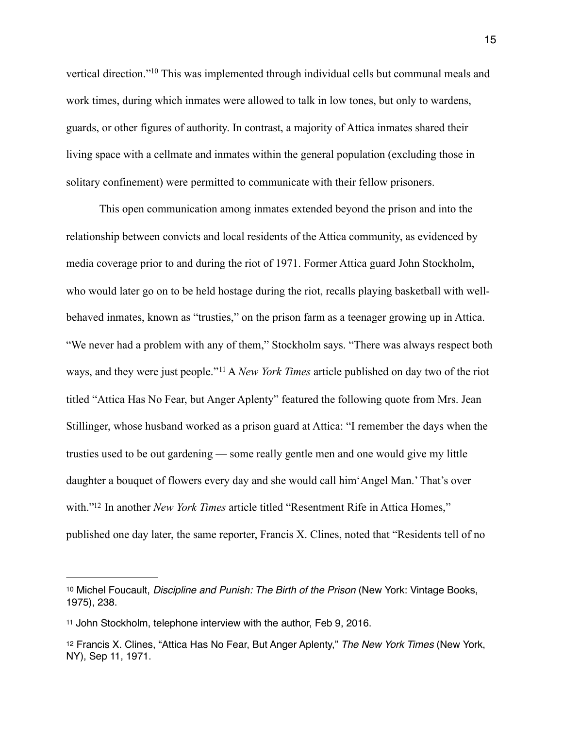vertical direction."[10] This was implemented through individual cells but communal meals and work times, during which inmates were allowed to talk in low tones, but only to wardens, guards, or other figures of authority. In contrast, a majority of Attica inmates shared their living space with a cellmate and inmates within the general population (excluding those in solitary confinement) were permitted to communicate with their fellow prisoners.

This open communication among inmates extended beyond the prison and into the relationship between convicts and local residents of the Attica community, as evidenced by media coverage prior to and during the riot of 1971. Former Attica guard John Stockholm, who would later go on to be held hostage during the riot, recalls playing basketball with well-behaved inmates, known as "trusties," on the prison farm as a teenager growing up in Attica. "We never had a problem with any of them," Stockholm says. "There was always respect both ways, and they were just people."[11] A *New York Times* article published on day two of the riot titled "Attica Has No Fear, but Anger Aplenty" featured the following quote from Mrs. Jean Stillinger, whose husband worked as a prison guard at Attica: "I remember the days when the trusties used to be out gardening — some really gentle men and one would give my little daughter a bouquet of flowers every day and she would call him'Angel Man.' That's over with."[12] In another *New York Times* article titled "Resentment Rife in Attica Homes," published one day later, the same reporter, Francis X. Clines, noted that "Residents tell of no

---

[10] Michel Foucault, *Discipline and Punish: The Birth of the Prison* (New York: Vintage Books, 1975), 238.

[11] John Stockholm, telephone interview with the author, Feb 9, 2016.

[12] Francis X. Clines, "Attica Has No Fear, But Anger Aplenty," *The New York Times* (New York, NY), Sep 11, 1971.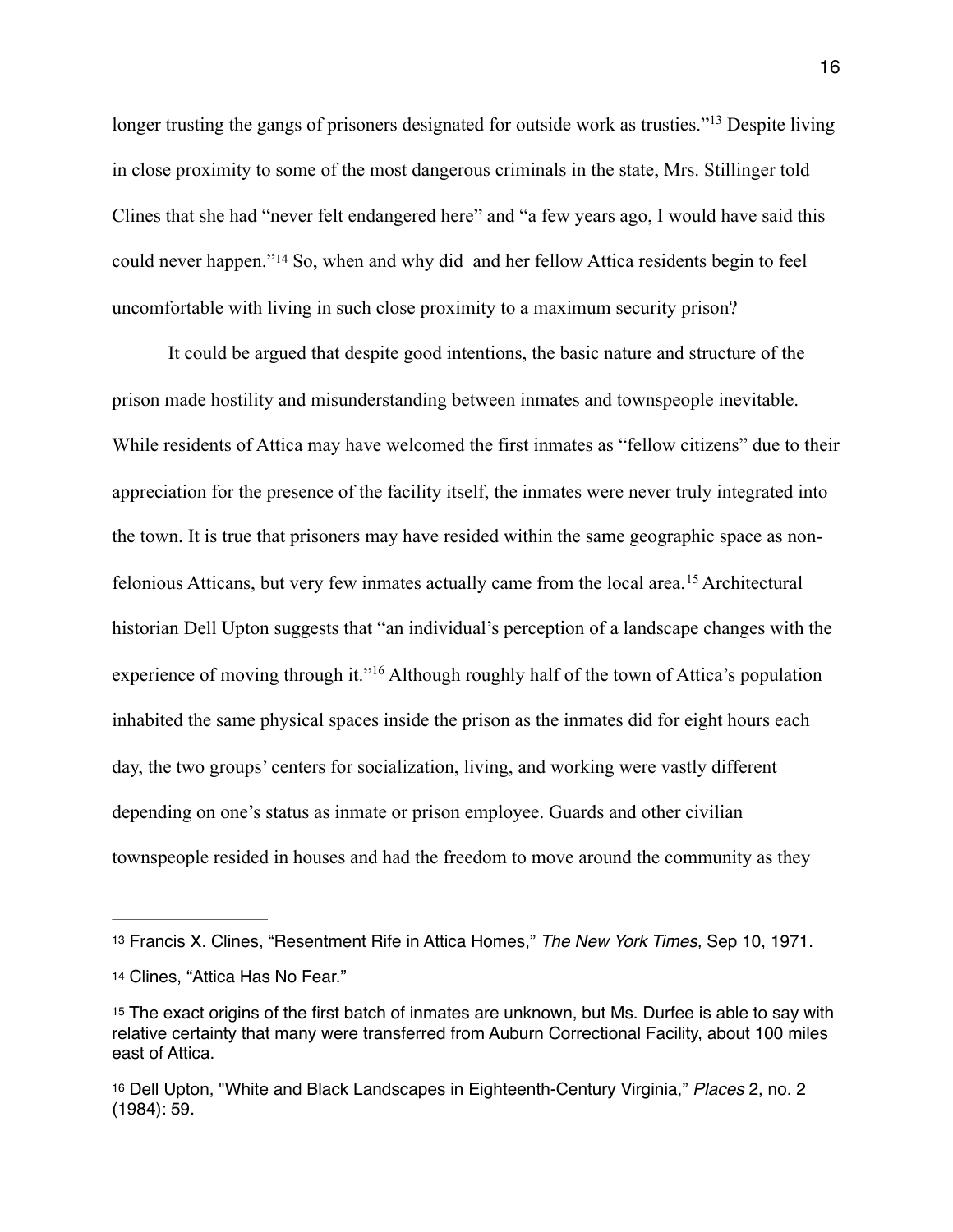longer trusting the gangs of prisoners designated for outside work as trusties."[13] Despite living in close proximity to some of the most dangerous criminals in the state, Mrs. Stillinger told Clines that she had "never felt endangered here" and "a few years ago, I would have said this could never happen."[14] So, when and why did  and her fellow Attica residents begin to feel uncomfortable with living in such close proximity to a maximum security prison?

It could be argued that despite good intentions, the basic nature and structure of the prison made hostility and misunderstanding between inmates and townspeople inevitable. While residents of Attica may have welcomed the first inmates as "fellow citizens" due to their appreciation for the presence of the facility itself, the inmates were never truly integrated into the town. It is true that prisoners may have resided within the same geographic space as non-felonious Atticans, but very few inmates actually came from the local area.[15] Architectural historian Dell Upton suggests that "an individual's perception of a landscape changes with the experience of moving through it."[16] Although roughly half of the town of Attica's population inhabited the same physical spaces inside the prison as the inmates did for eight hours each day, the two groups' centers for socialization, living, and working were vastly different depending on one's status as inmate or prison employee. Guards and other civilian townspeople resided in houses and had the freedom to move around the community as they

---

[13] Francis X. Clines, "Resentment Rife in Attica Homes," *The New York Times,* Sep 10, 1971.

[14] Clines, "Attica Has No Fear."

[15] The exact origins of the first batch of inmates are unknown, but Ms. Durfee is able to say with relative certainty that many were transferred from Auburn Correctional Facility, about 100 miles east of Attica.

[16] Dell Upton, "White and Black Landscapes in Eighteenth-Century Virginia," *Places* 2, no. 2 (1984): 59.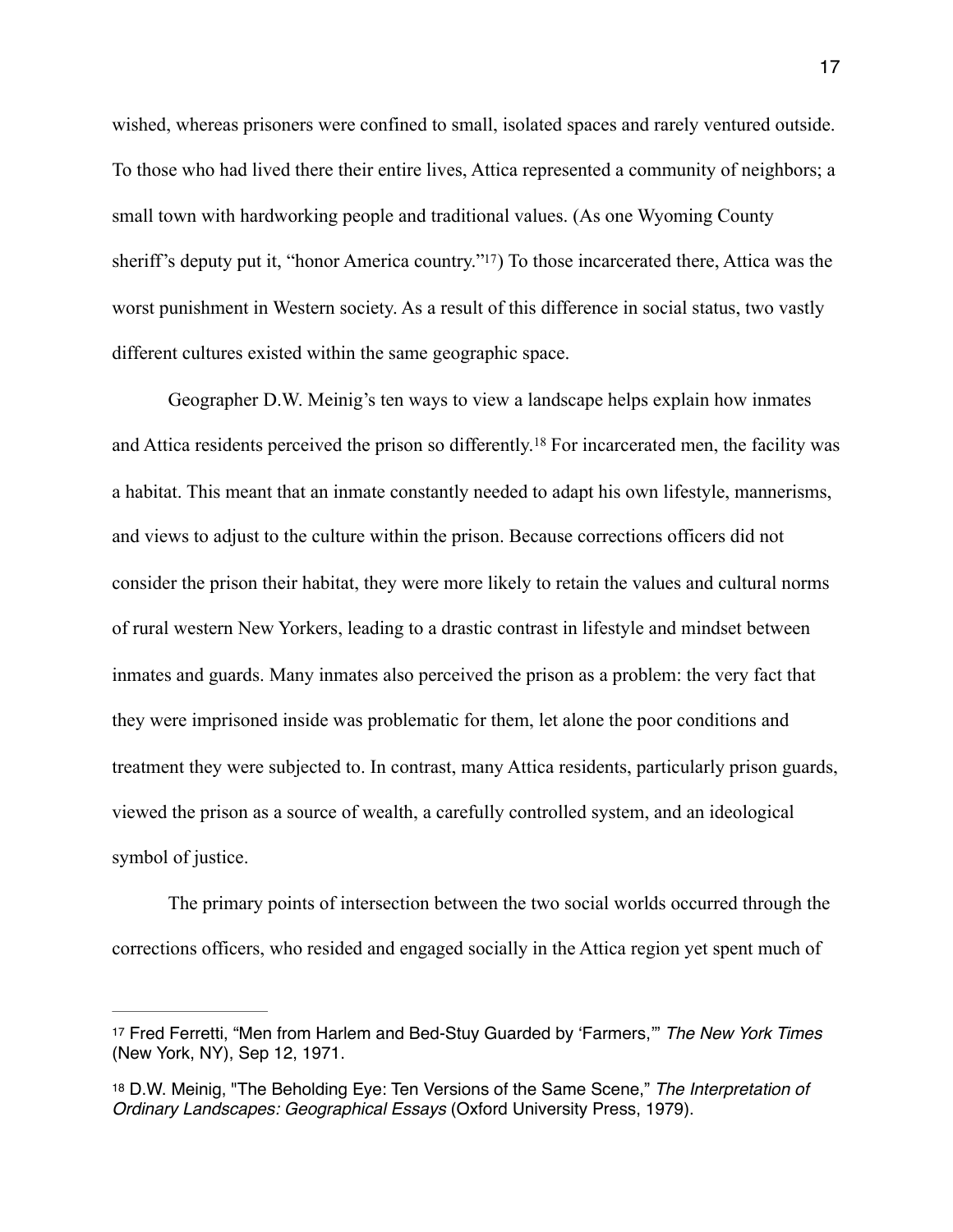wished, whereas prisoners were confined to small, isolated spaces and rarely ventured outside. To those who had lived there their entire lives, Attica represented a community of neighbors; a small town with hardworking people and traditional values. (As one Wyoming County sheriff's deputy put it, "honor America country."[17]) To those incarcerated there, Attica was the worst punishment in Western society. As a result of this difference in social status, two vastly different cultures existed within the same geographic space.

Geographer D.W. Meinig's ten ways to view a landscape helps explain how inmates and Attica residents perceived the prison so differently.[18] For incarcerated men, the facility was a habitat. This meant that an inmate constantly needed to adapt his own lifestyle, mannerisms, and views to adjust to the culture within the prison. Because corrections officers did not consider the prison their habitat, they were more likely to retain the values and cultural norms of rural western New Yorkers, leading to a drastic contrast in lifestyle and mindset between inmates and guards. Many inmates also perceived the prison as a problem: the very fact that they were imprisoned inside was problematic for them, let alone the poor conditions and treatment they were subjected to. In contrast, many Attica residents, particularly prison guards, viewed the prison as a source of wealth, a carefully controlled system, and an ideological symbol of justice.

The primary points of intersection between the two social worlds occurred through the corrections officers, who resided and engaged socially in the Attica region yet spent much of

---

[17] Fred Ferretti, "Men from Harlem and Bed-Stuy Guarded by 'Farmers,'" *The New York Times* (New York, NY), Sep 12, 1971.

[18] D.W. Meinig, "The Beholding Eye: Ten Versions of the Same Scene," *The Interpretation of Ordinary Landscapes: Geographical Essays* (Oxford University Press, 1979).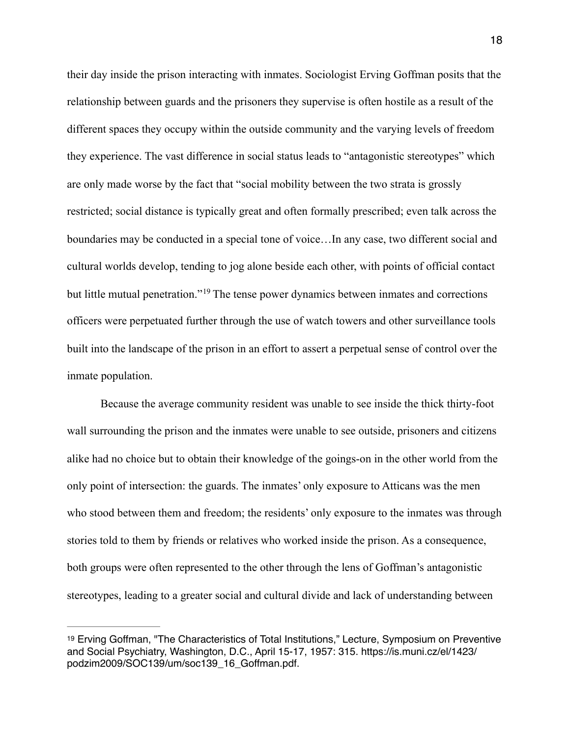their day inside the prison interacting with inmates. Sociologist Erving Goffman posits that the relationship between guards and the prisoners they supervise is often hostile as a result of the different spaces they occupy within the outside community and the varying levels of freedom they experience. The vast difference in social status leads to "antagonistic stereotypes" which are only made worse by the fact that "social mobility between the two strata is grossly restricted; social distance is typically great and often formally prescribed; even talk across the boundaries may be conducted in a special tone of voice…In any case, two different social and cultural worlds develop, tending to jog alone beside each other, with points of official contact but little mutual penetration."[19] The tense power dynamics between inmates and corrections officers were perpetuated further through the use of watch towers and other surveillance tools built into the landscape of the prison in an effort to assert a perpetual sense of control over the inmate population.

Because the average community resident was unable to see inside the thick thirty-foot wall surrounding the prison and the inmates were unable to see outside, prisoners and citizens alike had no choice but to obtain their knowledge of the goings-on in the other world from the only point of intersection: the guards. The inmates' only exposure to Atticans was the men who stood between them and freedom; the residents' only exposure to the inmates was through stories told to them by friends or relatives who worked inside the prison. As a consequence, both groups were often represented to the other through the lens of Goffman's antagonistic stereotypes, leading to a greater social and cultural divide and lack of understanding between

---

[19] Erving Goffman, "The Characteristics of Total Institutions," Lecture, Symposium on Preventive and Social Psychiatry, Washington, D.C., April 15-17, 1957: 315. https://is.muni.cz/el/1423/podzim2009/SOC139/um/soc139_16_Goffman.pdf.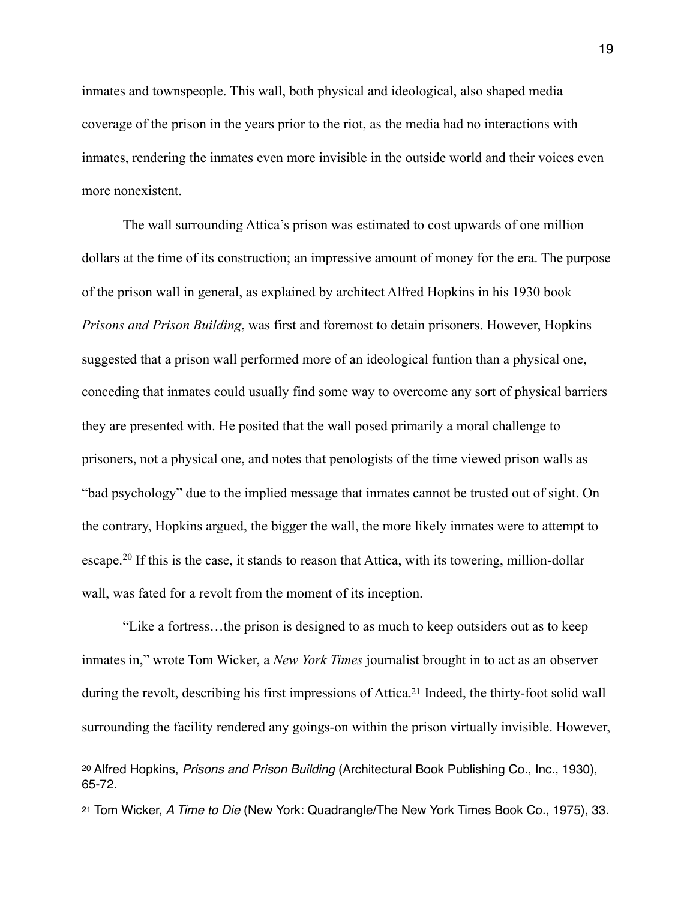inmates and townspeople. This wall, both physical and ideological, also shaped media coverage of the prison in the years prior to the riot, as the media had no interactions with inmates, rendering the inmates even more invisible in the outside world and their voices even more nonexistent.

The wall surrounding Attica's prison was estimated to cost upwards of one million dollars at the time of its construction; an impressive amount of money for the era. The purpose of the prison wall in general, as explained by architect Alfred Hopkins in his 1930 book *Prisons and Prison Building*, was first and foremost to detain prisoners. However, Hopkins suggested that a prison wall performed more of an ideological funtion than a physical one, conceding that inmates could usually find some way to overcome any sort of physical barriers they are presented with. He posited that the wall posed primarily a moral challenge to prisoners, not a physical one, and notes that penologists of the time viewed prison walls as "bad psychology" due to the implied message that inmates cannot be trusted out of sight. On the contrary, Hopkins argued, the bigger the wall, the more likely inmates were to attempt to escape.[20] If this is the case, it stands to reason that Attica, with its towering, million-dollar wall, was fated for a revolt from the moment of its inception.

"Like a fortress…the prison is designed to as much to keep outsiders out as to keep inmates in," wrote Tom Wicker, a *New York Times* journalist brought in to act as an observer during the revolt, describing his first impressions of Attica.[21] Indeed, the thirty-foot solid wall surrounding the facility rendered any goings-on within the prison virtually invisible. However,

---

[20] Alfred Hopkins, *Prisons and Prison Building* (Architectural Book Publishing Co., Inc., 1930), 65-72.

[21] Tom Wicker, *A Time to Die* (New York: Quadrangle/The New York Times Book Co., 1975), 33.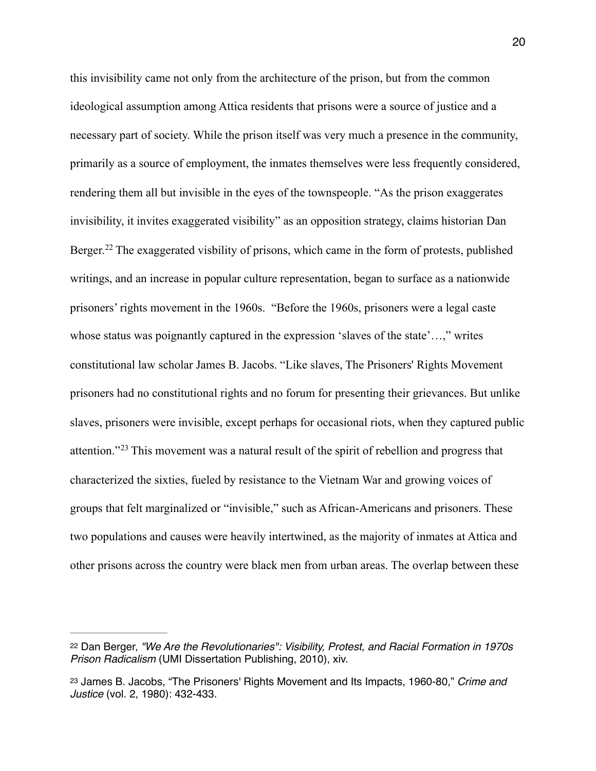this invisibility came not only from the architecture of the prison, but from the common ideological assumption among Attica residents that prisons were a source of justice and a necessary part of society. While the prison itself was very much a presence in the community, primarily as a source of employment, the inmates themselves were less frequently considered, rendering them all but invisible in the eyes of the townspeople. "As the prison exaggerates invisibility, it invites exaggerated visibility" as an opposition strategy, claims historian Dan Berger.[22] The exaggerated visbility of prisons, which came in the form of protests, published writings, and an increase in popular culture representation, began to surface as a nationwide prisoners' rights movement in the 1960s. "Before the 1960s, prisoners were a legal caste whose status was poignantly captured in the expression 'slaves of the state'…," writes constitutional law scholar James B. Jacobs. "Like slaves, The Prisoners' Rights Movement prisoners had no constitutional rights and no forum for presenting their grievances. But unlike slaves, prisoners were invisible, except perhaps for occasional riots, when they captured public attention."[23] This movement was a natural result of the spirit of rebellion and progress that characterized the sixties, fueled by resistance to the Vietnam War and growing voices of groups that felt marginalized or "invisible," such as African-Americans and prisoners. These two populations and causes were heavily intertwined, as the majority of inmates at Attica and other prisons across the country were black men from urban areas. The overlap between these

---

[22] Dan Berger, *"We Are the Revolutionaries": Visibility, Protest, and Racial Formation in 1970s Prison Radicalism* (UMI Dissertation Publishing, 2010), xiv.

[23] James B. Jacobs, "The Prisoners' Rights Movement and Its Impacts, 1960-80," *Crime and Justice* (vol. 2, 1980): 432-433.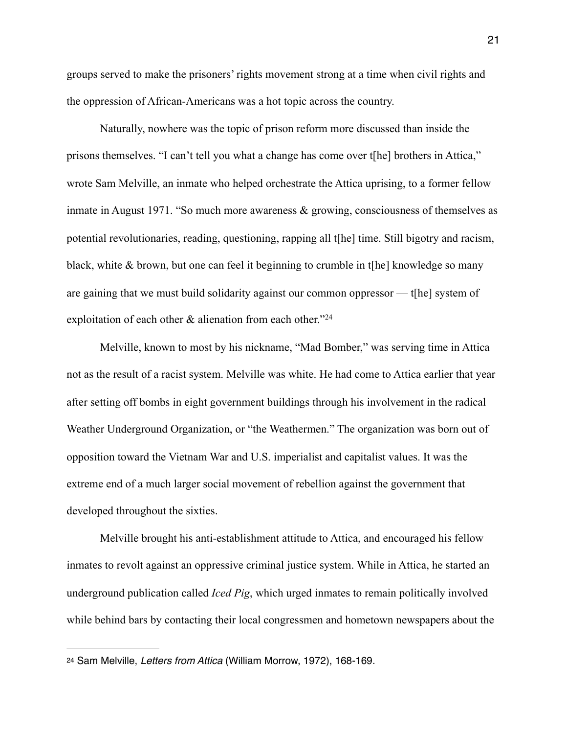groups served to make the prisoners' rights movement strong at a time when civil rights and the oppression of African-Americans was a hot topic across the country.

Naturally, nowhere was the topic of prison reform more discussed than inside the prisons themselves. "I can't tell you what a change has come over t[he] brothers in Attica," wrote Sam Melville, an inmate who helped orchestrate the Attica uprising, to a former fellow inmate in August 1971. "So much more awareness & growing, consciousness of themselves as potential revolutionaries, reading, questioning, rapping all t[he] time. Still bigotry and racism, black, white & brown, but one can feel it beginning to crumble in t[he] knowledge so many are gaining that we must build solidarity against our common oppressor — t[he] system of exploitation of each other & alienation from each other."[24]

Melville, known to most by his nickname, "Mad Bomber," was serving time in Attica not as the result of a racist system. Melville was white. He had come to Attica earlier that year after setting off bombs in eight government buildings through his involvement in the radical Weather Underground Organization, or "the Weathermen." The organization was born out of opposition toward the Vietnam War and U.S. imperialist and capitalist values. It was the extreme end of a much larger social movement of rebellion against the government that developed throughout the sixties.

Melville brought his anti-establishment attitude to Attica, and encouraged his fellow inmates to revolt against an oppressive criminal justice system. While in Attica, he started an underground publication called *Iced Pig*, which urged inmates to remain politically involved while behind bars by contacting their local congressmen and hometown newspapers about the

---

[24] Sam Melville, *Letters from Attica* (William Morrow, 1972), 168-169.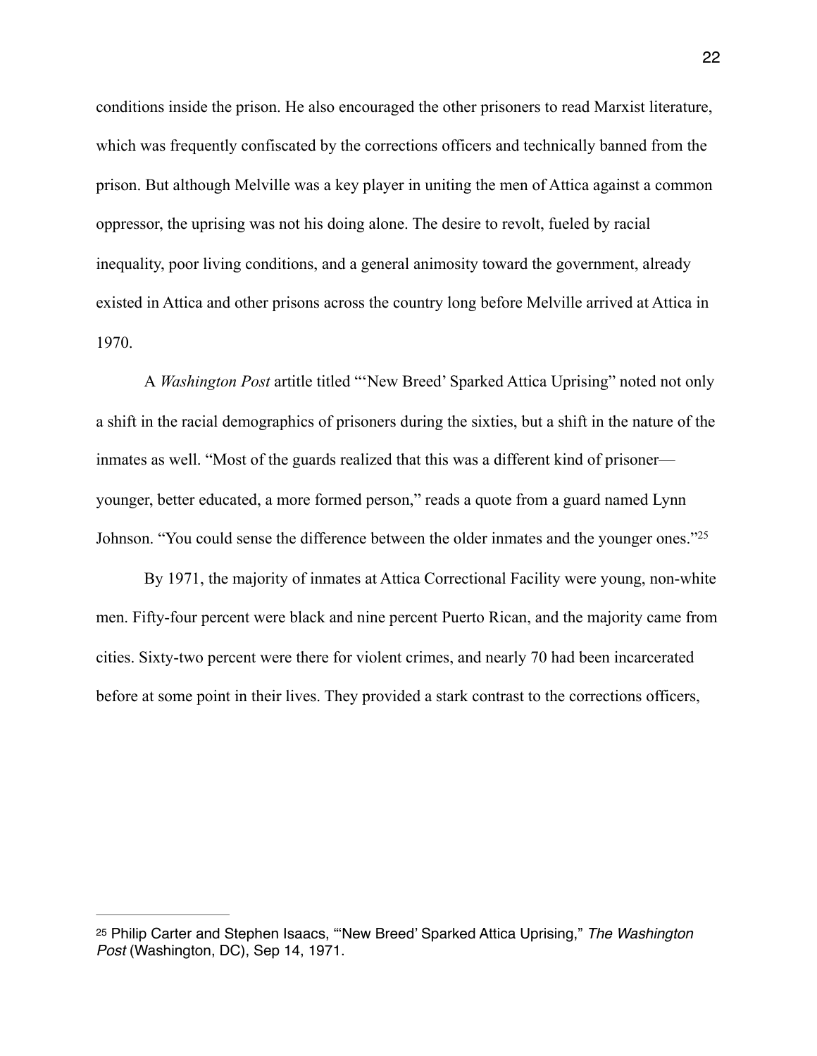conditions inside the prison. He also encouraged the other prisoners to read Marxist literature, which was frequently confiscated by the corrections officers and technically banned from the prison. But although Melville was a key player in uniting the men of Attica against a common oppressor, the uprising was not his doing alone. The desire to revolt, fueled by racial inequality, poor living conditions, and a general animosity toward the government, already existed in Attica and other prisons across the country long before Melville arrived at Attica in 1970.

A *Washington Post* artitle titled "'New Breed' Sparked Attica Uprising" noted not only a shift in the racial demographics of prisoners during the sixties, but a shift in the nature of the inmates as well. "Most of the guards realized that this was a different kind of prisoner—younger, better educated, a more formed person," reads a quote from a guard named Lynn Johnson. "You could sense the difference between the older inmates and the younger ones."[25]

By 1971, the majority of inmates at Attica Correctional Facility were young, non-white men. Fifty-four percent were black and nine percent Puerto Rican, and the majority came from cities. Sixty-two percent were there for violent crimes, and nearly 70 had been incarcerated before at some point in their lives. They provided a stark contrast to the corrections officers,

---

[25] Philip Carter and Stephen Isaacs, "'New Breed' Sparked Attica Uprising," *The Washington Post* (Washington, DC), Sep 14, 1971.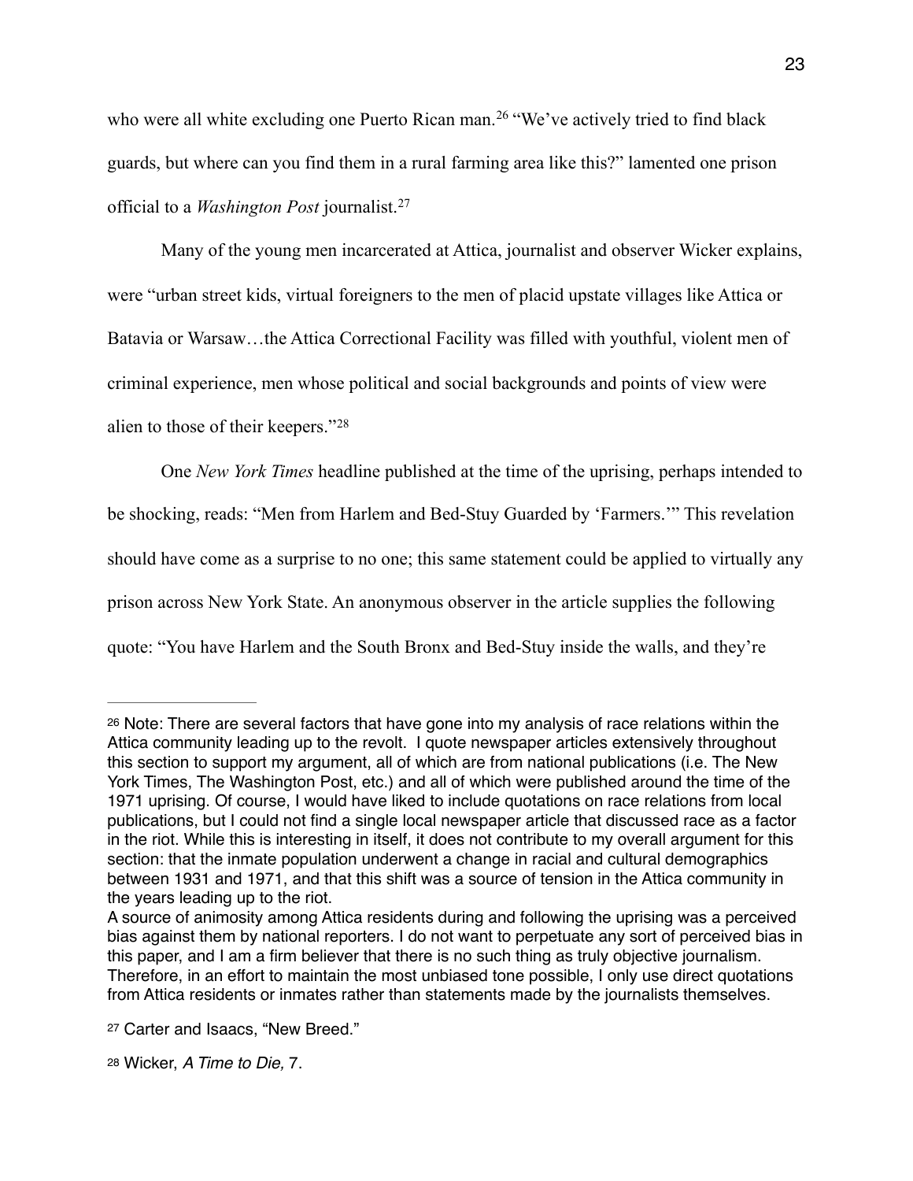who were all white excluding one Puerto Rican man.[26] "We've actively tried to find black guards, but where can you find them in a rural farming area like this?" lamented one prison official to a *Washington Post* journalist.[27]

Many of the young men incarcerated at Attica, journalist and observer Wicker explains, were "urban street kids, virtual foreigners to the men of placid upstate villages like Attica or Batavia or Warsaw…the Attica Correctional Facility was filled with youthful, violent men of criminal experience, men whose political and social backgrounds and points of view were alien to those of their keepers."[28]

One *New York Times* headline published at the time of the uprising, perhaps intended to be shocking, reads: "Men from Harlem and Bed-Stuy Guarded by 'Farmers.'" This revelation should have come as a surprise to no one; this same statement could be applied to virtually any prison across New York State. An anonymous observer in the article supplies the following quote: "You have Harlem and the South Bronx and Bed-Stuy inside the walls, and they're

---

[26] Note: There are several factors that have gone into my analysis of race relations within the Attica community leading up to the revolt. I quote newspaper articles extensively throughout this section to support my argument, all of which are from national publications (i.e. The New York Times, The Washington Post, etc.) and all of which were published around the time of the 1971 uprising. Of course, I would have liked to include quotations on race relations from local publications, but I could not find a single local newspaper article that discussed race as a factor in the riot. While this is interesting in itself, it does not contribute to my overall argument for this section: that the inmate population underwent a change in racial and cultural demographics between 1931 and 1971, and that this shift was a source of tension in the Attica community in the years leading up to the riot.
A source of animosity among Attica residents during and following the uprising was a perceived bias against them by national reporters. I do not want to perpetuate any sort of perceived bias in this paper, and I am a firm believer that there is no such thing as truly objective journalism. Therefore, in an effort to maintain the most unbiased tone possible, I only use direct quotations from Attica residents or inmates rather than statements made by the journalists themselves.

[27] Carter and Isaacs, "New Breed."

[28] Wicker, *A Time to Die,* 7.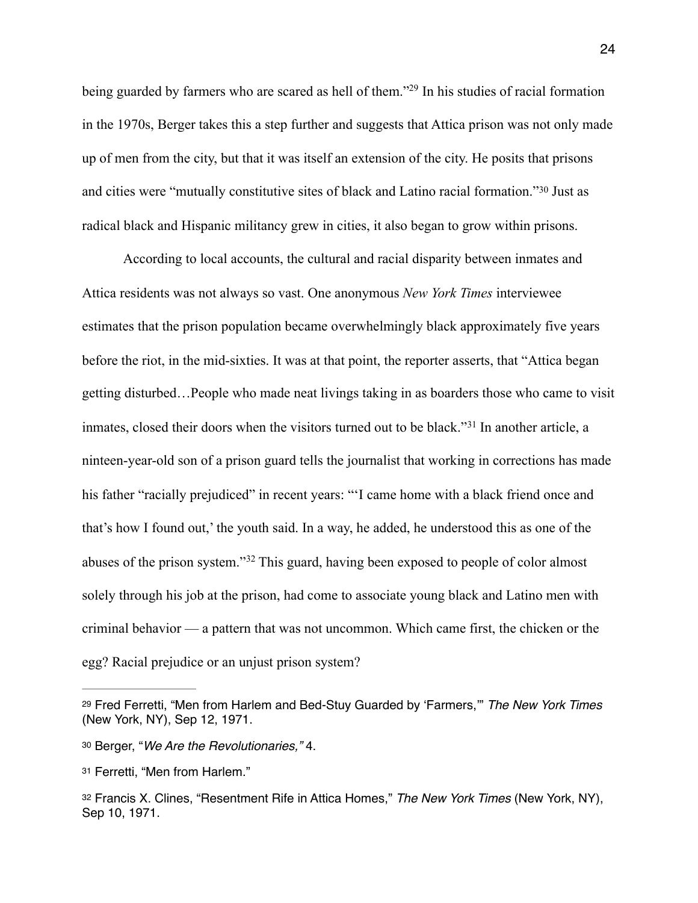being guarded by farmers who are scared as hell of them."[29] In his studies of racial formation in the 1970s, Berger takes this a step further and suggests that Attica prison was not only made up of men from the city, but that it was itself an extension of the city. He posits that prisons and cities were "mutually constitutive sites of black and Latino racial formation."[30] Just as radical black and Hispanic militancy grew in cities, it also began to grow within prisons.

According to local accounts, the cultural and racial disparity between inmates and Attica residents was not always so vast. One anonymous *New York Times* interviewee estimates that the prison population became overwhelmingly black approximately five years before the riot, in the mid-sixties. It was at that point, the reporter asserts, that "Attica began getting disturbed…People who made neat livings taking in as boarders those who came to visit inmates, closed their doors when the visitors turned out to be black."[31] In another article, a ninteen-year-old son of a prison guard tells the journalist that working in corrections has made his father "racially prejudiced" in recent years: "'I came home with a black friend once and that's how I found out,' the youth said. In a way, he added, he understood this as one of the abuses of the prison system."[32] This guard, having been exposed to people of color almost solely through his job at the prison, had come to associate young black and Latino men with criminal behavior — a pattern that was not uncommon. Which came first, the chicken or the egg? Racial prejudice or an unjust prison system?

---

[29] Fred Ferretti, "Men from Harlem and Bed-Stuy Guarded by 'Farmers,'" *The New York Times* (New York, NY), Sep 12, 1971.

[30] Berger, "*We Are the Revolutionaries,"* 4.

[31] Ferretti, "Men from Harlem."

[32] Francis X. Clines, "Resentment Rife in Attica Homes," *The New York Times* (New York, NY), Sep 10, 1971.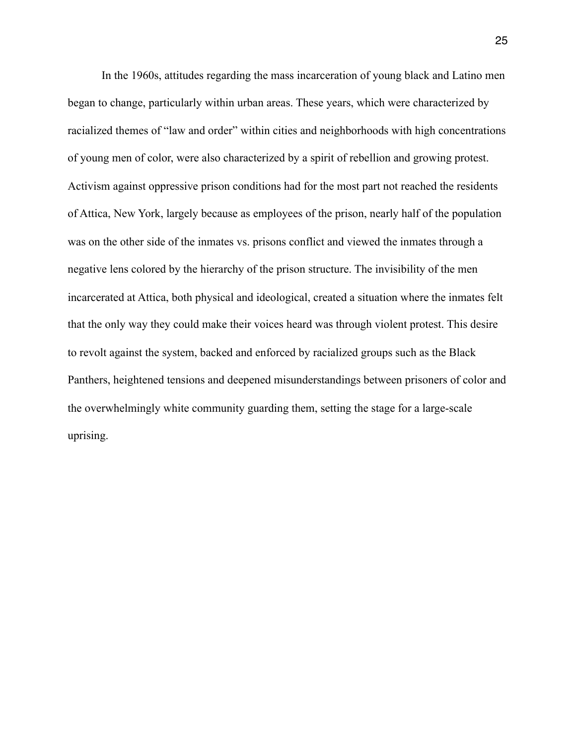In the 1960s, attitudes regarding the mass incarceration of young black and Latino men began to change, particularly within urban areas. These years, which were characterized by racialized themes of "law and order" within cities and neighborhoods with high concentrations of young men of color, were also characterized by a spirit of rebellion and growing protest. Activism against oppressive prison conditions had for the most part not reached the residents of Attica, New York, largely because as employees of the prison, nearly half of the population was on the other side of the inmates vs. prisons conflict and viewed the inmates through a negative lens colored by the hierarchy of the prison structure. The invisibility of the men incarcerated at Attica, both physical and ideological, created a situation where the inmates felt that the only way they could make their voices heard was through violent protest. This desire to revolt against the system, backed and enforced by racialized groups such as the Black Panthers, heightened tensions and deepened misunderstandings between prisoners of color and the overwhelmingly white community guarding them, setting the stage for a large-scale uprising.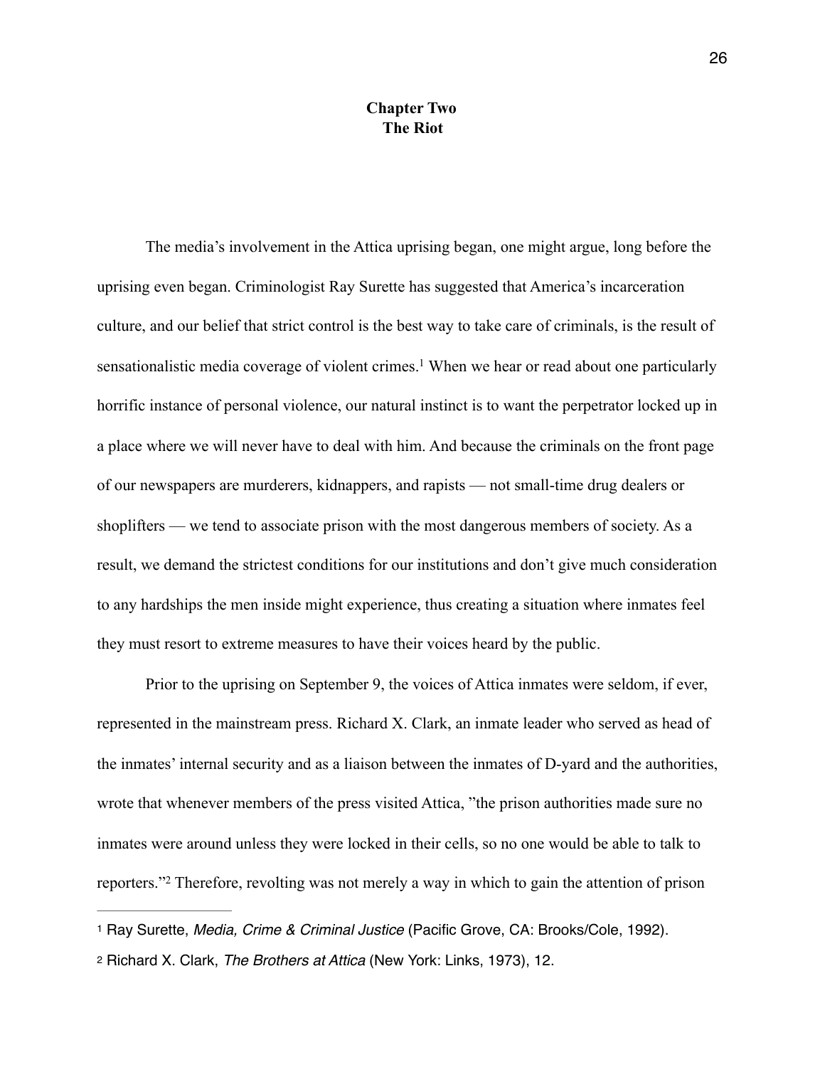# Chapter Two
# The Riot

The media's involvement in the Attica uprising began, one might argue, long before the uprising even began. Criminologist Ray Surette has suggested that America's incarceration culture, and our belief that strict control is the best way to take care of criminals, is the result of sensationalistic media coverage of violent crimes.[1] When we hear or read about one particularly horrific instance of personal violence, our natural instinct is to want the perpetrator locked up in a place where we will never have to deal with him. And because the criminals on the front page of our newspapers are murderers, kidnappers, and rapists — not small-time drug dealers or shoplifters — we tend to associate prison with the most dangerous members of society. As a result, we demand the strictest conditions for our institutions and don't give much consideration to any hardships the men inside might experience, thus creating a situation where inmates feel they must resort to extreme measures to have their voices heard by the public.

Prior to the uprising on September 9, the voices of Attica inmates were seldom, if ever, represented in the mainstream press. Richard X. Clark, an inmate leader who served as head of the inmates' internal security and as a liaison between the inmates of D-yard and the authorities, wrote that whenever members of the press visited Attica, "the prison authorities made sure no inmates were around unless they were locked in their cells, so no one would be able to talk to reporters."[2] Therefore, revolting was not merely a way in which to gain the attention of prison

---

[1] Ray Surette, *Media, Crime & Criminal Justice* (Pacific Grove, CA: Brooks/Cole, 1992).

[2] Richard X. Clark, *The Brothers at Attica* (New York: Links, 1973), 12.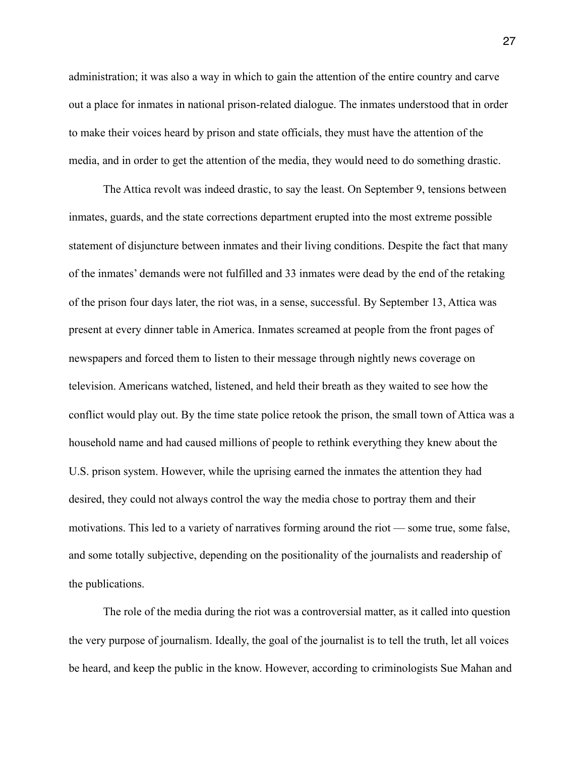administration; it was also a way in which to gain the attention of the entire country and carve out a place for inmates in national prison-related dialogue. The inmates understood that in order to make their voices heard by prison and state officials, they must have the attention of the media, and in order to get the attention of the media, they would need to do something drastic.

The Attica revolt was indeed drastic, to say the least. On September 9, tensions between inmates, guards, and the state corrections department erupted into the most extreme possible statement of disjuncture between inmates and their living conditions. Despite the fact that many of the inmates' demands were not fulfilled and 33 inmates were dead by the end of the retaking of the prison four days later, the riot was, in a sense, successful. By September 13, Attica was present at every dinner table in America. Inmates screamed at people from the front pages of newspapers and forced them to listen to their message through nightly news coverage on television. Americans watched, listened, and held their breath as they waited to see how the conflict would play out. By the time state police retook the prison, the small town of Attica was a household name and had caused millions of people to rethink everything they knew about the U.S. prison system. However, while the uprising earned the inmates the attention they had desired, they could not always control the way the media chose to portray them and their motivations. This led to a variety of narratives forming around the riot — some true, some false, and some totally subjective, depending on the positionality of the journalists and readership of the publications.

The role of the media during the riot was a controversial matter, as it called into question the very purpose of journalism. Ideally, the goal of the journalist is to tell the truth, let all voices be heard, and keep the public in the know. However, according to criminologists Sue Mahan and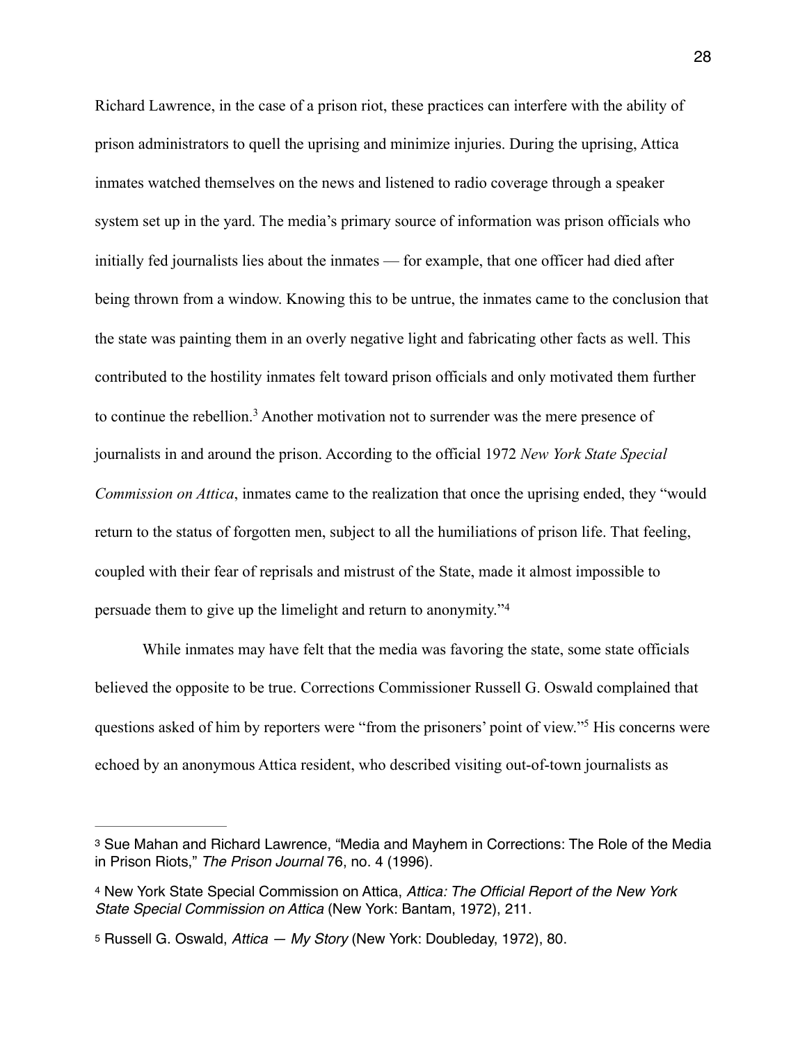Richard Lawrence, in the case of a prison riot, these practices can interfere with the ability of prison administrators to quell the uprising and minimize injuries. During the uprising, Attica inmates watched themselves on the news and listened to radio coverage through a speaker system set up in the yard. The media's primary source of information was prison officials who initially fed journalists lies about the inmates — for example, that one officer had died after being thrown from a window. Knowing this to be untrue, the inmates came to the conclusion that the state was painting them in an overly negative light and fabricating other facts as well. This contributed to the hostility inmates felt toward prison officials and only motivated them further to continue the rebellion.[3] Another motivation not to surrender was the mere presence of journalists in and around the prison. According to the official 1972 *New York State Special Commission on Attica*, inmates came to the realization that once the uprising ended, they "would return to the status of forgotten men, subject to all the humiliations of prison life. That feeling, coupled with their fear of reprisals and mistrust of the State, made it almost impossible to persuade them to give up the limelight and return to anonymity."[4]

While inmates may have felt that the media was favoring the state, some state officials believed the opposite to be true. Corrections Commissioner Russell G. Oswald complained that questions asked of him by reporters were "from the prisoners' point of view."[5] His concerns were echoed by an anonymous Attica resident, who described visiting out-of-town journalists as

---

[3] Sue Mahan and Richard Lawrence, "Media and Mayhem in Corrections: The Role of the Media in Prison Riots," *The Prison Journal* 76, no. 4 (1996).

[4] New York State Special Commission on Attica, *Attica: The Official Report of the New York State Special Commission on Attica* (New York: Bantam, 1972), 211.

[5] Russell G. Oswald, *Attica — My Story* (New York: Doubleday, 1972), 80.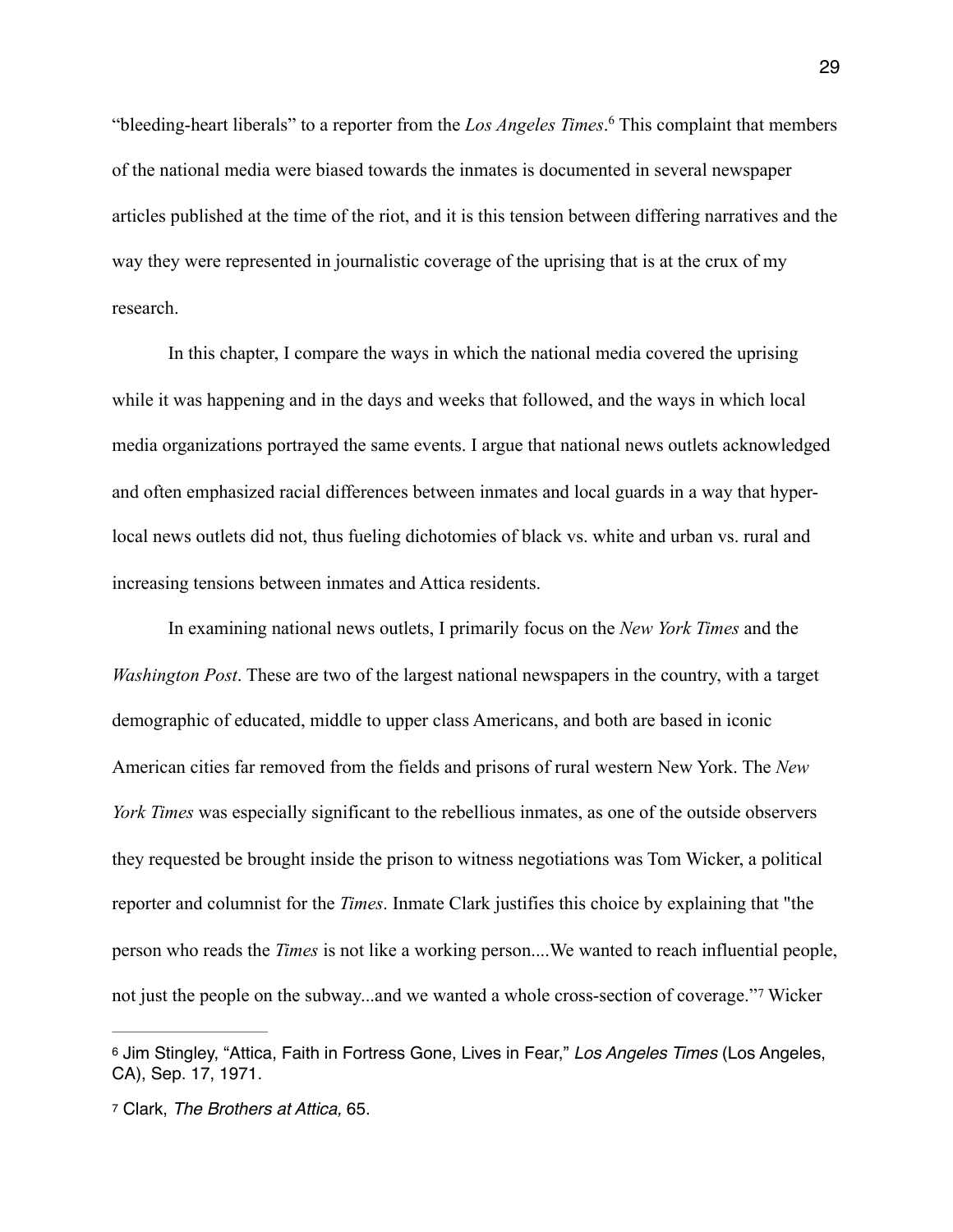"bleeding-heart liberals" to a reporter from the *Los Angeles Times*.[6] This complaint that members of the national media were biased towards the inmates is documented in several newspaper articles published at the time of the riot, and it is this tension between differing narratives and the way they were represented in journalistic coverage of the uprising that is at the crux of my research.

In this chapter, I compare the ways in which the national media covered the uprising while it was happening and in the days and weeks that followed, and the ways in which local media organizations portrayed the same events. I argue that national news outlets acknowledged and often emphasized racial differences between inmates and local guards in a way that hyper-local news outlets did not, thus fueling dichotomies of black vs. white and urban vs. rural and increasing tensions between inmates and Attica residents.

In examining national news outlets, I primarily focus on the *New York Times* and the *Washington Post*. These are two of the largest national newspapers in the country, with a target demographic of educated, middle to upper class Americans, and both are based in iconic American cities far removed from the fields and prisons of rural western New York. The *New York Times* was especially significant to the rebellious inmates, as one of the outside observers they requested be brought inside the prison to witness negotiations was Tom Wicker, a political reporter and columnist for the *Times*. Inmate Clark justifies this choice by explaining that "the person who reads the *Times* is not like a working person....We wanted to reach influential people, not just the people on the subway...and we wanted a whole cross-section of coverage."[7] Wicker

---

[6] Jim Stingley, "Attica, Faith in Fortress Gone, Lives in Fear," *Los Angeles Times* (Los Angeles, CA), Sep. 17, 1971.

[7] Clark, *The Brothers at Attica,* 65.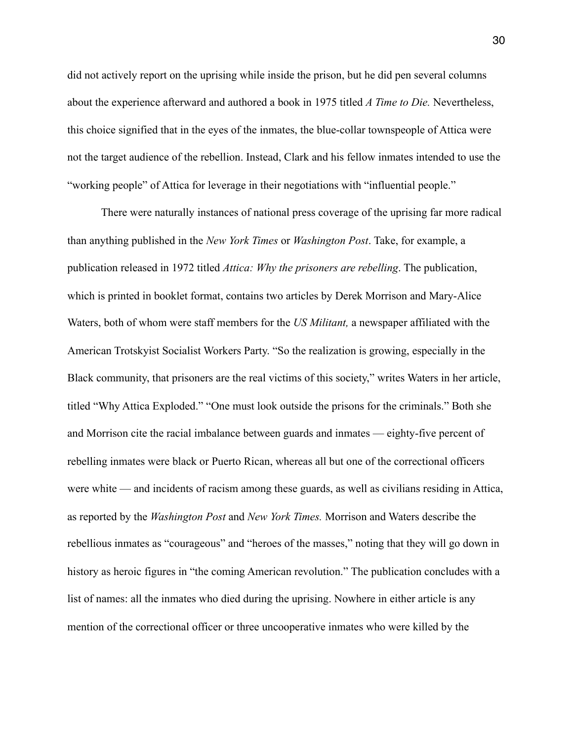did not actively report on the uprising while inside the prison, but he did pen several columns about the experience afterward and authored a book in 1975 titled *A Time to Die.* Nevertheless, this choice signified that in the eyes of the inmates, the blue-collar townspeople of Attica were not the target audience of the rebellion. Instead, Clark and his fellow inmates intended to use the "working people" of Attica for leverage in their negotiations with "influential people."

There were naturally instances of national press coverage of the uprising far more radical than anything published in the *New York Times* or *Washington Post*. Take, for example, a publication released in 1972 titled *Attica: Why the prisoners are rebelling*. The publication, which is printed in booklet format, contains two articles by Derek Morrison and Mary-Alice Waters, both of whom were staff members for the *US Militant,* a newspaper affiliated with the American Trotskyist Socialist Workers Party. "So the realization is growing, especially in the Black community, that prisoners are the real victims of this society," writes Waters in her article, titled "Why Attica Exploded." "One must look outside the prisons for the criminals." Both she and Morrison cite the racial imbalance between guards and inmates — eighty-five percent of rebelling inmates were black or Puerto Rican, whereas all but one of the correctional officers were white — and incidents of racism among these guards, as well as civilians residing in Attica, as reported by the *Washington Post* and *New York Times.* Morrison and Waters describe the rebellious inmates as "courageous" and "heroes of the masses," noting that they will go down in history as heroic figures in "the coming American revolution." The publication concludes with a list of names: all the inmates who died during the uprising. Nowhere in either article is any mention of the correctional officer or three uncooperative inmates who were killed by the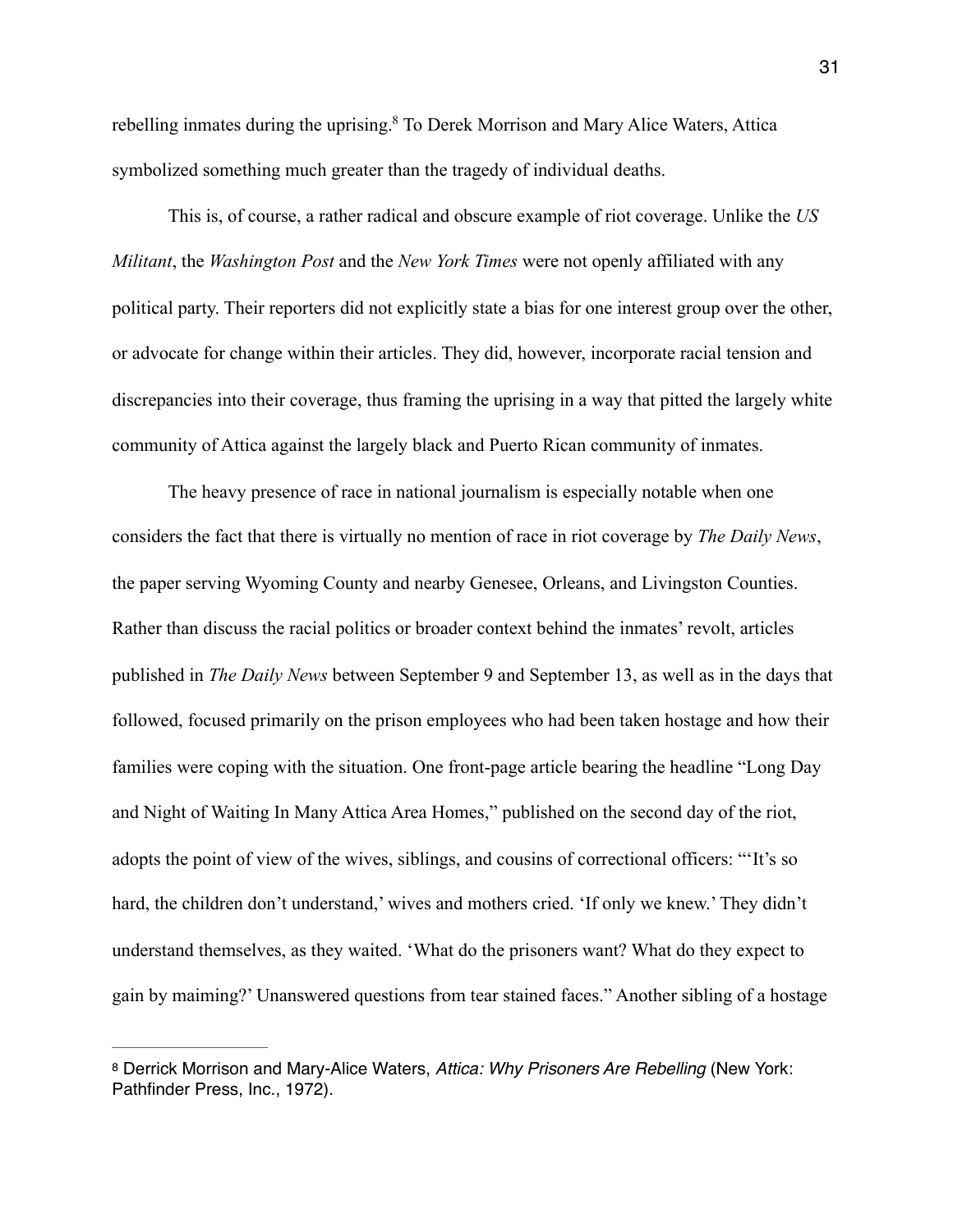rebelling inmates during the uprising.[8] To Derek Morrison and Mary Alice Waters, Attica symbolized something much greater than the tragedy of individual deaths.

This is, of course, a rather radical and obscure example of riot coverage. Unlike the *US Militant*, the *Washington Post* and the *New York Times* were not openly affiliated with any political party. Their reporters did not explicitly state a bias for one interest group over the other, or advocate for change within their articles. They did, however, incorporate racial tension and discrepancies into their coverage, thus framing the uprising in a way that pitted the largely white community of Attica against the largely black and Puerto Rican community of inmates.

The heavy presence of race in national journalism is especially notable when one considers the fact that there is virtually no mention of race in riot coverage by *The Daily News*, the paper serving Wyoming County and nearby Genesee, Orleans, and Livingston Counties. Rather than discuss the racial politics or broader context behind the inmates' revolt, articles published in *The Daily News* between September 9 and September 13, as well as in the days that followed, focused primarily on the prison employees who had been taken hostage and how their families were coping with the situation. One front-page article bearing the headline "Long Day and Night of Waiting In Many Attica Area Homes," published on the second day of the riot, adopts the point of view of the wives, siblings, and cousins of correctional officers: "'It's so hard, the children don't understand,' wives and mothers cried. 'If only we knew.' They didn't understand themselves, as they waited. 'What do the prisoners want? What do they expect to gain by maiming?' Unanswered questions from tear stained faces." Another sibling of a hostage

---

[8] Derrick Morrison and Mary-Alice Waters, *Attica: Why Prisoners Are Rebelling* (New York: Pathfinder Press, Inc., 1972).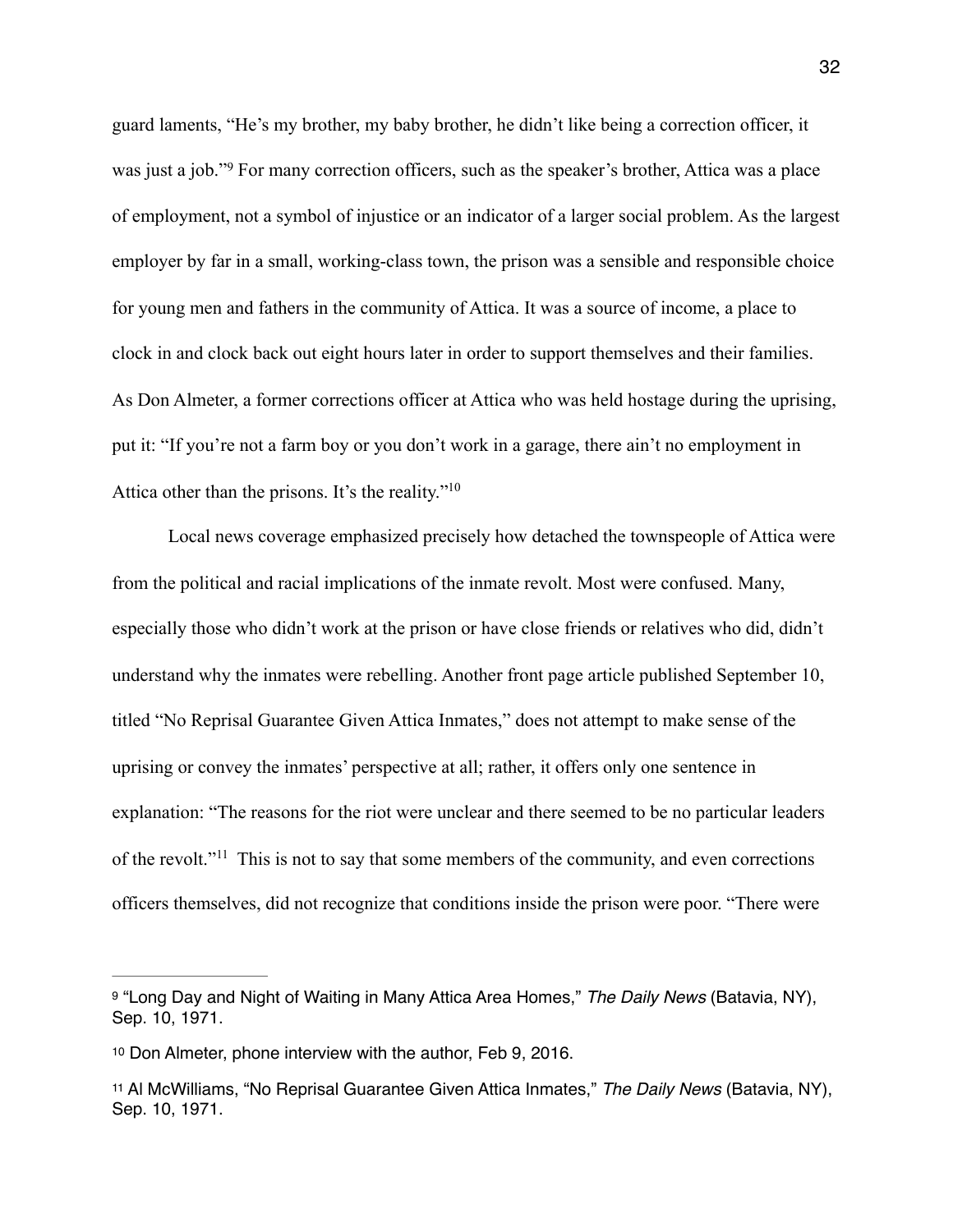guard laments, "He's my brother, my baby brother, he didn't like being a correction officer, it was just a job."[9] For many correction officers, such as the speaker's brother, Attica was a place of employment, not a symbol of injustice or an indicator of a larger social problem. As the largest employer by far in a small, working-class town, the prison was a sensible and responsible choice for young men and fathers in the community of Attica. It was a source of income, a place to clock in and clock back out eight hours later in order to support themselves and their families. As Don Almeter, a former corrections officer at Attica who was held hostage during the uprising, put it: "If you're not a farm boy or you don't work in a garage, there ain't no employment in Attica other than the prisons. It's the reality."[10]

Local news coverage emphasized precisely how detached the townspeople of Attica were from the political and racial implications of the inmate revolt. Most were confused. Many, especially those who didn't work at the prison or have close friends or relatives who did, didn't understand why the inmates were rebelling. Another front page article published September 10, titled "No Reprisal Guarantee Given Attica Inmates," does not attempt to make sense of the uprising or convey the inmates' perspective at all; rather, it offers only one sentence in explanation: "The reasons for the riot were unclear and there seemed to be no particular leaders of the revolt."[11] This is not to say that some members of the community, and even corrections officers themselves, did not recognize that conditions inside the prison were poor. "There were

---

[9] "Long Day and Night of Waiting in Many Attica Area Homes," *The Daily News* (Batavia, NY), Sep. 10, 1971.

[10] Don Almeter, phone interview with the author, Feb 9, 2016.

[11] Al McWilliams, "No Reprisal Guarantee Given Attica Inmates," *The Daily News* (Batavia, NY), Sep. 10, 1971.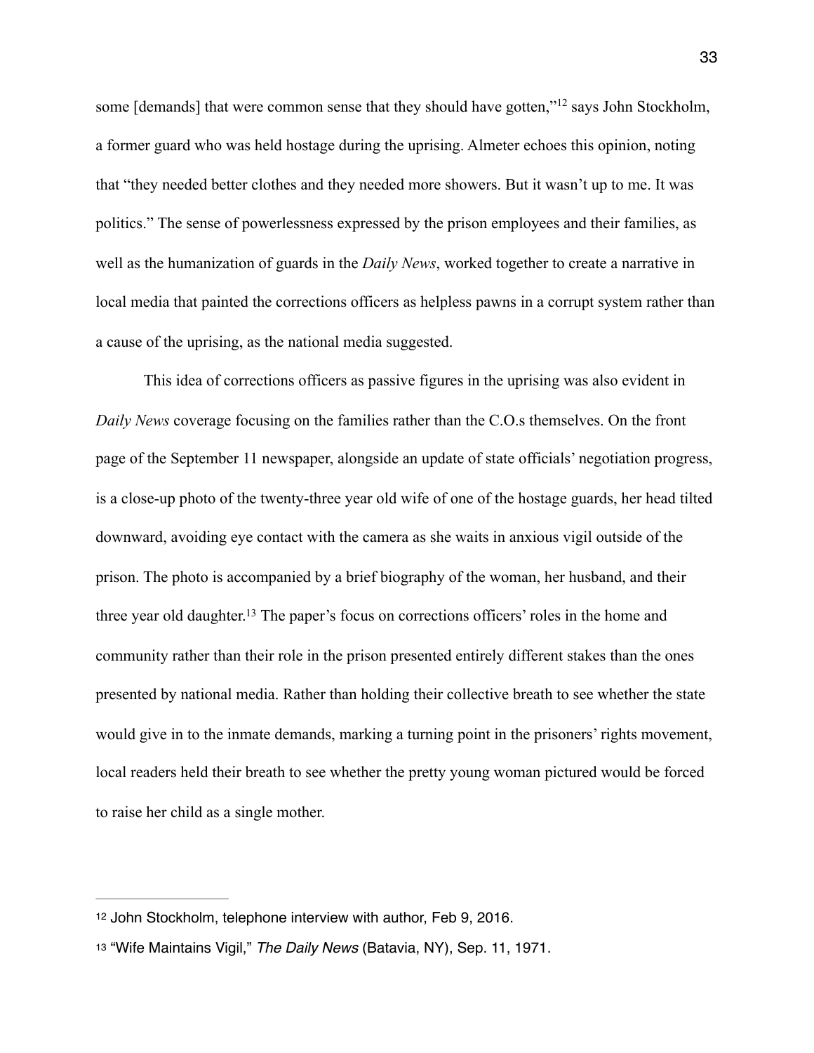some [demands] that were common sense that they should have gotten,"[12] says John Stockholm, a former guard who was held hostage during the uprising. Almeter echoes this opinion, noting that "they needed better clothes and they needed more showers. But it wasn't up to me. It was politics." The sense of powerlessness expressed by the prison employees and their families, as well as the humanization of guards in the *Daily News*, worked together to create a narrative in local media that painted the corrections officers as helpless pawns in a corrupt system rather than a cause of the uprising, as the national media suggested.

This idea of corrections officers as passive figures in the uprising was also evident in *Daily News* coverage focusing on the families rather than the C.O.s themselves. On the front page of the September 11 newspaper, alongside an update of state officials' negotiation progress, is a close-up photo of the twenty-three year old wife of one of the hostage guards, her head tilted downward, avoiding eye contact with the camera as she waits in anxious vigil outside of the prison. The photo is accompanied by a brief biography of the woman, her husband, and their three year old daughter.[13] The paper's focus on corrections officers' roles in the home and community rather than their role in the prison presented entirely different stakes than the ones presented by national media. Rather than holding their collective breath to see whether the state would give in to the inmate demands, marking a turning point in the prisoners' rights movement, local readers held their breath to see whether the pretty young woman pictured would be forced to raise her child as a single mother.

---

[12] John Stockholm, telephone interview with author, Feb 9, 2016.

[13] "Wife Maintains Vigil," *The Daily News* (Batavia, NY), Sep. 11, 1971.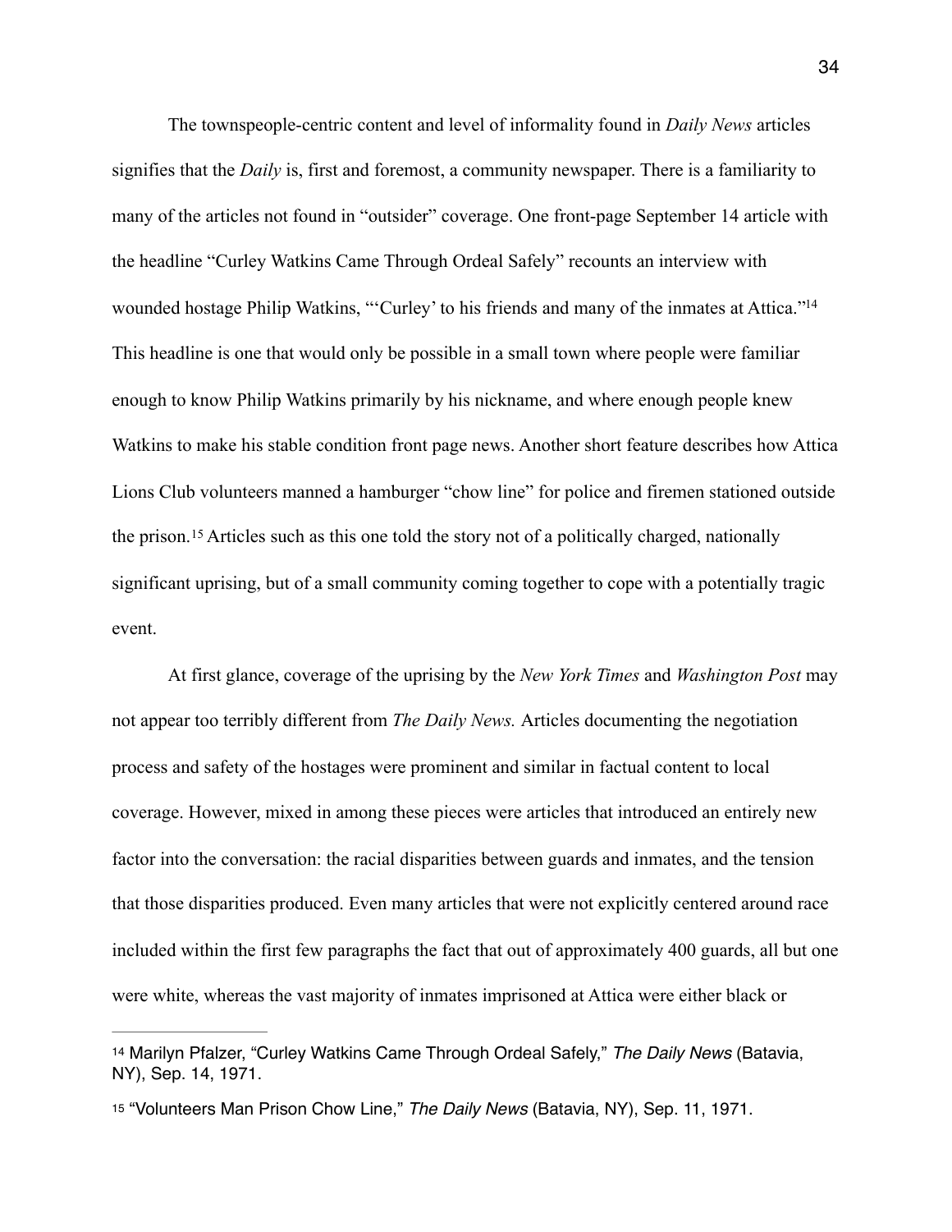The townspeople-centric content and level of informality found in *Daily News* articles signifies that the *Daily* is, first and foremost, a community newspaper. There is a familiarity to many of the articles not found in "outsider" coverage. One front-page September 14 article with the headline "Curley Watkins Came Through Ordeal Safely" recounts an interview with wounded hostage Philip Watkins, "'Curley' to his friends and many of the inmates at Attica."[14] This headline is one that would only be possible in a small town where people were familiar enough to know Philip Watkins primarily by his nickname, and where enough people knew Watkins to make his stable condition front page news. Another short feature describes how Attica Lions Club volunteers manned a hamburger "chow line" for police and firemen stationed outside the prison.[15] Articles such as this one told the story not of a politically charged, nationally significant uprising, but of a small community coming together to cope with a potentially tragic event.

At first glance, coverage of the uprising by the *New York Times* and *Washington Post* may not appear too terribly different from *The Daily News.* Articles documenting the negotiation process and safety of the hostages were prominent and similar in factual content to local coverage. However, mixed in among these pieces were articles that introduced an entirely new factor into the conversation: the racial disparities between guards and inmates, and the tension that those disparities produced. Even many articles that were not explicitly centered around race included within the first few paragraphs the fact that out of approximately 400 guards, all but one were white, whereas the vast majority of inmates imprisoned at Attica were either black or

---

[14] Marilyn Pfalzer, "Curley Watkins Came Through Ordeal Safely," *The Daily News* (Batavia, NY), Sep. 14, 1971.

[15] "Volunteers Man Prison Chow Line," *The Daily News* (Batavia, NY), Sep. 11, 1971.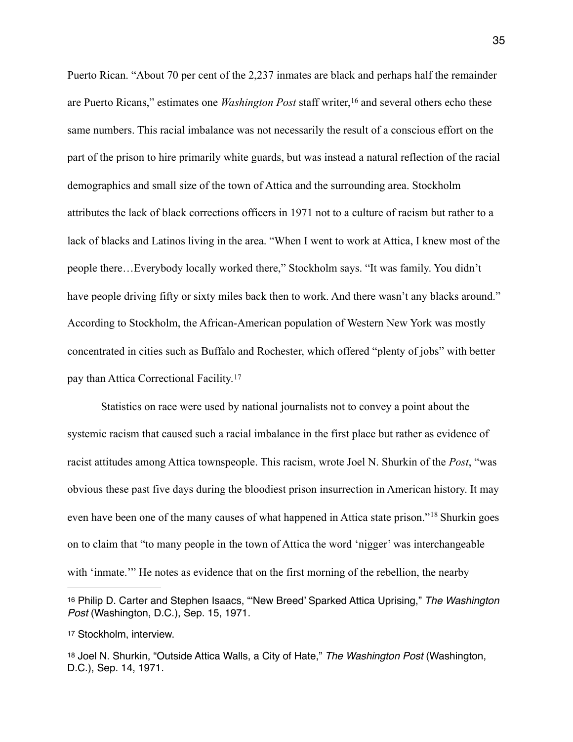Puerto Rican. "About 70 per cent of the 2,237 inmates are black and perhaps half the remainder are Puerto Ricans," estimates one *Washington Post* staff writer,[16] and several others echo these same numbers. This racial imbalance was not necessarily the result of a conscious effort on the part of the prison to hire primarily white guards, but was instead a natural reflection of the racial demographics and small size of the town of Attica and the surrounding area. Stockholm attributes the lack of black corrections officers in 1971 not to a culture of racism but rather to a lack of blacks and Latinos living in the area. "When I went to work at Attica, I knew most of the people there…Everybody locally worked there," Stockholm says. "It was family. You didn't have people driving fifty or sixty miles back then to work. And there wasn't any blacks around." According to Stockholm, the African-American population of Western New York was mostly concentrated in cities such as Buffalo and Rochester, which offered "plenty of jobs" with better pay than Attica Correctional Facility.[17]

Statistics on race were used by national journalists not to convey a point about the systemic racism that caused such a racial imbalance in the first place but rather as evidence of racist attitudes among Attica townspeople. This racism, wrote Joel N. Shurkin of the *Post*, "was obvious these past five days during the bloodiest prison insurrection in American history. It may even have been one of the many causes of what happened in Attica state prison."[18] Shurkin goes on to claim that "to many people in the town of Attica the word 'nigger' was interchangeable with 'inmate.'" He notes as evidence that on the first morning of the rebellion, the nearby

---

[16] Philip D. Carter and Stephen Isaacs, "'New Breed' Sparked Attica Uprising," *The Washington Post* (Washington, D.C.), Sep. 15, 1971.

[17] Stockholm, interview.

[18] Joel N. Shurkin, "Outside Attica Walls, a City of Hate," *The Washington Post* (Washington, D.C.), Sep. 14, 1971.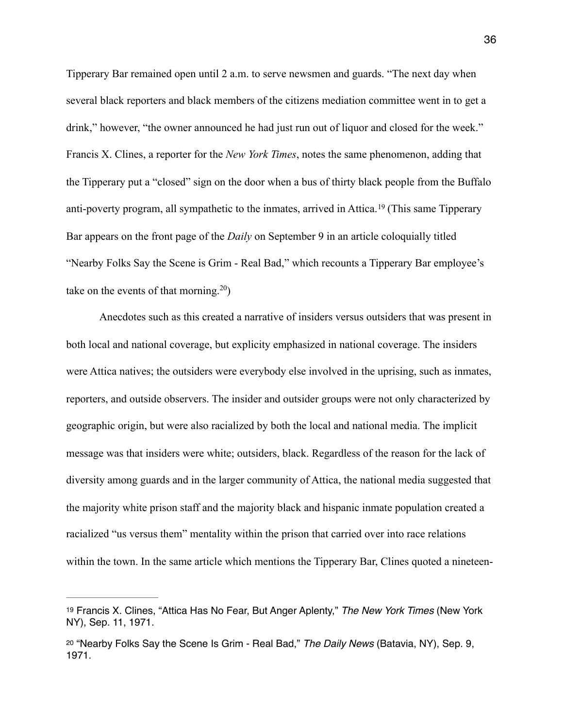Tipperary Bar remained open until 2 a.m. to serve newsmen and guards. "The next day when several black reporters and black members of the citizens mediation committee went in to get a drink," however, "the owner announced he had just run out of liquor and closed for the week." Francis X. Clines, a reporter for the *New York Times*, notes the same phenomenon, adding that the Tipperary put a "closed" sign on the door when a bus of thirty black people from the Buffalo anti-poverty program, all sympathetic to the inmates, arrived in Attica.[19] (This same Tipperary Bar appears on the front page of the *Daily* on September 9 in an article coloquially titled "Nearby Folks Say the Scene is Grim - Real Bad," which recounts a Tipperary Bar employee's take on the events of that morning.[20])

Anecdotes such as this created a narrative of insiders versus outsiders that was present in both local and national coverage, but explicity emphasized in national coverage. The insiders were Attica natives; the outsiders were everybody else involved in the uprising, such as inmates, reporters, and outside observers. The insider and outsider groups were not only characterized by geographic origin, but were also racialized by both the local and national media. The implicit message was that insiders were white; outsiders, black. Regardless of the reason for the lack of diversity among guards and in the larger community of Attica, the national media suggested that the majority white prison staff and the majority black and hispanic inmate population created a racialized "us versus them" mentality within the prison that carried over into race relations within the town. In the same article which mentions the Tipperary Bar, Clines quoted a nineteen-

---

[19] Francis X. Clines, "Attica Has No Fear, But Anger Aplenty," *The New York Times* (New York NY), Sep. 11, 1971.

[20] "Nearby Folks Say the Scene Is Grim - Real Bad," *The Daily News* (Batavia, NY), Sep. 9, 1971.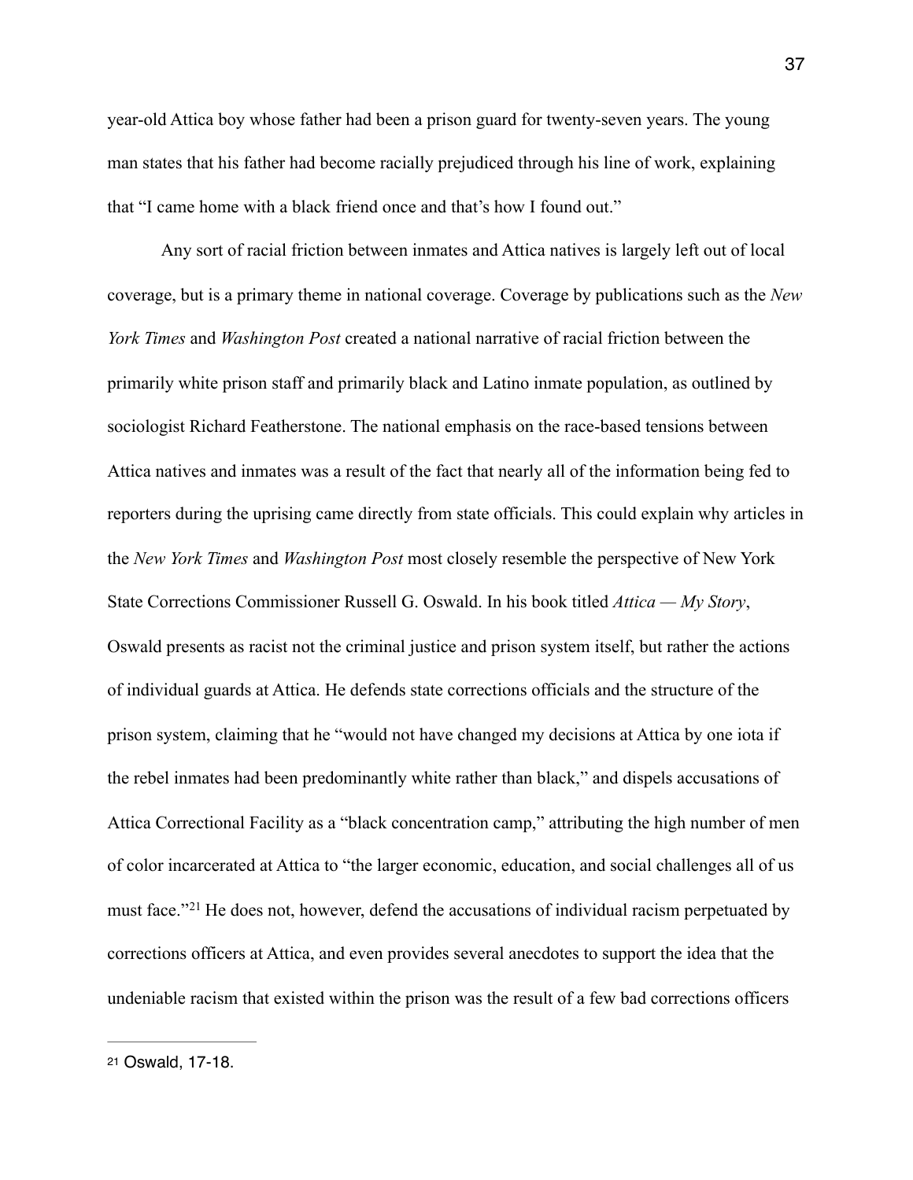year-old Attica boy whose father had been a prison guard for twenty-seven years. The young man states that his father had become racially prejudiced through his line of work, explaining that "I came home with a black friend once and that's how I found out."

Any sort of racial friction between inmates and Attica natives is largely left out of local coverage, but is a primary theme in national coverage. Coverage by publications such as the *New York Times* and *Washington Post* created a national narrative of racial friction between the primarily white prison staff and primarily black and Latino inmate population, as outlined by sociologist Richard Featherstone. The national emphasis on the race-based tensions between Attica natives and inmates was a result of the fact that nearly all of the information being fed to reporters during the uprising came directly from state officials. This could explain why articles in the *New York Times* and *Washington Post* most closely resemble the perspective of New York State Corrections Commissioner Russell G. Oswald. In his book titled *Attica — My Story*, Oswald presents as racist not the criminal justice and prison system itself, but rather the actions of individual guards at Attica. He defends state corrections officials and the structure of the prison system, claiming that he "would not have changed my decisions at Attica by one iota if the rebel inmates had been predominantly white rather than black," and dispels accusations of Attica Correctional Facility as a "black concentration camp," attributing the high number of men of color incarcerated at Attica to "the larger economic, education, and social challenges all of us must face."[21] He does not, however, defend the accusations of individual racism perpetuated by corrections officers at Attica, and even provides several anecdotes to support the idea that the undeniable racism that existed within the prison was the result of a few bad corrections officers

---

[21] Oswald, 17-18.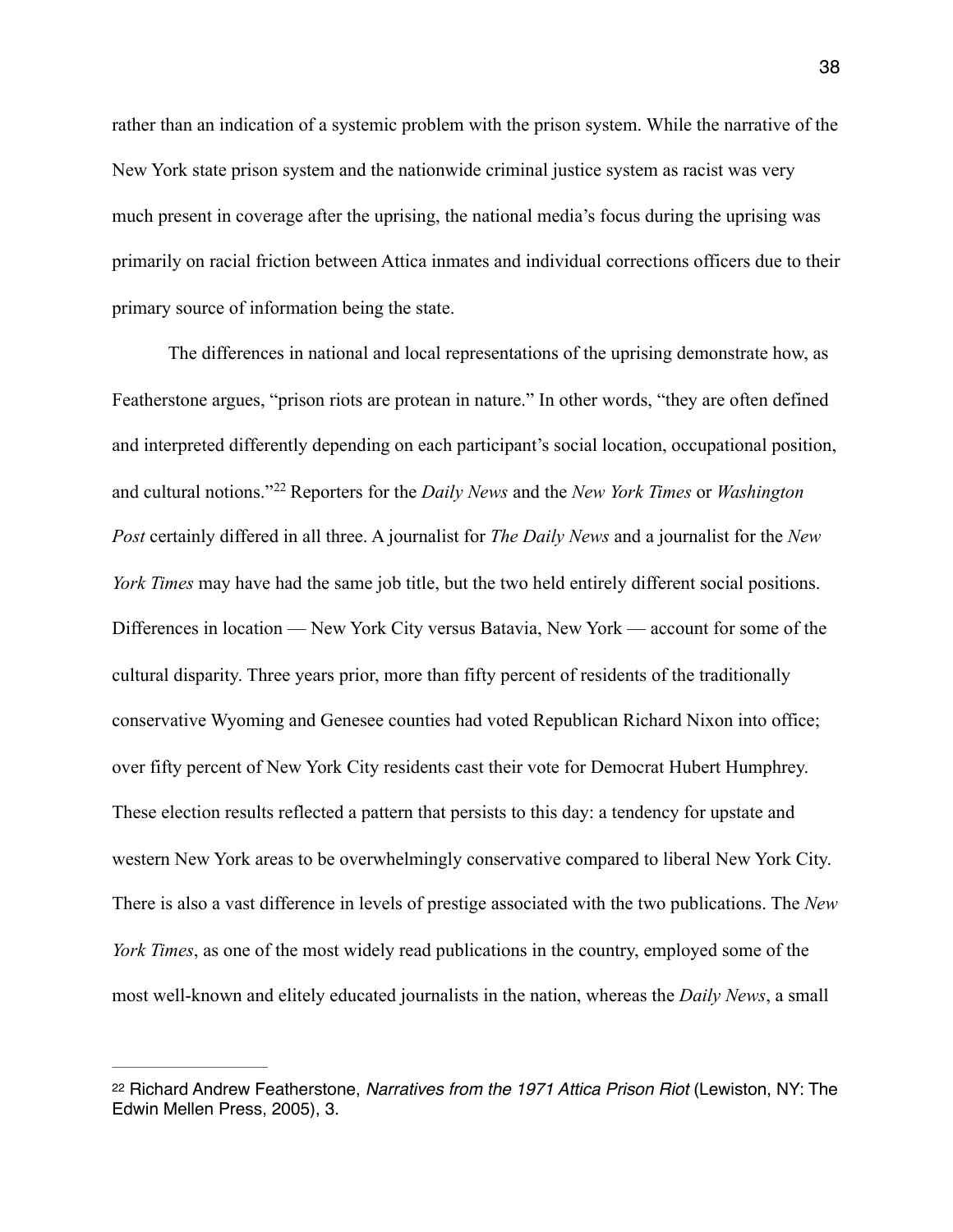rather than an indication of a systemic problem with the prison system. While the narrative of the New York state prison system and the nationwide criminal justice system as racist was very much present in coverage after the uprising, the national media's focus during the uprising was primarily on racial friction between Attica inmates and individual corrections officers due to their primary source of information being the state.

The differences in national and local representations of the uprising demonstrate how, as Featherstone argues, "prison riots are protean in nature." In other words, "they are often defined and interpreted differently depending on each participant's social location, occupational position, and cultural notions."[22] Reporters for the *Daily News* and the *New York Times* or *Washington Post* certainly differed in all three. A journalist for *The Daily News* and a journalist for the *New York Times* may have had the same job title, but the two held entirely different social positions. Differences in location — New York City versus Batavia, New York — account for some of the cultural disparity. Three years prior, more than fifty percent of residents of the traditionally conservative Wyoming and Genesee counties had voted Republican Richard Nixon into office; over fifty percent of New York City residents cast their vote for Democrat Hubert Humphrey. These election results reflected a pattern that persists to this day: a tendency for upstate and western New York areas to be overwhelmingly conservative compared to liberal New York City. There is also a vast difference in levels of prestige associated with the two publications. The *New York Times*, as one of the most widely read publications in the country, employed some of the most well-known and elitely educated journalists in the nation, whereas the *Daily News*, a small

---

[22] Richard Andrew Featherstone, *Narratives from the 1971 Attica Prison Riot* (Lewiston, NY: The Edwin Mellen Press, 2005), 3.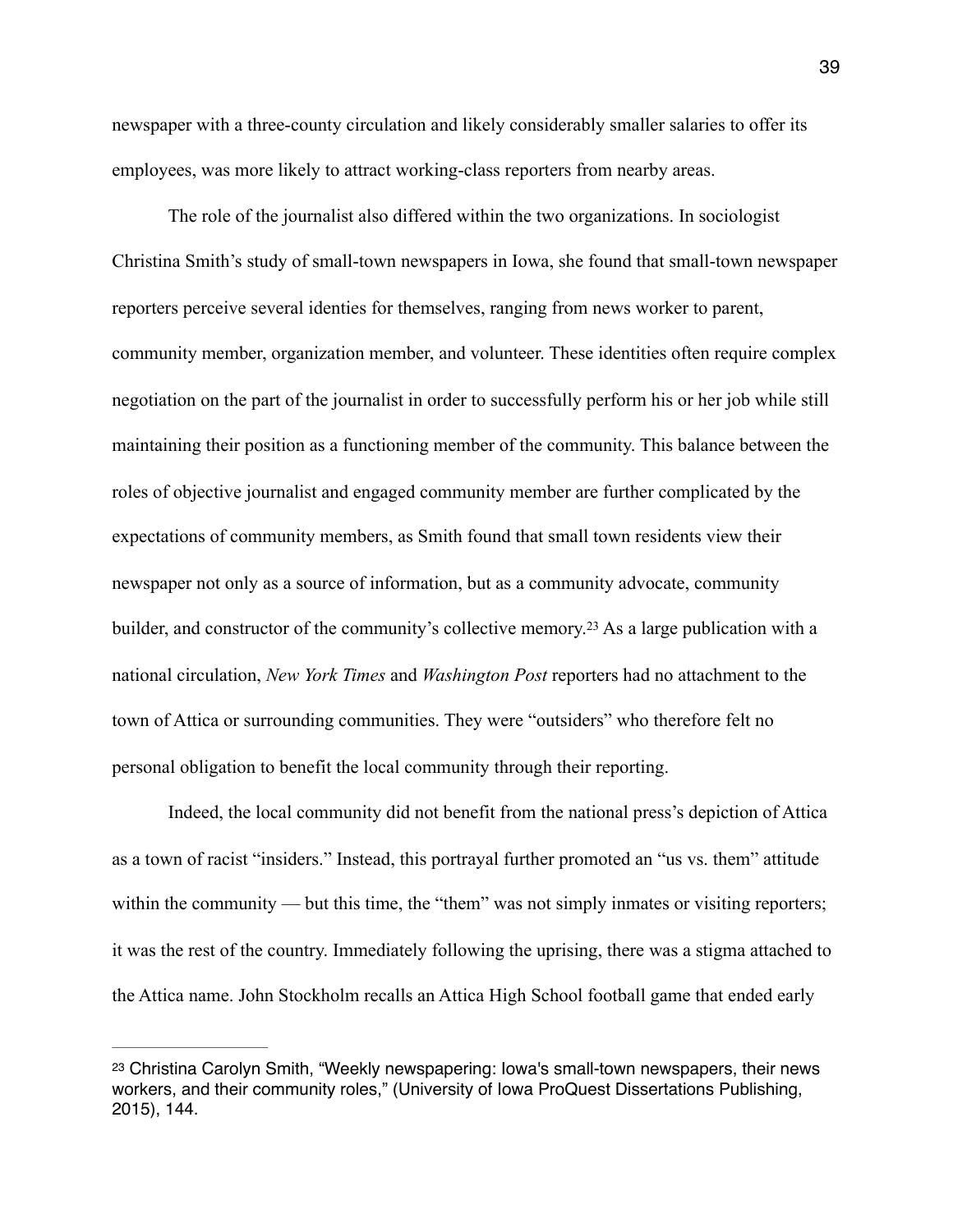newspaper with a three-county circulation and likely considerably smaller salaries to offer its employees, was more likely to attract working-class reporters from nearby areas.

The role of the journalist also differed within the two organizations. In sociologist Christina Smith's study of small-town newspapers in Iowa, she found that small-town newspaper reporters perceive several identies for themselves, ranging from news worker to parent, community member, organization member, and volunteer. These identities often require complex negotiation on the part of the journalist in order to successfully perform his or her job while still maintaining their position as a functioning member of the community. This balance between the roles of objective journalist and engaged community member are further complicated by the expectations of community members, as Smith found that small town residents view their newspaper not only as a source of information, but as a community advocate, community builder, and constructor of the community's collective memory.[23] As a large publication with a national circulation, *New York Times* and *Washington Post* reporters had no attachment to the town of Attica or surrounding communities. They were "outsiders" who therefore felt no personal obligation to benefit the local community through their reporting.

Indeed, the local community did not benefit from the national press's depiction of Attica as a town of racist "insiders." Instead, this portrayal further promoted an "us vs. them" attitude within the community — but this time, the "them" was not simply inmates or visiting reporters; it was the rest of the country. Immediately following the uprising, there was a stigma attached to the Attica name. John Stockholm recalls an Attica High School football game that ended early

---

[23] Christina Carolyn Smith, "Weekly newspapering: Iowa's small-town newspapers, their news workers, and their community roles," (University of Iowa ProQuest Dissertations Publishing, 2015), 144.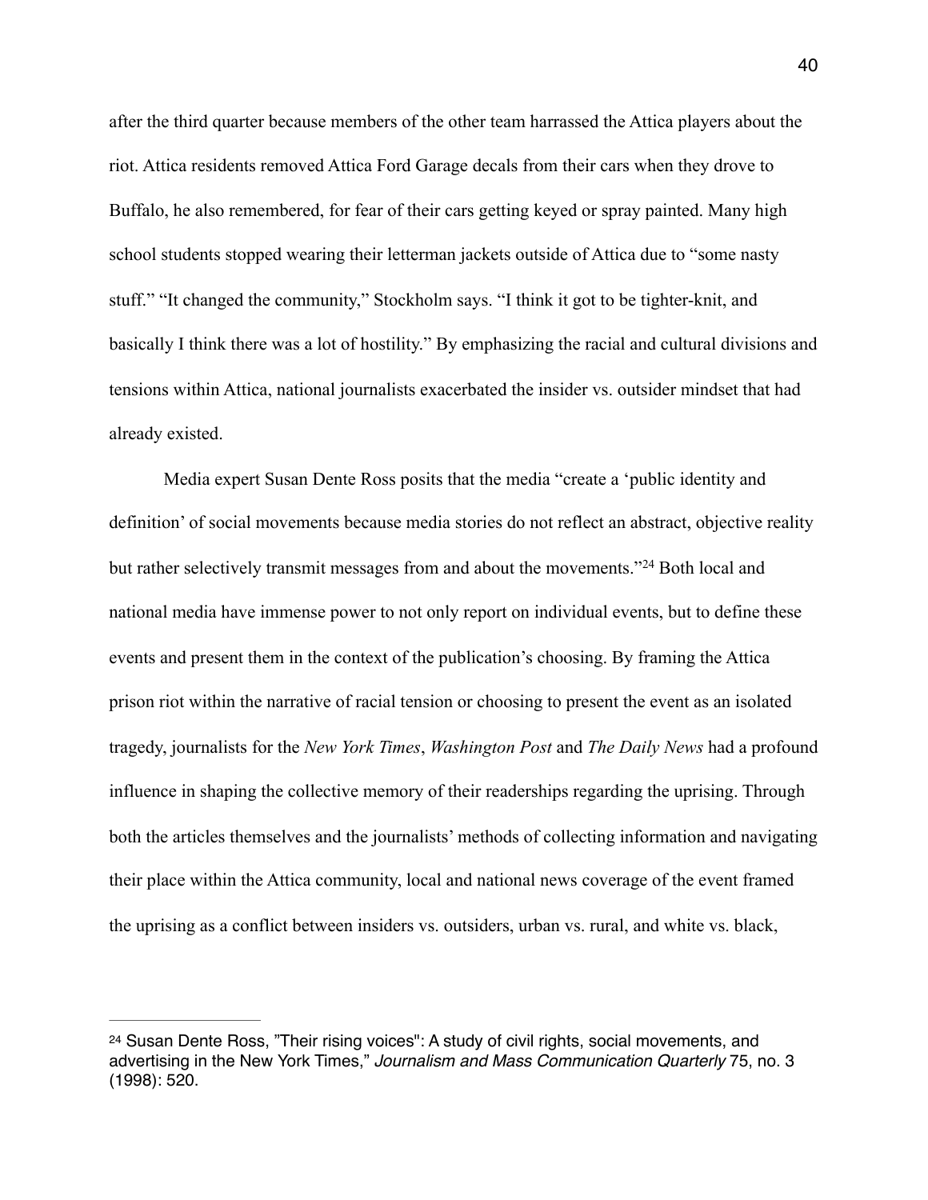after the third quarter because members of the other team harrassed the Attica players about the riot. Attica residents removed Attica Ford Garage decals from their cars when they drove to Buffalo, he also remembered, for fear of their cars getting keyed or spray painted. Many high school students stopped wearing their letterman jackets outside of Attica due to "some nasty stuff." "It changed the community," Stockholm says. "I think it got to be tighter-knit, and basically I think there was a lot of hostility." By emphasizing the racial and cultural divisions and tensions within Attica, national journalists exacerbated the insider vs. outsider mindset that had already existed.

Media expert Susan Dente Ross posits that the media "create a 'public identity and definition' of social movements because media stories do not reflect an abstract, objective reality but rather selectively transmit messages from and about the movements."[24] Both local and national media have immense power to not only report on individual events, but to define these events and present them in the context of the publication's choosing. By framing the Attica prison riot within the narrative of racial tension or choosing to present the event as an isolated tragedy, journalists for the *New York Times*, *Washington Post* and *The Daily News* had a profound influence in shaping the collective memory of their readerships regarding the uprising. Through both the articles themselves and the journalists' methods of collecting information and navigating their place within the Attica community, local and national news coverage of the event framed the uprising as a conflict between insiders vs. outsiders, urban vs. rural, and white vs. black,

---

[24] Susan Dente Ross, "Their rising voices": A study of civil rights, social movements, and advertising in the New York Times," *Journalism and Mass Communication Quarterly* 75, no. 3 (1998): 520.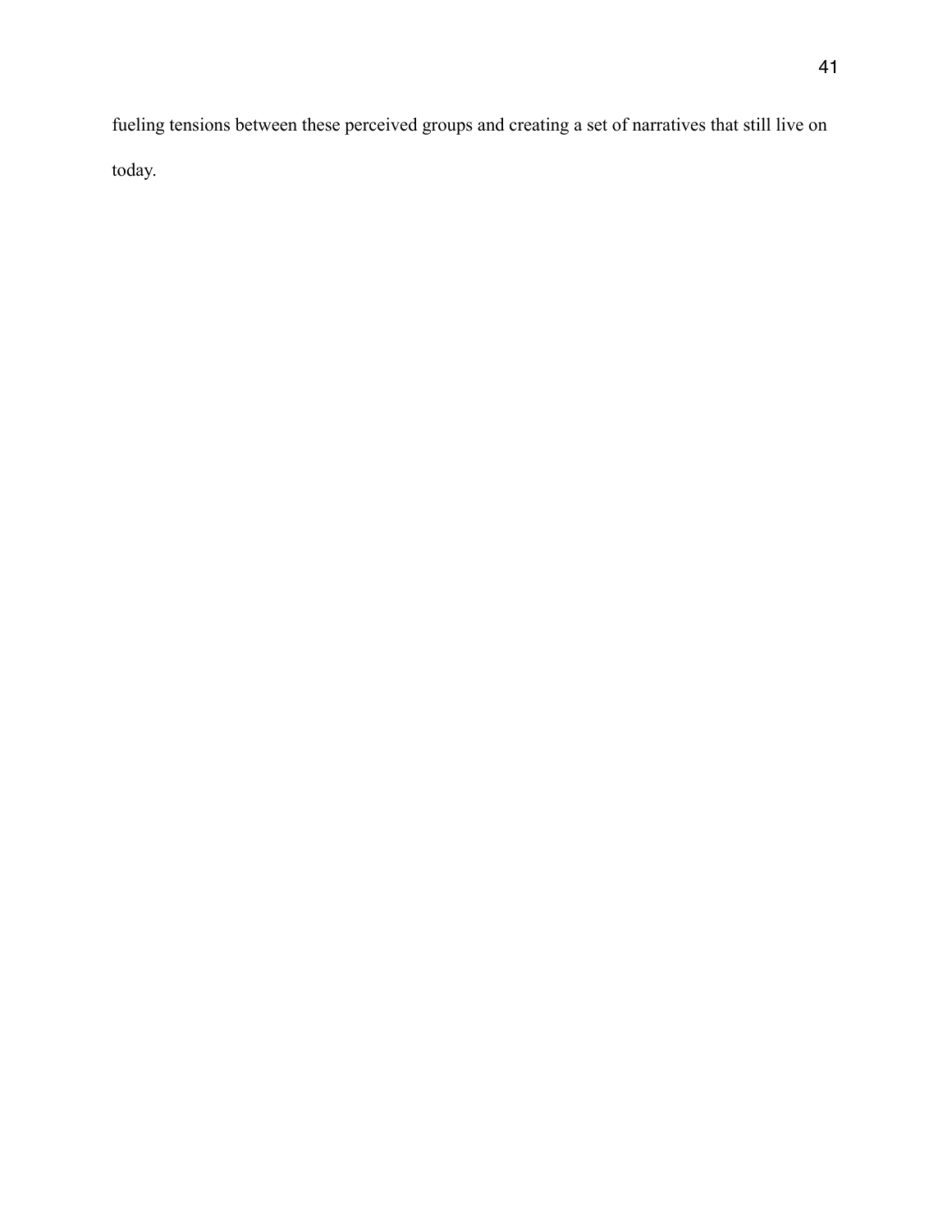fueling tensions between these perceived groups and creating a set of narratives that still live on today.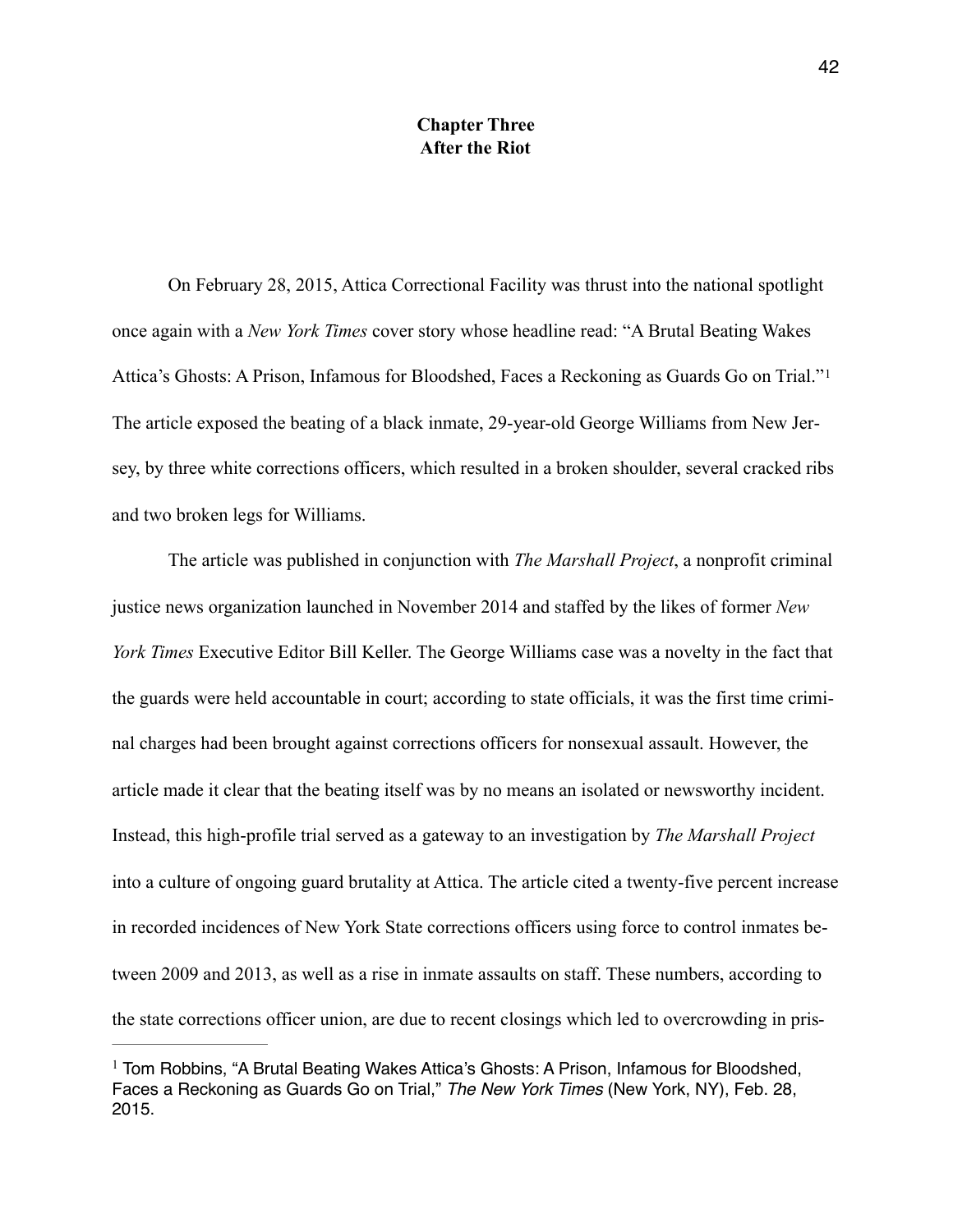# Chapter Three
# After the Riot

On February 28, 2015, Attica Correctional Facility was thrust into the national spotlight once again with a *New York Times* cover story whose headline read: "A Brutal Beating Wakes Attica's Ghosts: A Prison, Infamous for Bloodshed, Faces a Reckoning as Guards Go on Trial."[1] The article exposed the beating of a black inmate, 29-year-old George Williams from New Jersey, by three white corrections officers, which resulted in a broken shoulder, several cracked ribs and two broken legs for Williams.

The article was published in conjunction with *The Marshall Project*, a nonprofit criminal justice news organization launched in November 2014 and staffed by the likes of former *New York Times* Executive Editor Bill Keller. The George Williams case was a novelty in the fact that the guards were held accountable in court; according to state officials, it was the first time criminal charges had been brought against corrections officers for nonsexual assault. However, the article made it clear that the beating itself was by no means an isolated or newsworthy incident. Instead, this high-profile trial served as a gateway to an investigation by *The Marshall Project* into a culture of ongoing guard brutality at Attica. The article cited a twenty-five percent increase in recorded incidences of New York State corrections officers using force to control inmates between 2009 and 2013, as well as a rise in inmate assaults on staff. These numbers, according to the state corrections officer union, are due to recent closings which led to overcrowding in pris-

[1] Tom Robbins, "A Brutal Beating Wakes Attica's Ghosts: A Prison, Infamous for Bloodshed, Faces a Reckoning as Guards Go on Trial," *The New York Times* (New York, NY), Feb. 28, 2015.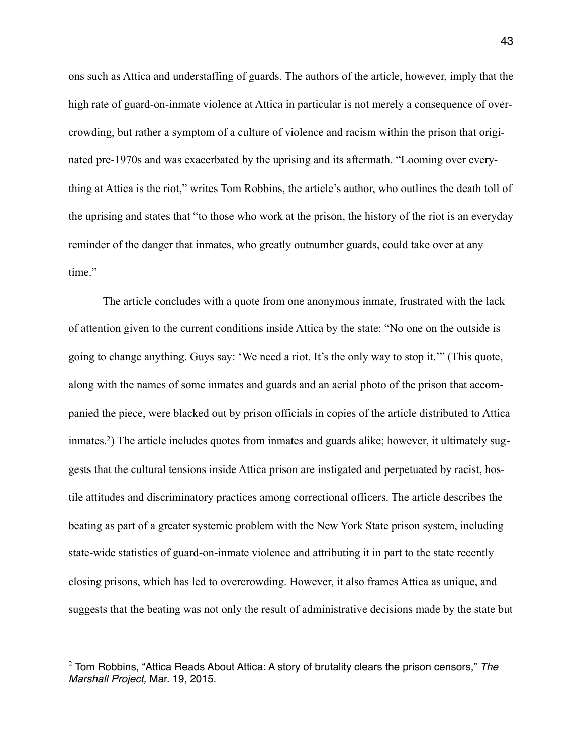ons such as Attica and understaffing of guards. The authors of the article, however, imply that the high rate of guard-on-inmate violence at Attica in particular is not merely a consequence of overcrowding, but rather a symptom of a culture of violence and racism within the prison that originated pre-1970s and was exacerbated by the uprising and its aftermath. "Looming over everything at Attica is the riot," writes Tom Robbins, the article's author, who outlines the death toll of the uprising and states that "to those who work at the prison, the history of the riot is an everyday reminder of the danger that inmates, who greatly outnumber guards, could take over at any time."

The article concludes with a quote from one anonymous inmate, frustrated with the lack of attention given to the current conditions inside Attica by the state: "No one on the outside is going to change anything. Guys say: 'We need a riot. It's the only way to stop it.'" (This quote, along with the names of some inmates and guards and an aerial photo of the prison that accompanied the piece, were blacked out by prison officials in copies of the article distributed to Attica inmates.[2]) The article includes quotes from inmates and guards alike; however, it ultimately suggests that the cultural tensions inside Attica prison are instigated and perpetuated by racist, hostile attitudes and discriminatory practices among correctional officers. The article describes the beating as part of a greater systemic problem with the New York State prison system, including state-wide statistics of guard-on-inmate violence and attributing it in part to the state recently closing prisons, which has led to overcrowding. However, it also frames Attica as unique, and suggests that the beating was not only the result of administrative decisions made by the state but

---

[2] Tom Robbins, "Attica Reads About Attica: A story of brutality clears the prison censors," *The Marshall Project,* Mar. 19, 2015.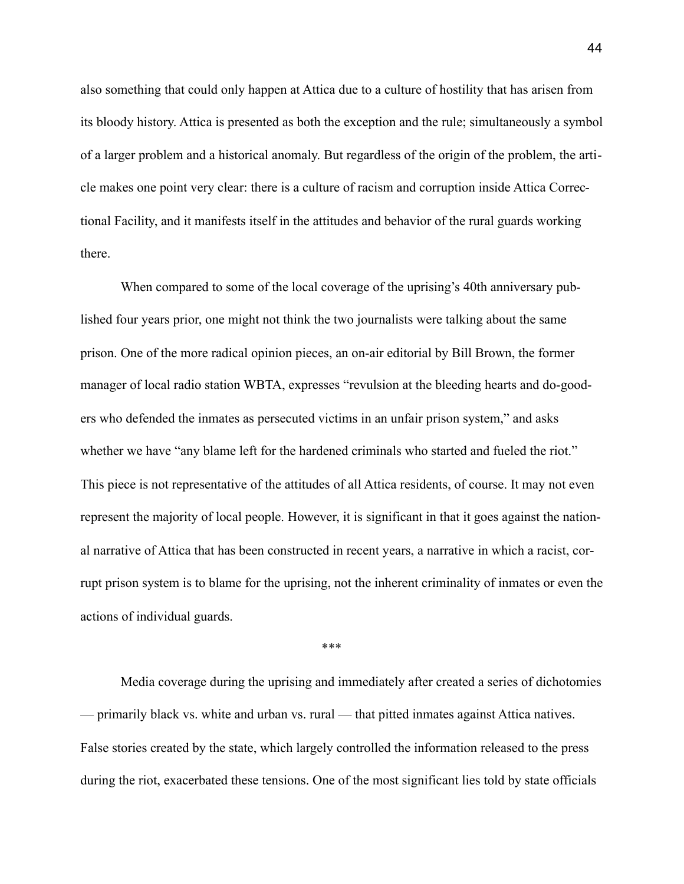also something that could only happen at Attica due to a culture of hostility that has arisen from its bloody history. Attica is presented as both the exception and the rule; simultaneously a symbol of a larger problem and a historical anomaly. But regardless of the origin of the problem, the article makes one point very clear: there is a culture of racism and corruption inside Attica Correctional Facility, and it manifests itself in the attitudes and behavior of the rural guards working there.

When compared to some of the local coverage of the uprising's 40th anniversary published four years prior, one might not think the two journalists were talking about the same prison. One of the more radical opinion pieces, an on-air editorial by Bill Brown, the former manager of local radio station WBTA, expresses "revulsion at the bleeding hearts and do-gooders who defended the inmates as persecuted victims in an unfair prison system," and asks whether we have "any blame left for the hardened criminals who started and fueled the riot." This piece is not representative of the attitudes of all Attica residents, of course. It may not even represent the majority of local people. However, it is significant in that it goes against the national narrative of Attica that has been constructed in recent years, a narrative in which a racist, corrupt prison system is to blame for the uprising, not the inherent criminality of inmates or even the actions of individual guards.

***

Media coverage during the uprising and immediately after created a series of dichotomies — primarily black vs. white and urban vs. rural — that pitted inmates against Attica natives. False stories created by the state, which largely controlled the information released to the press during the riot, exacerbated these tensions. One of the most significant lies told by state officials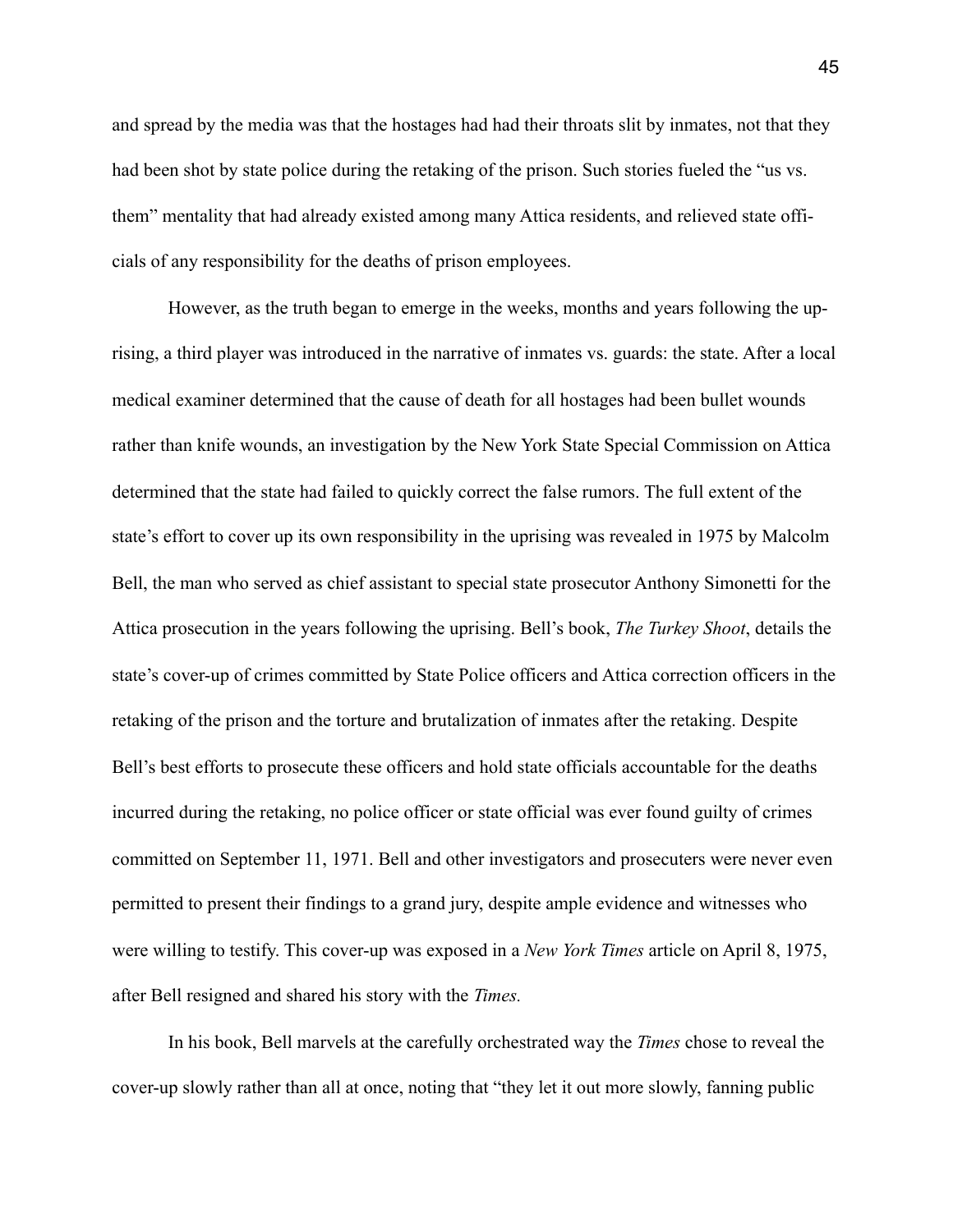and spread by the media was that the hostages had had their throats slit by inmates, not that they had been shot by state police during the retaking of the prison. Such stories fueled the "us vs. them" mentality that had already existed among many Attica residents, and relieved state officials of any responsibility for the deaths of prison employees.

However, as the truth began to emerge in the weeks, months and years following the uprising, a third player was introduced in the narrative of inmates vs. guards: the state. After a local medical examiner determined that the cause of death for all hostages had been bullet wounds rather than knife wounds, an investigation by the New York State Special Commission on Attica determined that the state had failed to quickly correct the false rumors. The full extent of the state's effort to cover up its own responsibility in the uprising was revealed in 1975 by Malcolm Bell, the man who served as chief assistant to special state prosecutor Anthony Simonetti for the Attica prosecution in the years following the uprising. Bell's book, *The Turkey Shoot*, details the state's cover-up of crimes committed by State Police officers and Attica correction officers in the retaking of the prison and the torture and brutalization of inmates after the retaking. Despite Bell's best efforts to prosecute these officers and hold state officials accountable for the deaths incurred during the retaking, no police officer or state official was ever found guilty of crimes committed on September 11, 1971. Bell and other investigators and prosecuters were never even permitted to present their findings to a grand jury, despite ample evidence and witnesses who were willing to testify. This cover-up was exposed in a *New York Times* article on April 8, 1975, after Bell resigned and shared his story with the *Times.*

In his book, Bell marvels at the carefully orchestrated way the *Times* chose to reveal the cover-up slowly rather than all at once, noting that "they let it out more slowly, fanning public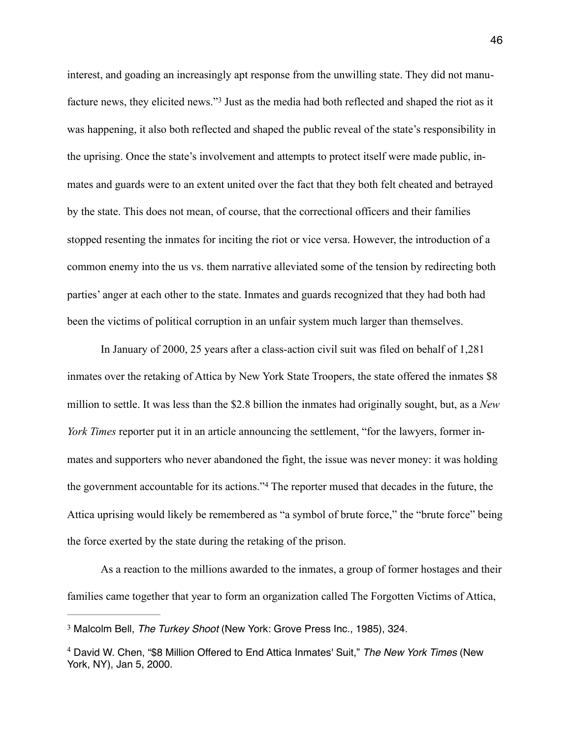interest, and goading an increasingly apt response from the unwilling state. They did not manufacture news, they elicited news."[3] Just as the media had both reflected and shaped the riot as it was happening, it also both reflected and shaped the public reveal of the state's responsibility in the uprising. Once the state's involvement and attempts to protect itself were made public, inmates and guards were to an extent united over the fact that they both felt cheated and betrayed by the state. This does not mean, of course, that the correctional officers and their families stopped resenting the inmates for inciting the riot or vice versa. However, the introduction of a common enemy into the us vs. them narrative alleviated some of the tension by redirecting both parties' anger at each other to the state. Inmates and guards recognized that they had both had been the victims of political corruption in an unfair system much larger than themselves.

In January of 2000, 25 years after a class-action civil suit was filed on behalf of 1,281 inmates over the retaking of Attica by New York State Troopers, the state offered the inmates $8 million to settle. It was less than the $2.8 billion the inmates had originally sought, but, as a *New York Times* reporter put it in an article announcing the settlement, "for the lawyers, former inmates and supporters who never abandoned the fight, the issue was never money: it was holding the government accountable for its actions."[4] The reporter mused that decades in the future, the Attica uprising would likely be remembered as "a symbol of brute force," the "brute force" being the force exerted by the state during the retaking of the prison.

As a reaction to the millions awarded to the inmates, a group of former hostages and their families came together that year to form an organization called The Forgotten Victims of Attica,

---

[3] Malcolm Bell, *The Turkey Shoot* (New York: Grove Press Inc., 1985), 324.

[4] David W. Chen, "$8 Million Offered to End Attica Inmates' Suit," *The New York Times* (New York, NY), Jan 5, 2000.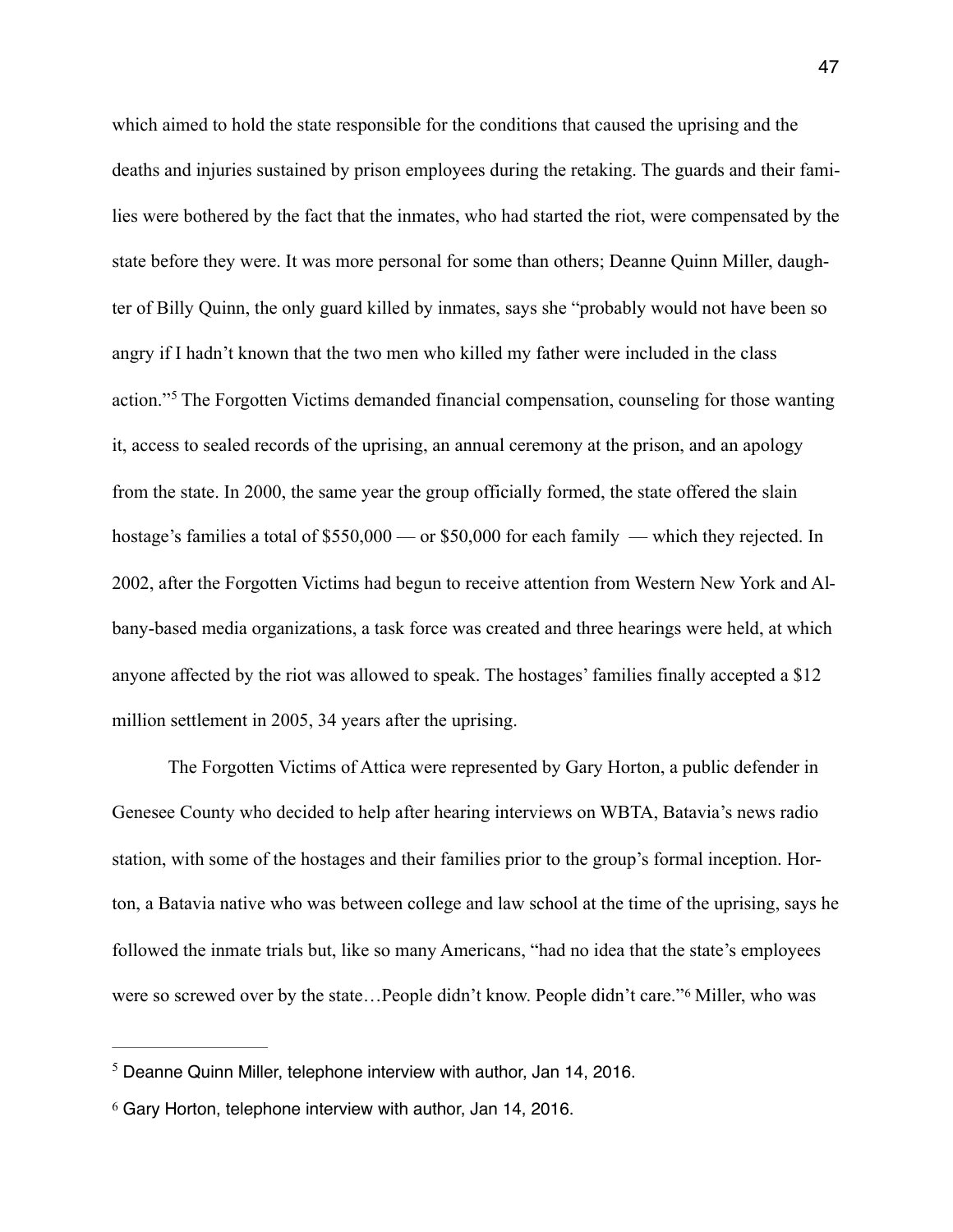which aimed to hold the state responsible for the conditions that caused the uprising and the deaths and injuries sustained by prison employees during the retaking. The guards and their families were bothered by the fact that the inmates, who had started the riot, were compensated by the state before they were. It was more personal for some than others; Deanne Quinn Miller, daughter of Billy Quinn, the only guard killed by inmates, says she "probably would not have been so angry if I hadn't known that the two men who killed my father were included in the class action."[5] The Forgotten Victims demanded financial compensation, counseling for those wanting it, access to sealed records of the uprising, an annual ceremony at the prison, and an apology from the state. In 2000, the same year the group officially formed, the state offered the slain hostage's families a total of $550,000 — or $50,000 for each family — which they rejected. In 2002, after the Forgotten Victims had begun to receive attention from Western New York and Albany-based media organizations, a task force was created and three hearings were held, at which anyone affected by the riot was allowed to speak. The hostages' families finally accepted a $12 million settlement in 2005, 34 years after the uprising.

The Forgotten Victims of Attica were represented by Gary Horton, a public defender in Genesee County who decided to help after hearing interviews on WBTA, Batavia's news radio station, with some of the hostages and their families prior to the group's formal inception. Horton, a Batavia native who was between college and law school at the time of the uprising, says he followed the inmate trials but, like so many Americans, "had no idea that the state's employees were so screwed over by the state…People didn't know. People didn't care."[6] Miller, who was

---

[5] Deanne Quinn Miller, telephone interview with author, Jan 14, 2016.

[6] Gary Horton, telephone interview with author, Jan 14, 2016.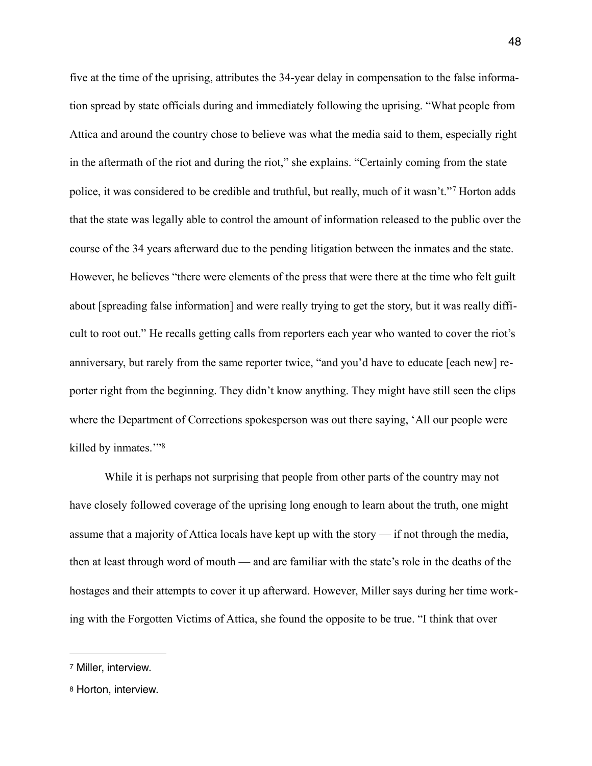five at the time of the uprising, attributes the 34-year delay in compensation to the false information spread by state officials during and immediately following the uprising. "What people from Attica and around the country chose to believe was what the media said to them, especially right in the aftermath of the riot and during the riot," she explains. "Certainly coming from the state police, it was considered to be credible and truthful, but really, much of it wasn't."[7] Horton adds that the state was legally able to control the amount of information released to the public over the course of the 34 years afterward due to the pending litigation between the inmates and the state. However, he believes "there were elements of the press that were there at the time who felt guilt about [spreading false information] and were really trying to get the story, but it was really difficult to root out." He recalls getting calls from reporters each year who wanted to cover the riot's anniversary, but rarely from the same reporter twice, "and you'd have to educate [each new] reporter right from the beginning. They didn't know anything. They might have still seen the clips where the Department of Corrections spokesperson was out there saying, 'All our people were killed by inmates.'"[8]

While it is perhaps not surprising that people from other parts of the country may not have closely followed coverage of the uprising long enough to learn about the truth, one might assume that a majority of Attica locals have kept up with the story — if not through the media, then at least through word of mouth — and are familiar with the state's role in the deaths of the hostages and their attempts to cover it up afterward. However, Miller says during her time working with the Forgotten Victims of Attica, she found the opposite to be true. "I think that over

---

[7] Miller, interview.

[8] Horton, interview.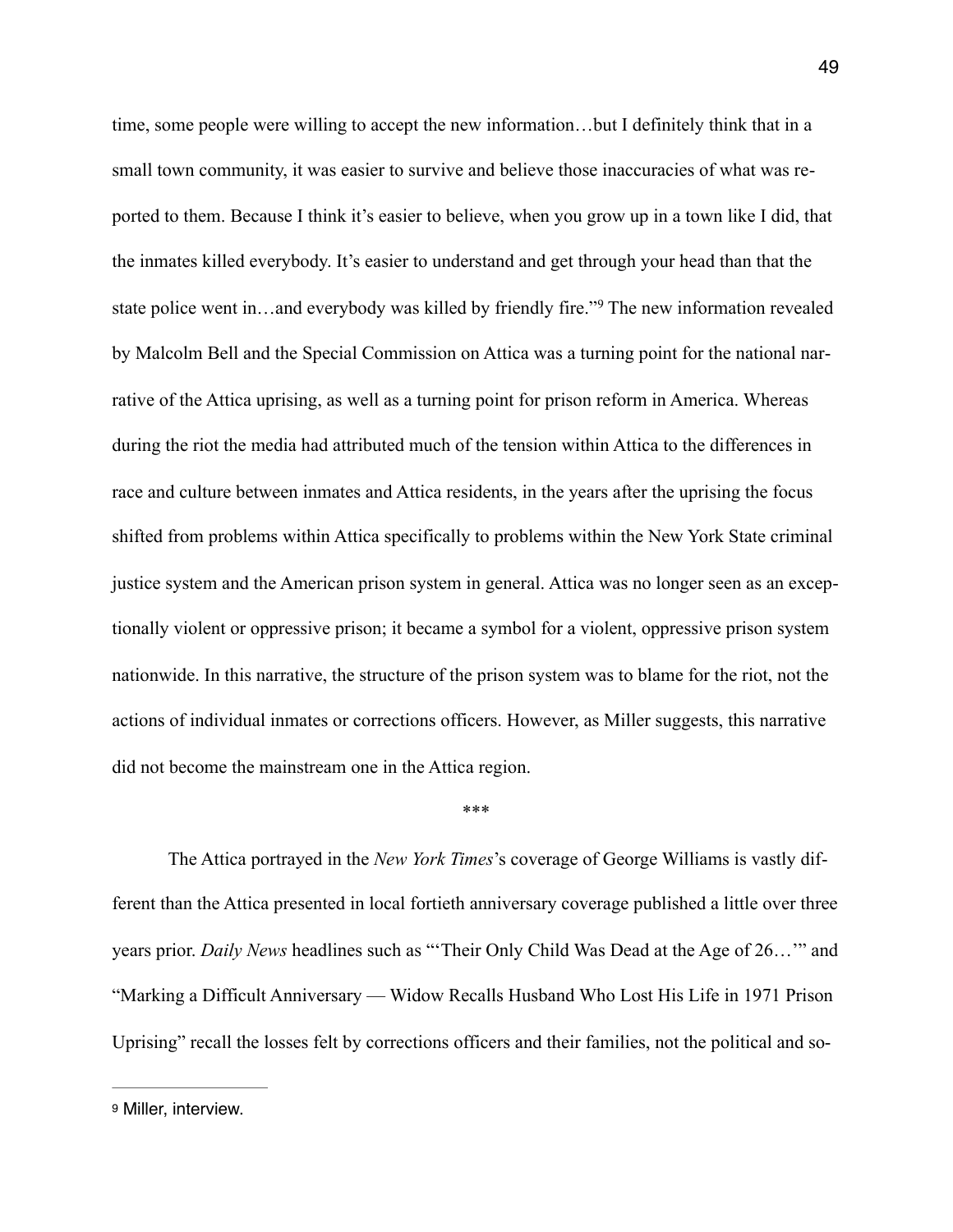time, some people were willing to accept the new information…but I definitely think that in a small town community, it was easier to survive and believe those inaccuracies of what was reported to them. Because I think it's easier to believe, when you grow up in a town like I did, that the inmates killed everybody. It's easier to understand and get through your head than that the state police went in…and everybody was killed by friendly fire."[9] The new information revealed by Malcolm Bell and the Special Commission on Attica was a turning point for the national narrative of the Attica uprising, as well as a turning point for prison reform in America. Whereas during the riot the media had attributed much of the tension within Attica to the differences in race and culture between inmates and Attica residents, in the years after the uprising the focus shifted from problems within Attica specifically to problems within the New York State criminal justice system and the American prison system in general. Attica was no longer seen as an exceptionally violent or oppressive prison; it became a symbol for a violent, oppressive prison system nationwide. In this narrative, the structure of the prison system was to blame for the riot, not the actions of individual inmates or corrections officers. However, as Miller suggests, this narrative did not become the mainstream one in the Attica region.

***

The Attica portrayed in the *New York Times*'s coverage of George Williams is vastly different than the Attica presented in local fortieth anniversary coverage published a little over three years prior. *Daily News* headlines such as "'Their Only Child Was Dead at the Age of 26…'" and "Marking a Difficult Anniversary — Widow Recalls Husband Who Lost His Life in 1971 Prison Uprising" recall the losses felt by corrections officers and their families, not the political and so-

---

[9] Miller, interview.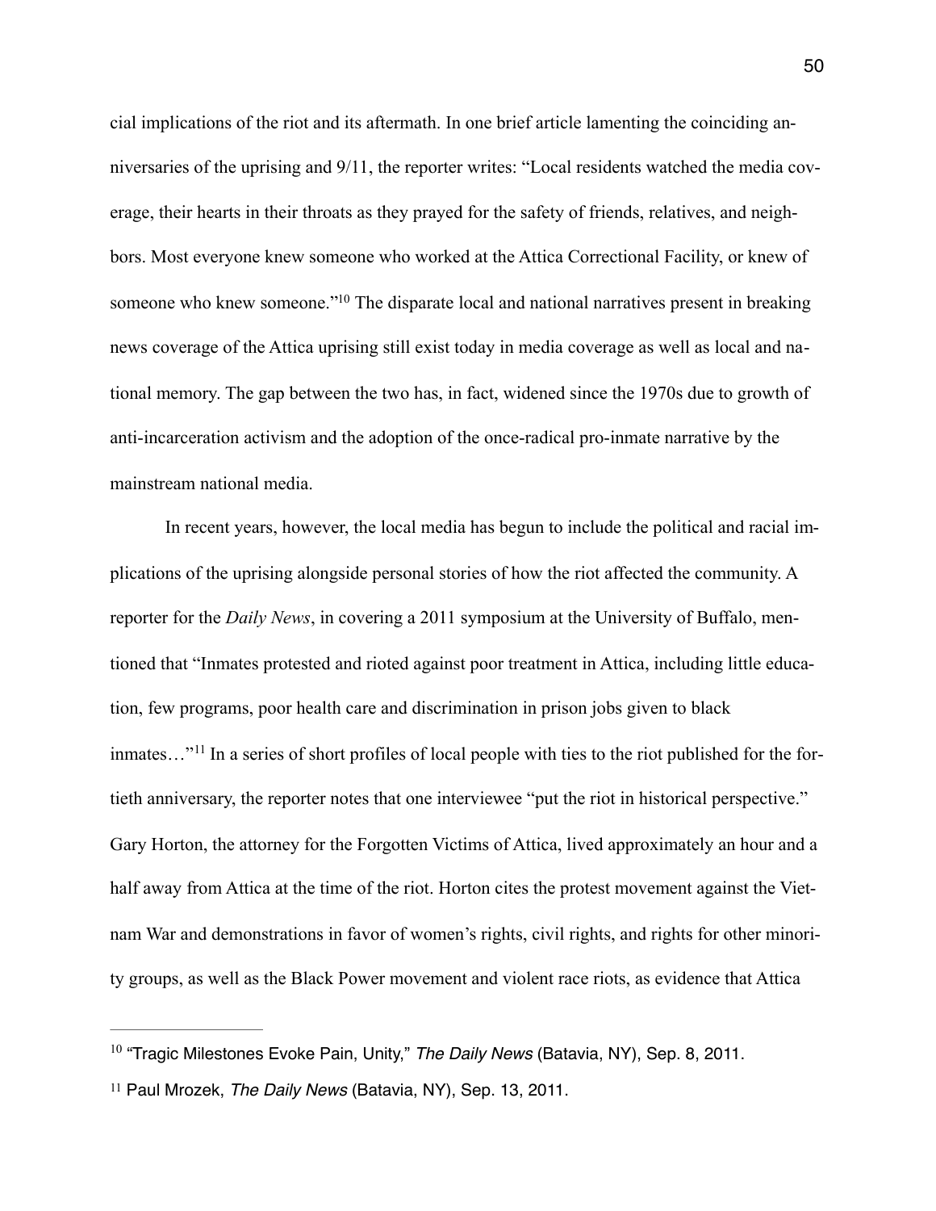cial implications of the riot and its aftermath. In one brief article lamenting the coinciding anniversaries of the uprising and 9/11, the reporter writes: "Local residents watched the media coverage, their hearts in their throats as they prayed for the safety of friends, relatives, and neighbors. Most everyone knew someone who worked at the Attica Correctional Facility, or knew of someone who knew someone."[10] The disparate local and national narratives present in breaking news coverage of the Attica uprising still exist today in media coverage as well as local and national memory. The gap between the two has, in fact, widened since the 1970s due to growth of anti-incarceration activism and the adoption of the once-radical pro-inmate narrative by the mainstream national media.

In recent years, however, the local media has begun to include the political and racial implications of the uprising alongside personal stories of how the riot affected the community. A reporter for the *Daily News*, in covering a 2011 symposium at the University of Buffalo, mentioned that "Inmates protested and rioted against poor treatment in Attica, including little education, few programs, poor health care and discrimination in prison jobs given to black inmates…"[11] In a series of short profiles of local people with ties to the riot published for the fortieth anniversary, the reporter notes that one interviewee "put the riot in historical perspective." Gary Horton, the attorney for the Forgotten Victims of Attica, lived approximately an hour and a half away from Attica at the time of the riot. Horton cites the protest movement against the Vietnam War and demonstrations in favor of women's rights, civil rights, and rights for other minority groups, as well as the Black Power movement and violent race riots, as evidence that Attica

---

[10] "Tragic Milestones Evoke Pain, Unity," *The Daily News* (Batavia, NY), Sep. 8, 2011.

[11] Paul Mrozek, *The Daily News* (Batavia, NY), Sep. 13, 2011.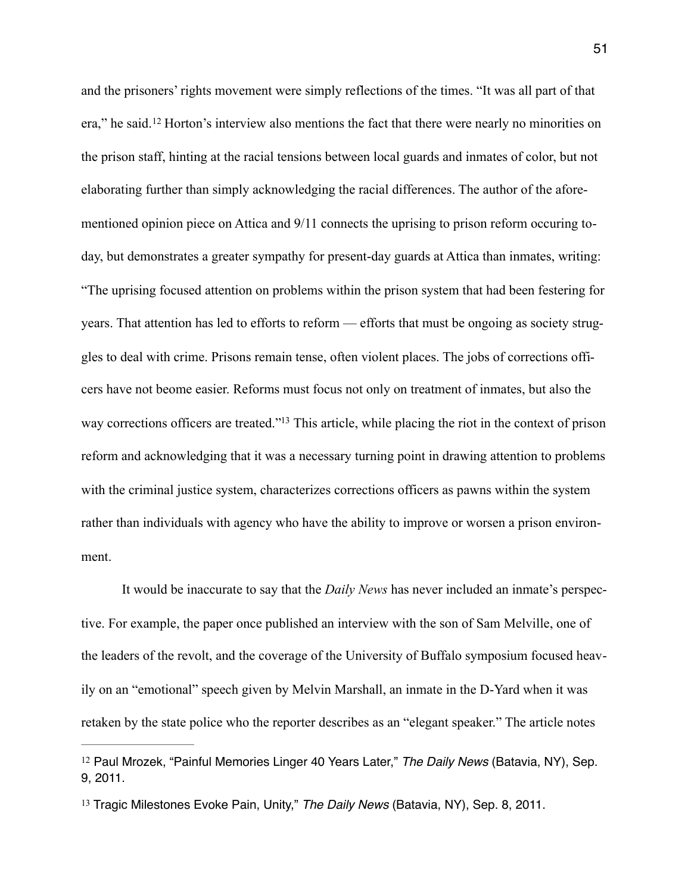and the prisoners' rights movement were simply reflections of the times. "It was all part of that era," he said.[12] Horton's interview also mentions the fact that there were nearly no minorities on the prison staff, hinting at the racial tensions between local guards and inmates of color, but not elaborating further than simply acknowledging the racial differences. The author of the aforementioned opinion piece on Attica and 9/11 connects the uprising to prison reform occuring today, but demonstrates a greater sympathy for present-day guards at Attica than inmates, writing: "The uprising focused attention on problems within the prison system that had been festering for years. That attention has led to efforts to reform — efforts that must be ongoing as society struggles to deal with crime. Prisons remain tense, often violent places. The jobs of corrections officers have not beome easier. Reforms must focus not only on treatment of inmates, but also the way corrections officers are treated."[13] This article, while placing the riot in the context of prison reform and acknowledging that it was a necessary turning point in drawing attention to problems with the criminal justice system, characterizes corrections officers as pawns within the system rather than individuals with agency who have the ability to improve or worsen a prison environment.

It would be inaccurate to say that the *Daily News* has never included an inmate's perspective. For example, the paper once published an interview with the son of Sam Melville, one of the leaders of the revolt, and the coverage of the University of Buffalo symposium focused heavily on an "emotional" speech given by Melvin Marshall, an inmate in the D-Yard when it was retaken by the state police who the reporter describes as an "elegant speaker." The article notes

---

[12] Paul Mrozek, "Painful Memories Linger 40 Years Later," *The Daily News* (Batavia, NY), Sep. 9, 2011.

[13] Tragic Milestones Evoke Pain, Unity," *The Daily News* (Batavia, NY), Sep. 8, 2011.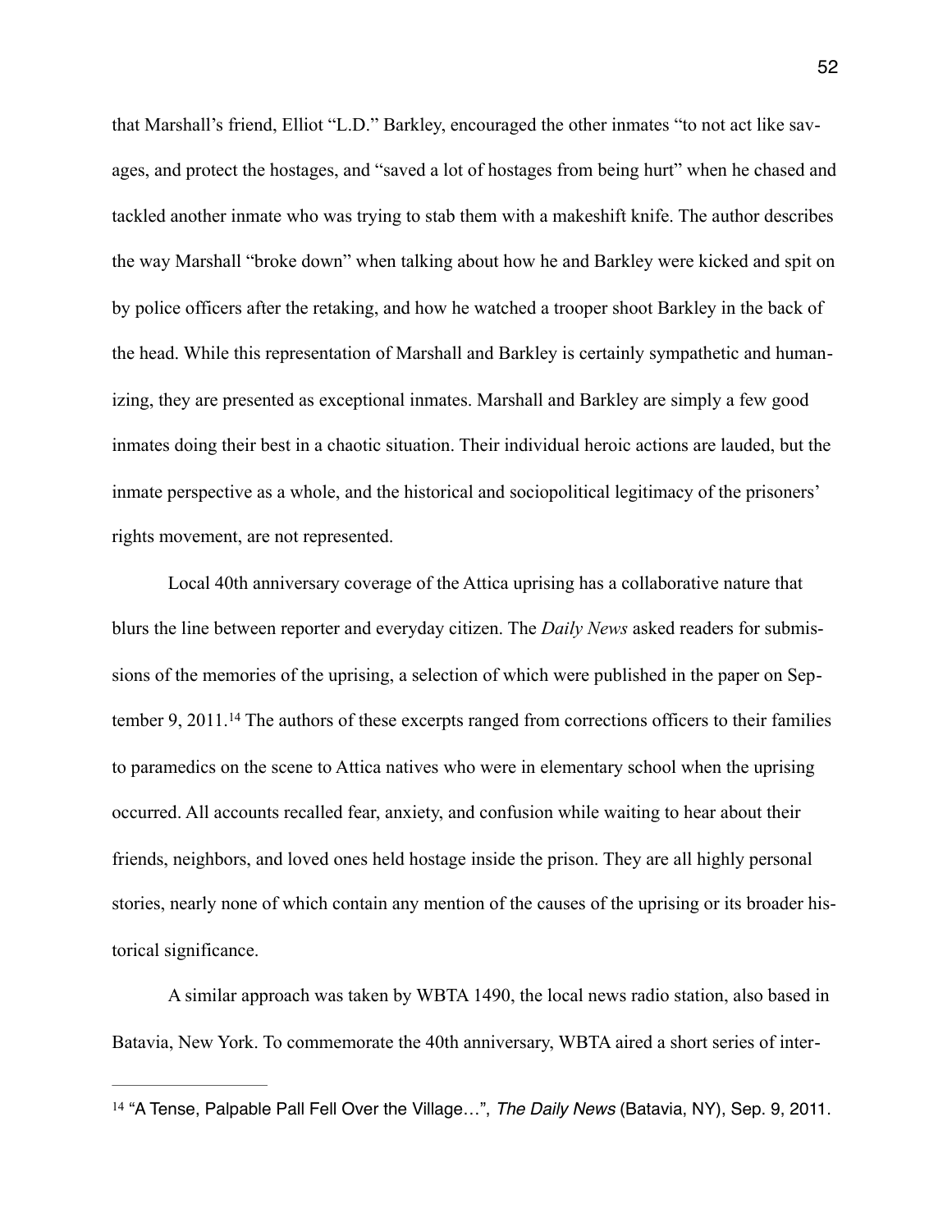that Marshall's friend, Elliot "L.D." Barkley, encouraged the other inmates "to not act like savages, and protect the hostages, and "saved a lot of hostages from being hurt" when he chased and tackled another inmate who was trying to stab them with a makeshift knife. The author describes the way Marshall "broke down" when talking about how he and Barkley were kicked and spit on by police officers after the retaking, and how he watched a trooper shoot Barkley in the back of the head. While this representation of Marshall and Barkley is certainly sympathetic and humanizing, they are presented as exceptional inmates. Marshall and Barkley are simply a few good inmates doing their best in a chaotic situation. Their individual heroic actions are lauded, but the inmate perspective as a whole, and the historical and sociopolitical legitimacy of the prisoners' rights movement, are not represented.

Local 40th anniversary coverage of the Attica uprising has a collaborative nature that blurs the line between reporter and everyday citizen. The *Daily News* asked readers for submissions of the memories of the uprising, a selection of which were published in the paper on September 9, 2011.[14] The authors of these excerpts ranged from corrections officers to their families to paramedics on the scene to Attica natives who were in elementary school when the uprising occurred. All accounts recalled fear, anxiety, and confusion while waiting to hear about their friends, neighbors, and loved ones held hostage inside the prison. They are all highly personal stories, nearly none of which contain any mention of the causes of the uprising or its broader historical significance.

A similar approach was taken by WBTA 1490, the local news radio station, also based in Batavia, New York. To commemorate the 40th anniversary, WBTA aired a short series of inter-

---

[14] "A Tense, Palpable Pall Fell Over the Village…", *The Daily News* (Batavia, NY), Sep. 9, 2011.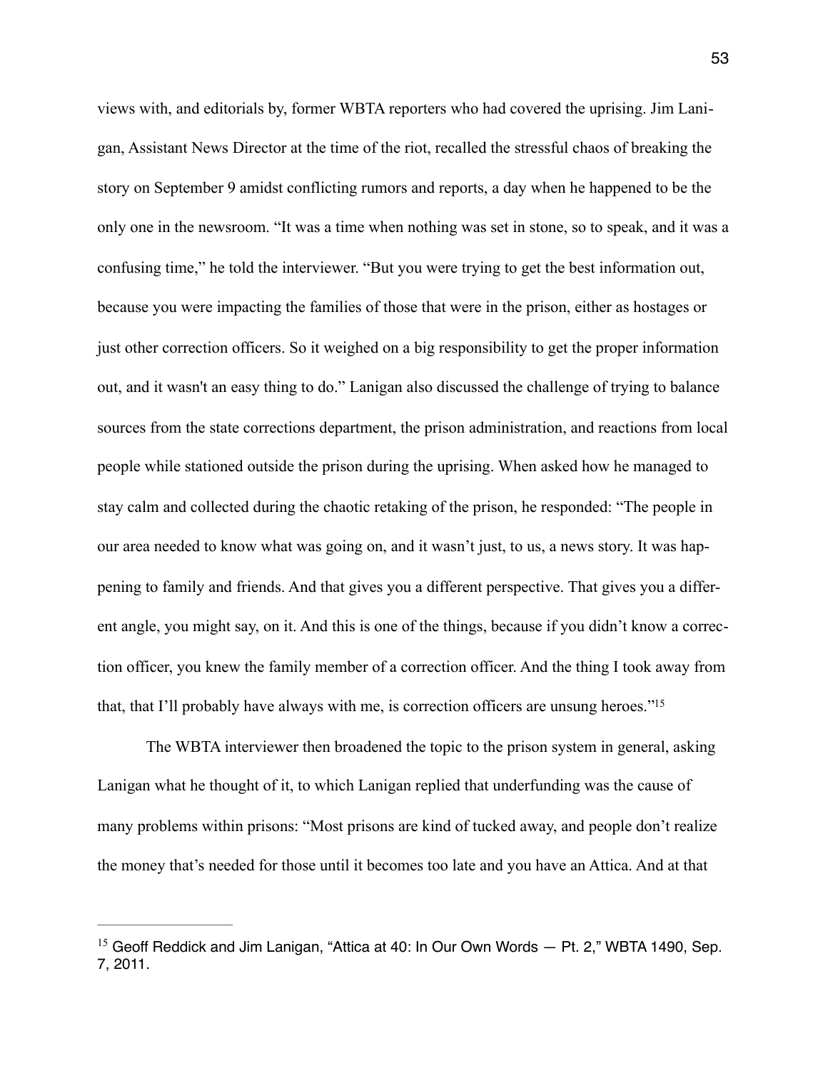views with, and editorials by, former WBTA reporters who had covered the uprising. Jim Lanigan, Assistant News Director at the time of the riot, recalled the stressful chaos of breaking the story on September 9 amidst conflicting rumors and reports, a day when he happened to be the only one in the newsroom. "It was a time when nothing was set in stone, so to speak, and it was a confusing time," he told the interviewer. "But you were trying to get the best information out, because you were impacting the families of those that were in the prison, either as hostages or just other correction officers. So it weighed on a big responsibility to get the proper information out, and it wasn't an easy thing to do." Lanigan also discussed the challenge of trying to balance sources from the state corrections department, the prison administration, and reactions from local people while stationed outside the prison during the uprising. When asked how he managed to stay calm and collected during the chaotic retaking of the prison, he responded: "The people in our area needed to know what was going on, and it wasn't just, to us, a news story. It was happening to family and friends. And that gives you a different perspective. That gives you a different angle, you might say, on it. And this is one of the things, because if you didn't know a correction officer, you knew the family member of a correction officer. And the thing I took away from that, that I'll probably have always with me, is correction officers are unsung heroes."[15]

The WBTA interviewer then broadened the topic to the prison system in general, asking Lanigan what he thought of it, to which Lanigan replied that underfunding was the cause of many problems within prisons: "Most prisons are kind of tucked away, and people don't realize the money that's needed for those until it becomes too late and you have an Attica. And at that

---

[15] Geoff Reddick and Jim Lanigan, "Attica at 40: In Our Own Words — Pt. 2," WBTA 1490, Sep. 7, 2011.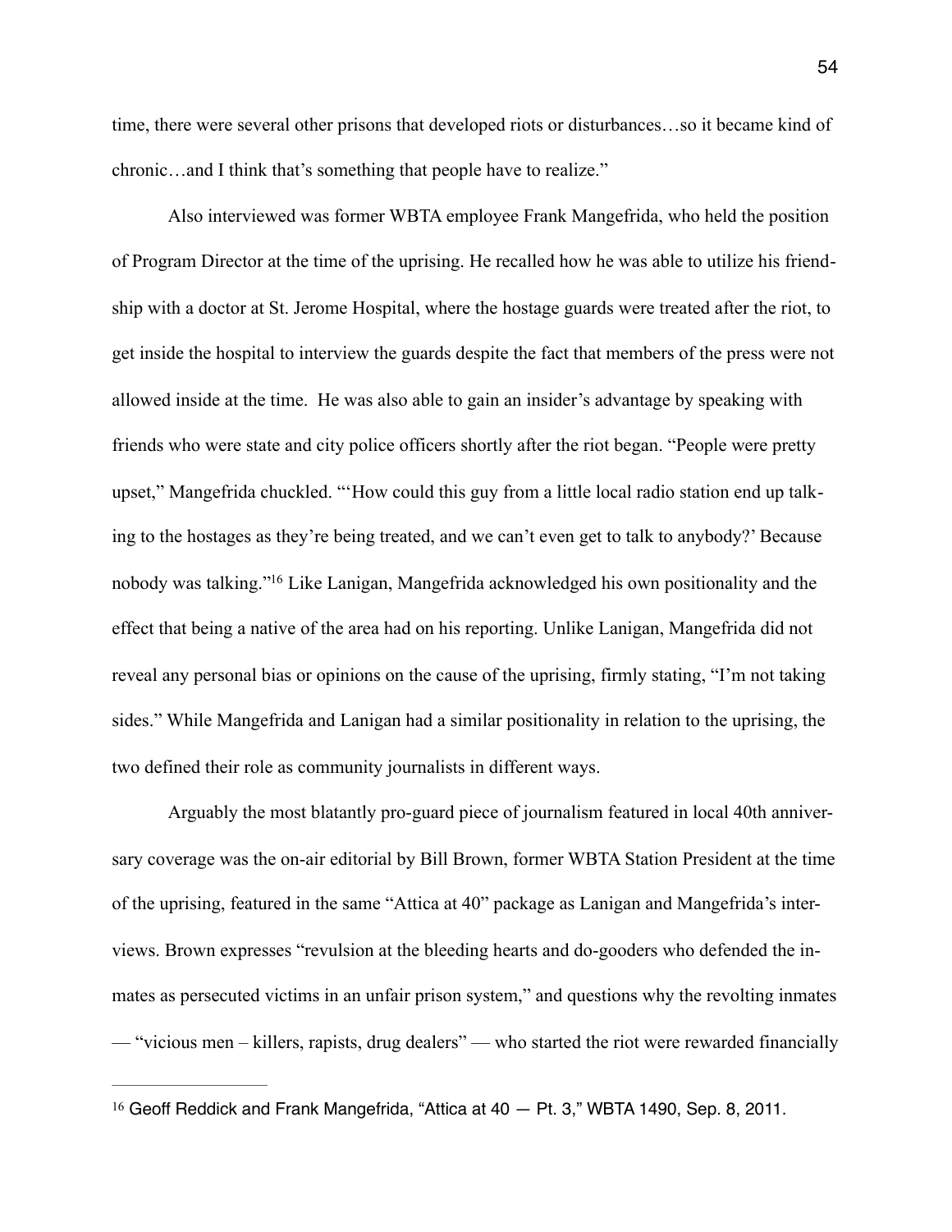time, there were several other prisons that developed riots or disturbances…so it became kind of chronic…and I think that's something that people have to realize."

Also interviewed was former WBTA employee Frank Mangefrida, who held the position of Program Director at the time of the uprising. He recalled how he was able to utilize his friendship with a doctor at St. Jerome Hospital, where the hostage guards were treated after the riot, to get inside the hospital to interview the guards despite the fact that members of the press were not allowed inside at the time. He was also able to gain an insider's advantage by speaking with friends who were state and city police officers shortly after the riot began. "People were pretty upset," Mangefrida chuckled. "'How could this guy from a little local radio station end up talking to the hostages as they're being treated, and we can't even get to talk to anybody?' Because nobody was talking."[16] Like Lanigan, Mangefrida acknowledged his own positionality and the effect that being a native of the area had on his reporting. Unlike Lanigan, Mangefrida did not reveal any personal bias or opinions on the cause of the uprising, firmly stating, "I'm not taking sides." While Mangefrida and Lanigan had a similar positionality in relation to the uprising, the two defined their role as community journalists in different ways.

Arguably the most blatantly pro-guard piece of journalism featured in local 40th anniversary coverage was the on-air editorial by Bill Brown, former WBTA Station President at the time of the uprising, featured in the same "Attica at 40" package as Lanigan and Mangefrida's interviews. Brown expresses "revulsion at the bleeding hearts and do-gooders who defended the inmates as persecuted victims in an unfair prison system," and questions why the revolting inmates — "vicious men – killers, rapists, drug dealers" — who started the riot were rewarded financially

---

[16] Geoff Reddick and Frank Mangefrida, "Attica at 40 — Pt. 3," WBTA 1490, Sep. 8, 2011.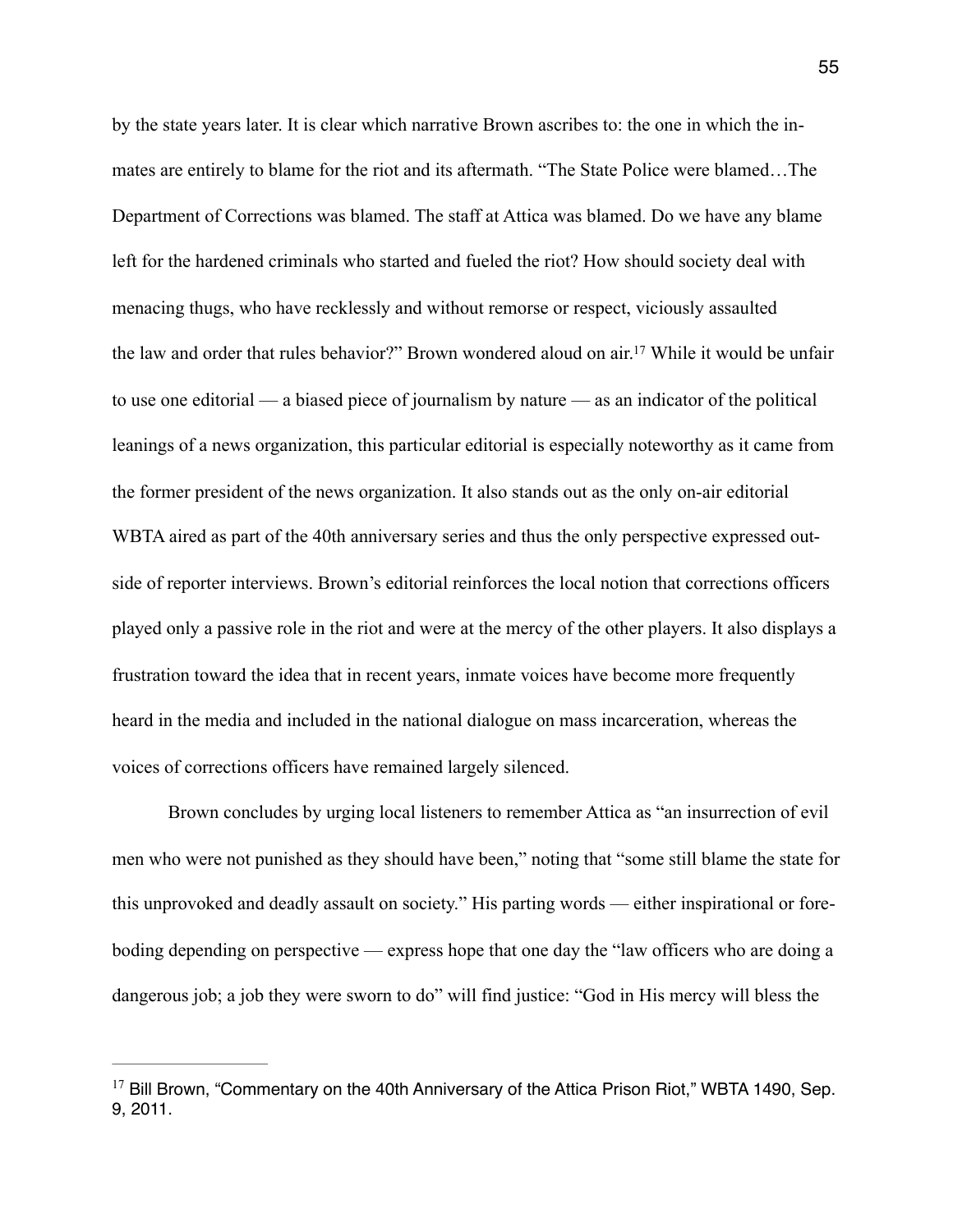by the state years later. It is clear which narrative Brown ascribes to: the one in which the inmates are entirely to blame for the riot and its aftermath. "The State Police were blamed…The Department of Corrections was blamed. The staff at Attica was blamed. Do we have any blame left for the hardened criminals who started and fueled the riot? How should society deal with menacing thugs, who have recklessly and without remorse or respect, viciously assaulted the law and order that rules behavior?" Brown wondered aloud on air.[17] While it would be unfair to use one editorial — a biased piece of journalism by nature — as an indicator of the political leanings of a news organization, this particular editorial is especially noteworthy as it came from the former president of the news organization. It also stands out as the only on-air editorial WBTA aired as part of the 40th anniversary series and thus the only perspective expressed outside of reporter interviews. Brown's editorial reinforces the local notion that corrections officers played only a passive role in the riot and were at the mercy of the other players. It also displays a frustration toward the idea that in recent years, inmate voices have become more frequently heard in the media and included in the national dialogue on mass incarceration, whereas the voices of corrections officers have remained largely silenced.

Brown concludes by urging local listeners to remember Attica as "an insurrection of evil men who were not punished as they should have been," noting that "some still blame the state for this unprovoked and deadly assault on society." His parting words — either inspirational or foreboding depending on perspective — express hope that one day the "law officers who are doing a dangerous job; a job they were sworn to do" will find justice: "God in His mercy will bless the

---

[17] Bill Brown, "Commentary on the 40th Anniversary of the Attica Prison Riot," WBTA 1490, Sep. 9, 2011.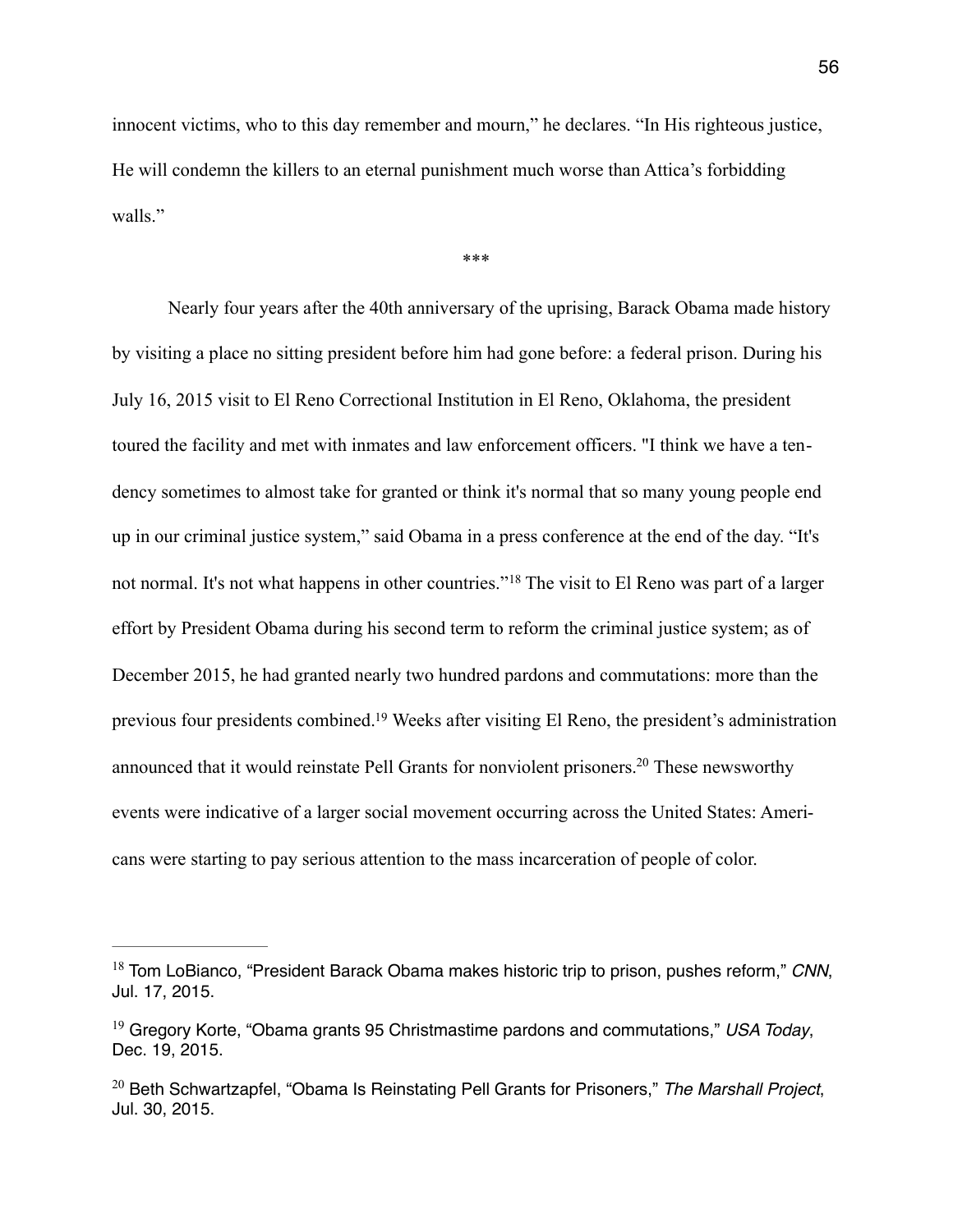innocent victims, who to this day remember and mourn," he declares. "In His righteous justice, He will condemn the killers to an eternal punishment much worse than Attica's forbidding walls."

***

Nearly four years after the 40th anniversary of the uprising, Barack Obama made history by visiting a place no sitting president before him had gone before: a federal prison. During his July 16, 2015 visit to El Reno Correctional Institution in El Reno, Oklahoma, the president toured the facility and met with inmates and law enforcement officers. "I think we have a tendency sometimes to almost take for granted or think it's normal that so many young people end up in our criminal justice system," said Obama in a press conference at the end of the day. "It's not normal. It's not what happens in other countries."[18] The visit to El Reno was part of a larger effort by President Obama during his second term to reform the criminal justice system; as of December 2015, he had granted nearly two hundred pardons and commutations: more than the previous four presidents combined.[19] Weeks after visiting El Reno, the president's administration announced that it would reinstate Pell Grants for nonviolent prisoners.[20] These newsworthy events were indicative of a larger social movement occurring across the United States: Americans were starting to pay serious attention to the mass incarceration of people of color.

---

[18] Tom LoBianco, "President Barack Obama makes historic trip to prison, pushes reform," *CNN*, Jul. 17, 2015.

[19] Gregory Korte, "Obama grants 95 Christmastime pardons and commutations," *USA Today*, Dec. 19, 2015.

[20] Beth Schwartzapfel, "Obama Is Reinstating Pell Grants for Prisoners," *The Marshall Project*, Jul. 30, 2015.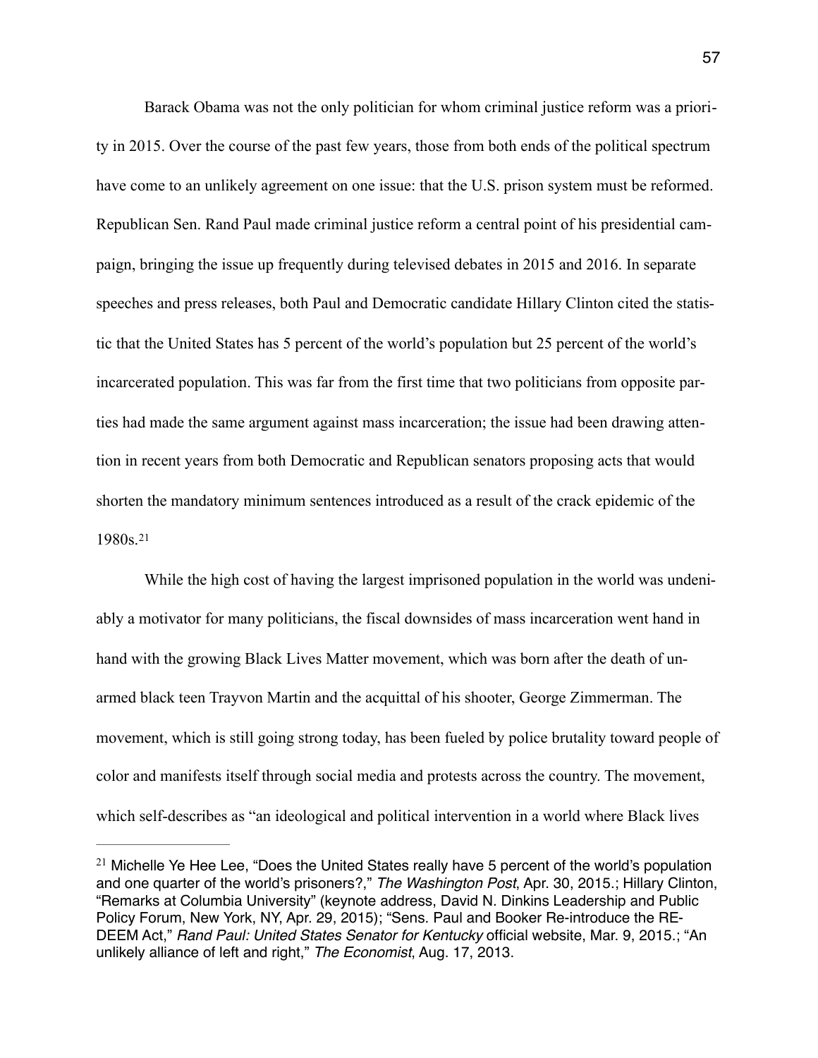Barack Obama was not the only politician for whom criminal justice reform was a priority in 2015. Over the course of the past few years, those from both ends of the political spectrum have come to an unlikely agreement on one issue: that the U.S. prison system must be reformed. Republican Sen. Rand Paul made criminal justice reform a central point of his presidential campaign, bringing the issue up frequently during televised debates in 2015 and 2016. In separate speeches and press releases, both Paul and Democratic candidate Hillary Clinton cited the statistic that the United States has 5 percent of the world's population but 25 percent of the world's incarcerated population. This was far from the first time that two politicians from opposite parties had made the same argument against mass incarceration; the issue had been drawing attention in recent years from both Democratic and Republican senators proposing acts that would shorten the mandatory minimum sentences introduced as a result of the crack epidemic of the 1980s.[21]

While the high cost of having the largest imprisoned population in the world was undeniably a motivator for many politicians, the fiscal downsides of mass incarceration went hand in hand with the growing Black Lives Matter movement, which was born after the death of unarmed black teen Trayvon Martin and the acquittal of his shooter, George Zimmerman. The movement, which is still going strong today, has been fueled by police brutality toward people of color and manifests itself through social media and protests across the country. The movement, which self-describes as "an ideological and political intervention in a world where Black lives

---

[21] Michelle Ye Hee Lee, "Does the United States really have 5 percent of the world's population and one quarter of the world's prisoners?," *The Washington Post*, Apr. 30, 2015.; Hillary Clinton, "Remarks at Columbia University" (keynote address, David N. Dinkins Leadership and Public Policy Forum, New York, NY, Apr. 29, 2015); "Sens. Paul and Booker Re-introduce the REDEEM Act," *Rand Paul: United States Senator for Kentucky* official website, Mar. 9, 2015.; "An unlikely alliance of left and right," *The Economist*, Aug. 17, 2013.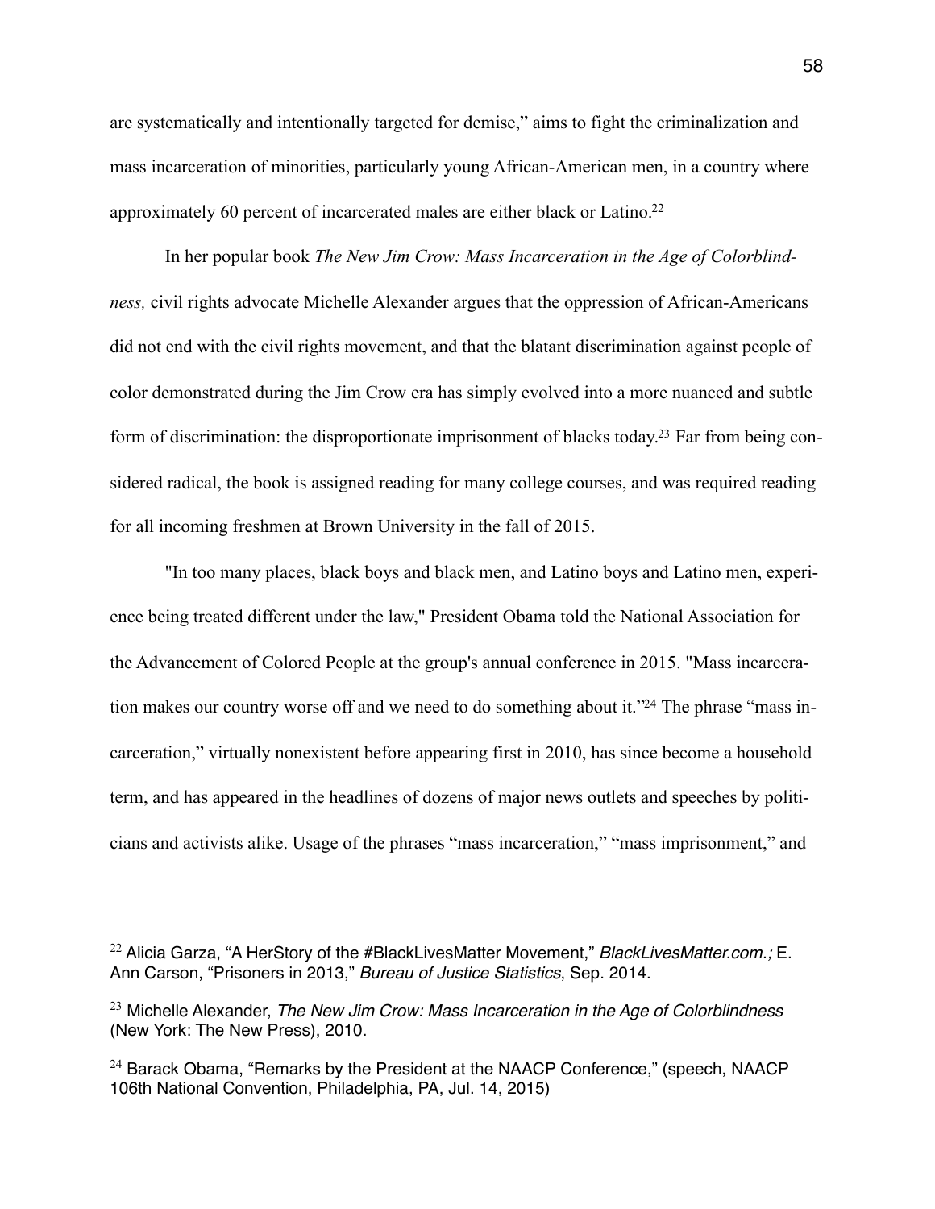are systematically and intentionally targeted for demise," aims to fight the criminalization and mass incarceration of minorities, particularly young African-American men, in a country where approximately 60 percent of incarcerated males are either black or Latino.[22]

In her popular book *The New Jim Crow: Mass Incarceration in the Age of Colorblindness,* civil rights advocate Michelle Alexander argues that the oppression of African-Americans did not end with the civil rights movement, and that the blatant discrimination against people of color demonstrated during the Jim Crow era has simply evolved into a more nuanced and subtle form of discrimination: the disproportionate imprisonment of blacks today.[23] Far from being considered radical, the book is assigned reading for many college courses, and was required reading for all incoming freshmen at Brown University in the fall of 2015.

"In too many places, black boys and black men, and Latino boys and Latino men, experience being treated different under the law," President Obama told the National Association for the Advancement of Colored People at the group's annual conference in 2015. "Mass incarceration makes our country worse off and we need to do something about it."[24] The phrase "mass incarceration," virtually nonexistent before appearing first in 2010, has since become a household term, and has appeared in the headlines of dozens of major news outlets and speeches by politicians and activists alike. Usage of the phrases "mass incarceration," "mass imprisonment," and

---

[22] Alicia Garza, "A HerStory of the #BlackLivesMatter Movement," *BlackLivesMatter.com.;* E. Ann Carson, "Prisoners in 2013," *Bureau of Justice Statistics*, Sep. 2014.

[23] Michelle Alexander, *The New Jim Crow: Mass Incarceration in the Age of Colorblindness* (New York: The New Press), 2010.

[24] Barack Obama, "Remarks by the President at the NAACP Conference," (speech, NAACP 106th National Convention, Philadelphia, PA, Jul. 14, 2015)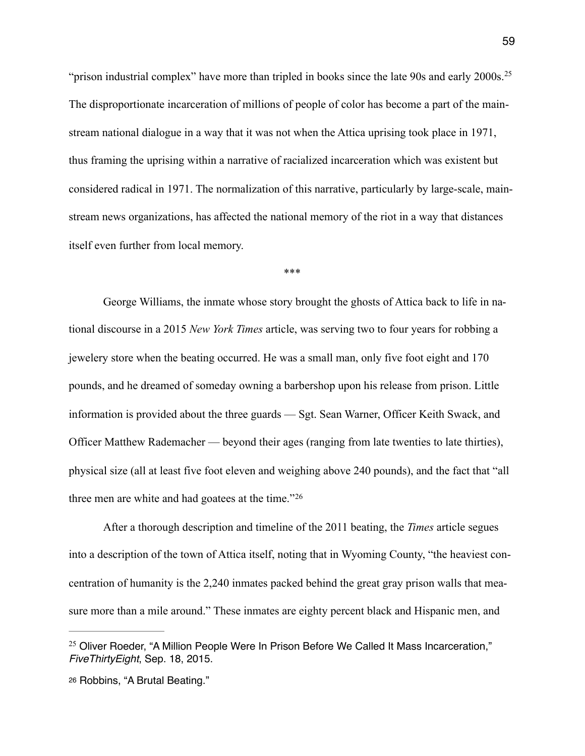"prison industrial complex" have more than tripled in books since the late 90s and early 2000s.[25] The disproportionate incarceration of millions of people of color has become a part of the mainstream national dialogue in a way that it was not when the Attica uprising took place in 1971, thus framing the uprising within a narrative of racialized incarceration which was existent but considered radical in 1971. The normalization of this narrative, particularly by large-scale, mainstream news organizations, has affected the national memory of the riot in a way that distances itself even further from local memory.

***

George Williams, the inmate whose story brought the ghosts of Attica back to life in national discourse in a 2015 *New York Times* article, was serving two to four years for robbing a jewelery store when the beating occurred. He was a small man, only five foot eight and 170 pounds, and he dreamed of someday owning a barbershop upon his release from prison. Little information is provided about the three guards — Sgt. Sean Warner, Officer Keith Swack, and Officer Matthew Rademacher — beyond their ages (ranging from late twenties to late thirties), physical size (all at least five foot eleven and weighing above 240 pounds), and the fact that "all three men are white and had goatees at the time."[26]

After a thorough description and timeline of the 2011 beating, the *Times* article segues into a description of the town of Attica itself, noting that in Wyoming County, "the heaviest concentration of humanity is the 2,240 inmates packed behind the great gray prison walls that measure more than a mile around." These inmates are eighty percent black and Hispanic men, and

---

[25] Oliver Roeder, "A Million People Were In Prison Before We Called It Mass Incarceration," *FiveThirtyEight*, Sep. 18, 2015.

[26] Robbins, "A Brutal Beating."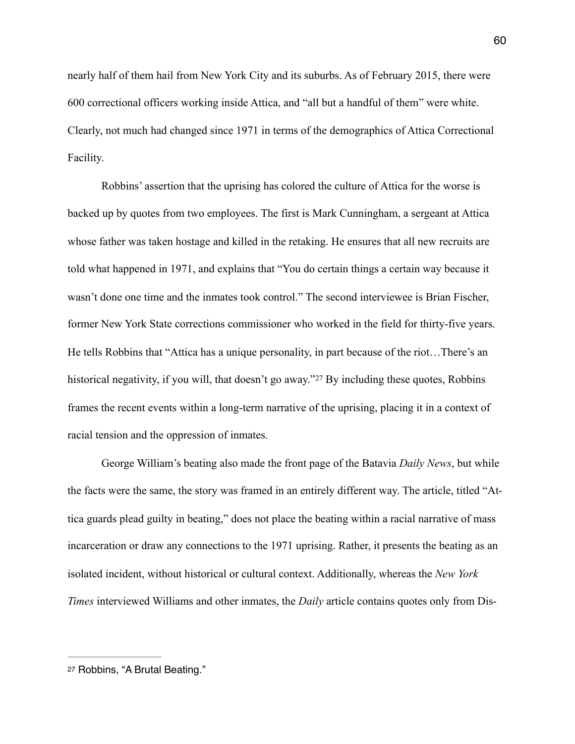nearly half of them hail from New York City and its suburbs. As of February 2015, there were 600 correctional officers working inside Attica, and "all but a handful of them" were white. Clearly, not much had changed since 1971 in terms of the demographics of Attica Correctional Facility.

Robbins' assertion that the uprising has colored the culture of Attica for the worse is backed up by quotes from two employees. The first is Mark Cunningham, a sergeant at Attica whose father was taken hostage and killed in the retaking. He ensures that all new recruits are told what happened in 1971, and explains that "You do certain things a certain way because it wasn't done one time and the inmates took control." The second interviewee is Brian Fischer, former New York State corrections commissioner who worked in the field for thirty-five years. He tells Robbins that "Attica has a unique personality, in part because of the riot…There's an historical negativity, if you will, that doesn't go away."[27] By including these quotes, Robbins frames the recent events within a long-term narrative of the uprising, placing it in a context of racial tension and the oppression of inmates.

George William's beating also made the front page of the Batavia *Daily News*, but while the facts were the same, the story was framed in an entirely different way. The article, titled "Attica guards plead guilty in beating," does not place the beating within a racial narrative of mass incarceration or draw any connections to the 1971 uprising. Rather, it presents the beating as an isolated incident, without historical or cultural context. Additionally, whereas the *New York Times* interviewed Williams and other inmates, the *Daily* article contains quotes only from Dis-

---

[27] Robbins, "A Brutal Beating."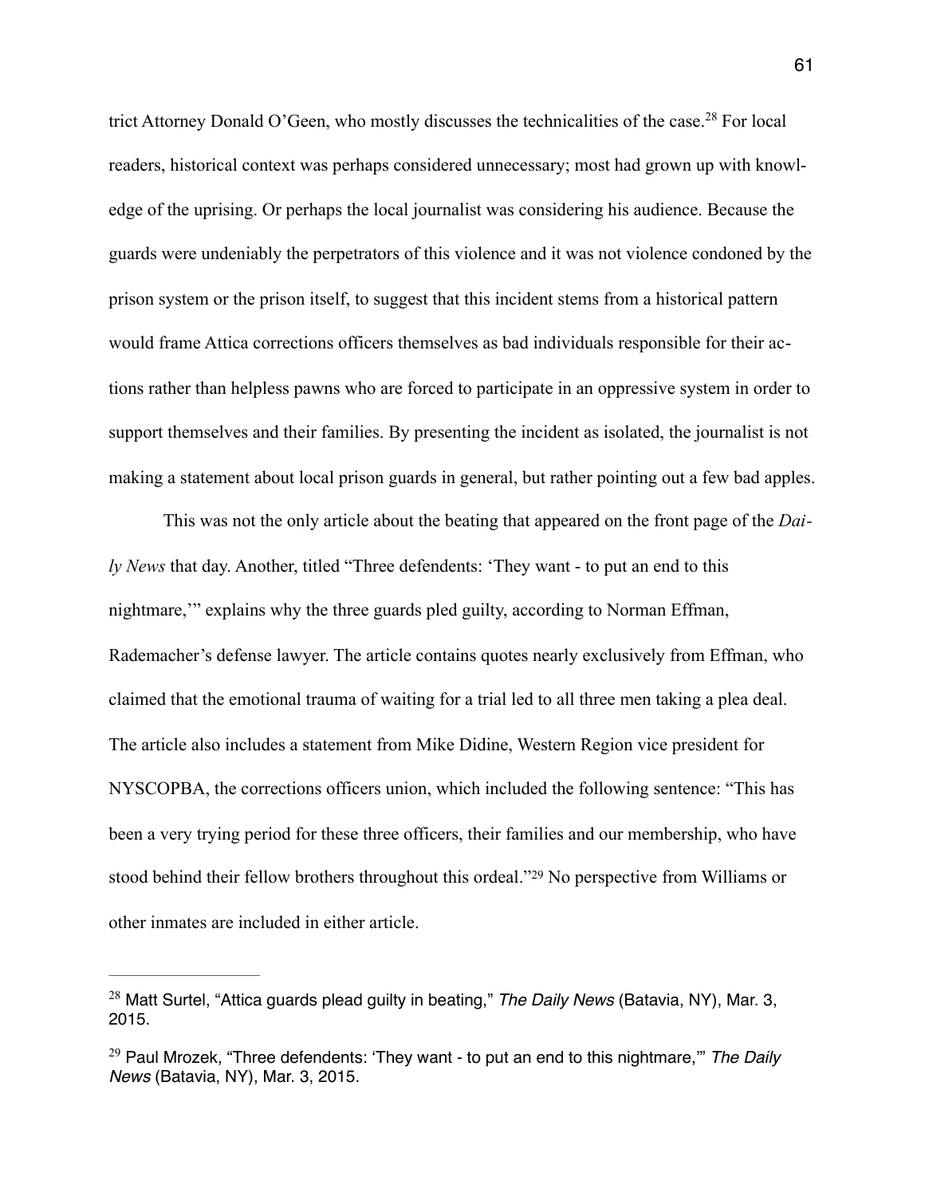trict Attorney Donald O'Geen, who mostly discusses the technicalities of the case.[28] For local readers, historical context was perhaps considered unnecessary; most had grown up with knowledge of the uprising. Or perhaps the local journalist was considering his audience. Because the guards were undeniably the perpetrators of this violence and it was not violence condoned by the prison system or the prison itself, to suggest that this incident stems from a historical pattern would frame Attica corrections officers themselves as bad individuals responsible for their actions rather than helpless pawns who are forced to participate in an oppressive system in order to support themselves and their families. By presenting the incident as isolated, the journalist is not making a statement about local prison guards in general, but rather pointing out a few bad apples.

This was not the only article about the beating that appeared on the front page of the *Daily News* that day. Another, titled "Three defendants: 'They want - to put an end to this nightmare,'" explains why the three guards pled guilty, according to Norman Effman, Rademacher's defense lawyer. The article contains quotes nearly exclusively from Effman, who claimed that the emotional trauma of waiting for a trial led to all three men taking a plea deal. The article also includes a statement from Mike Didine, Western Region vice president for NYSCOPBA, the corrections officers union, which included the following sentence: "This has been a very trying period for these three officers, their families and our membership, who have stood behind their fellow brothers throughout this ordeal."[29] No perspective from Williams or other inmates are included in either article.

---

[28] Matt Surtel, "Attica guards plead guilty in beating," *The Daily News* (Batavia, NY), Mar. 3, 2015.

[29] Paul Mrozek, "Three defendants: 'They want - to put an end to this nightmare,'" *The Daily News* (Batavia, NY), Mar. 3, 2015.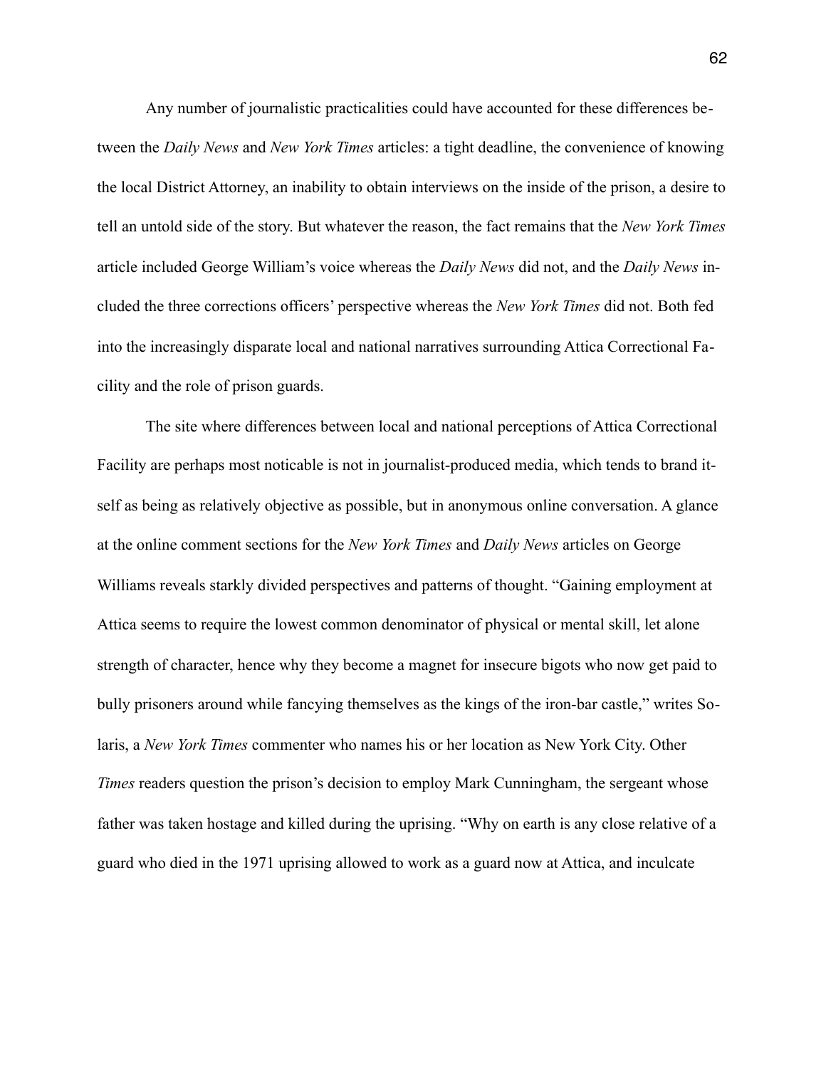Any number of journalistic practicalities could have accounted for these differences between the *Daily News* and *New York Times* articles: a tight deadline, the convenience of knowing the local District Attorney, an inability to obtain interviews on the inside of the prison, a desire to tell an untold side of the story. But whatever the reason, the fact remains that the *New York Times* article included George William's voice whereas the *Daily News* did not, and the *Daily News* included the three corrections officers' perspective whereas the *New York Times* did not. Both fed into the increasingly disparate local and national narratives surrounding Attica Correctional Facility and the role of prison guards.

The site where differences between local and national perceptions of Attica Correctional Facility are perhaps most noticable is not in journalist-produced media, which tends to brand itself as being as relatively objective as possible, but in anonymous online conversation. A glance at the online comment sections for the *New York Times* and *Daily News* articles on George Williams reveals starkly divided perspectives and patterns of thought. "Gaining employment at Attica seems to require the lowest common denominator of physical or mental skill, let alone strength of character, hence why they become a magnet for insecure bigots who now get paid to bully prisoners around while fancying themselves as the kings of the iron-bar castle," writes Solaris, a *New York Times* commenter who names his or her location as New York City. Other *Times* readers question the prison's decision to employ Mark Cunningham, the sergeant whose father was taken hostage and killed during the uprising. "Why on earth is any close relative of a guard who died in the 1971 uprising allowed to work as a guard now at Attica, and inculcate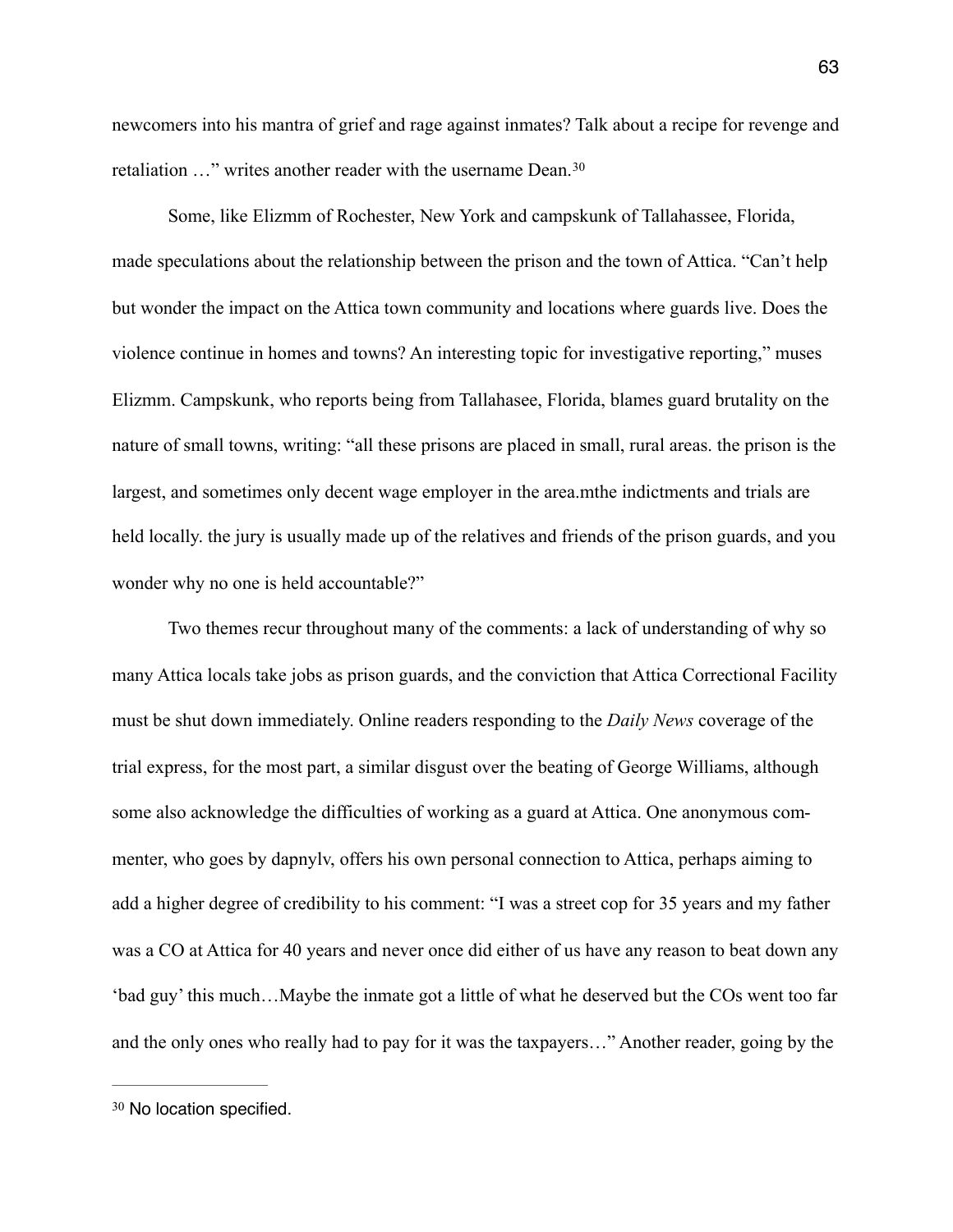newcomers into his mantra of grief and rage against inmates? Talk about a recipe for revenge and retaliation …" writes another reader with the username Dean.[30]

Some, like Elizmm of Rochester, New York and campskunk of Tallahassee, Florida, made speculations about the relationship between the prison and the town of Attica. "Can't help but wonder the impact on the Attica town community and locations where guards live. Does the violence continue in homes and towns? An interesting topic for investigative reporting," muses Elizmm. Campskunk, who reports being from Tallahasee, Florida, blames guard brutality on the nature of small towns, writing: "all these prisons are placed in small, rural areas. the prison is the largest, and sometimes only decent wage employer in the area.mthe indictments and trials are held locally. the jury is usually made up of the relatives and friends of the prison guards, and you wonder why no one is held accountable?"

Two themes recur throughout many of the comments: a lack of understanding of why so many Attica locals take jobs as prison guards, and the conviction that Attica Correctional Facility must be shut down immediately. Online readers responding to the *Daily News* coverage of the trial express, for the most part, a similar disgust over the beating of George Williams, although some also acknowledge the difficulties of working as a guard at Attica. One anonymous commenter, who goes by dapnylv, offers his own personal connection to Attica, perhaps aiming to add a higher degree of credibility to his comment: "I was a street cop for 35 years and my father was a CO at Attica for 40 years and never once did either of us have any reason to beat down any 'bad guy' this much…Maybe the inmate got a little of what he deserved but the COs went too far and the only ones who really had to pay for it was the taxpayers…" Another reader, going by the

---

[30] No location specified.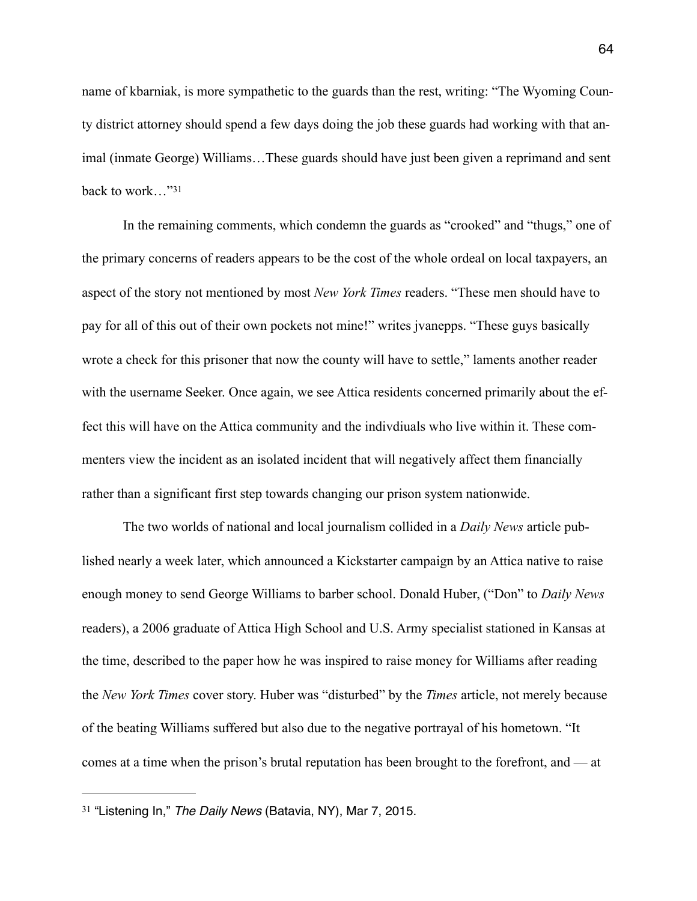name of kbarniak, is more sympathetic to the guards than the rest, writing: "The Wyoming County district attorney should spend a few days doing the job these guards had working with that animal (inmate George) Williams…These guards should have just been given a reprimand and sent back to work…"[31]

In the remaining comments, which condemn the guards as "crooked" and "thugs," one of the primary concerns of readers appears to be the cost of the whole ordeal on local taxpayers, an aspect of the story not mentioned by most *New York Times* readers. "These men should have to pay for all of this out of their own pockets not mine!" writes jvanepps. "These guys basically wrote a check for this prisoner that now the county will have to settle," laments another reader with the username Seeker. Once again, we see Attica residents concerned primarily about the effect this will have on the Attica community and the indivdiuals who live within it. These commenters view the incident as an isolated incident that will negatively affect them financially rather than a significant first step towards changing our prison system nationwide.

The two worlds of national and local journalism collided in a *Daily News* article published nearly a week later, which announced a Kickstarter campaign by an Attica native to raise enough money to send George Williams to barber school. Donald Huber, ("Don" to *Daily News* readers), a 2006 graduate of Attica High School and U.S. Army specialist stationed in Kansas at the time, described to the paper how he was inspired to raise money for Williams after reading the *New York Times* cover story. Huber was "disturbed" by the *Times* article, not merely because of the beating Williams suffered but also due to the negative portrayal of his hometown. "It comes at a time when the prison's brutal reputation has been brought to the forefront, and — at

---

[31] "Listening In," *The Daily News* (Batavia, NY), Mar 7, 2015.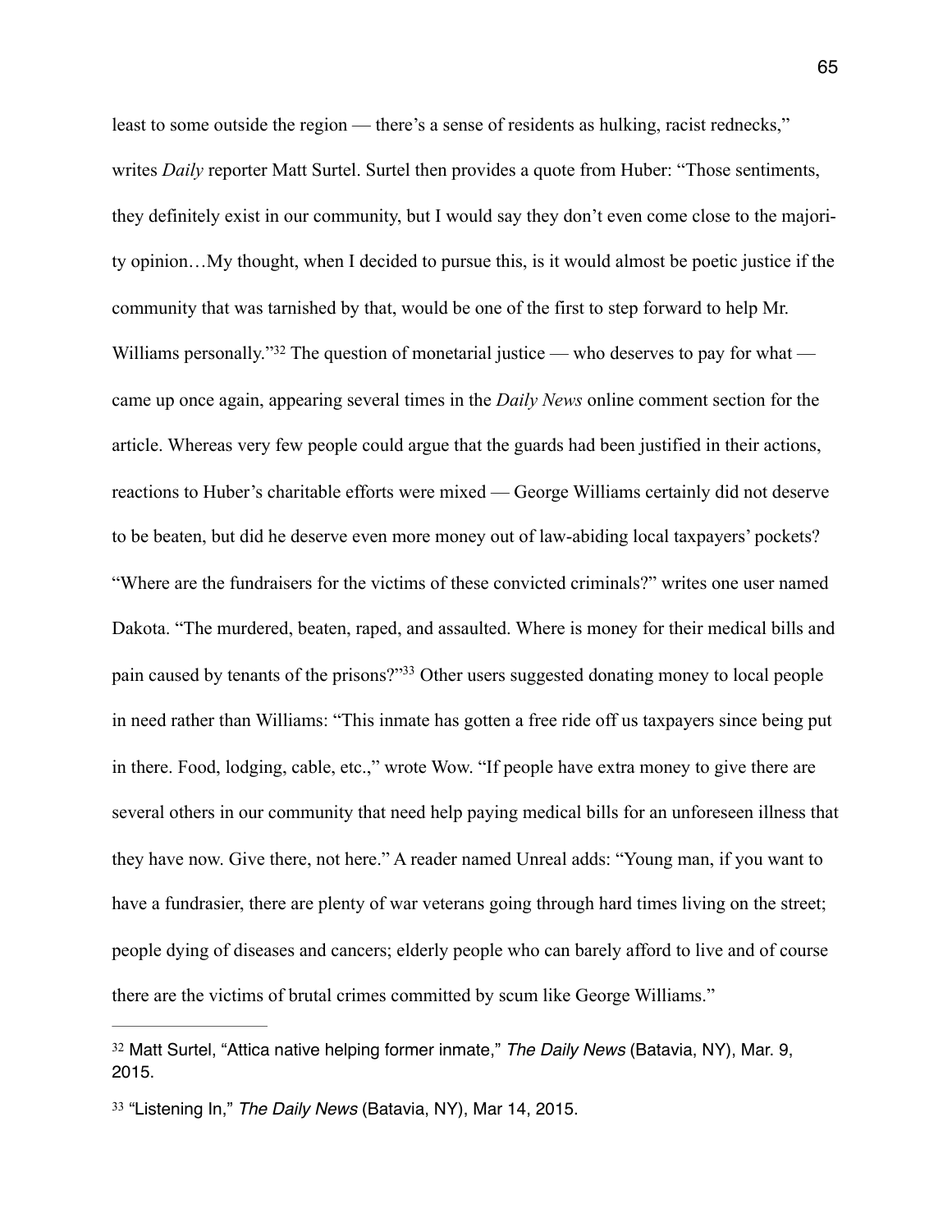least to some outside the region — there's a sense of residents as hulking, racist rednecks," writes *Daily* reporter Matt Surtel. Surtel then provides a quote from Huber: "Those sentiments, they definitely exist in our community, but I would say they don't even come close to the majority opinion…My thought, when I decided to pursue this, is it would almost be poetic justice if the community that was tarnished by that, would be one of the first to step forward to help Mr. Williams personally."[32] The question of monetarial justice — who deserves to pay for what — came up once again, appearing several times in the *Daily News* online comment section for the article. Whereas very few people could argue that the guards had been justified in their actions, reactions to Huber's charitable efforts were mixed — George Williams certainly did not deserve to be beaten, but did he deserve even more money out of law-abiding local taxpayers' pockets? "Where are the fundraisers for the victims of these convicted criminals?" writes one user named Dakota. "The murdered, beaten, raped, and assaulted. Where is money for their medical bills and pain caused by tenants of the prisons?"[33] Other users suggested donating money to local people in need rather than Williams: "This inmate has gotten a free ride off us taxpayers since being put in there. Food, lodging, cable, etc.," wrote Wow. "If people have extra money to give there are several others in our community that need help paying medical bills for an unforeseen illness that they have now. Give there, not here." A reader named Unreal adds: "Young man, if you want to have a fundrasier, there are plenty of war veterans going through hard times living on the street; people dying of diseases and cancers; elderly people who can barely afford to live and of course there are the victims of brutal crimes committed by scum like George Williams."

---

[32] Matt Surtel, "Attica native helping former inmate," *The Daily News* (Batavia, NY), Mar. 9, 2015.

[33] "Listening In," *The Daily News* (Batavia, NY), Mar 14, 2015.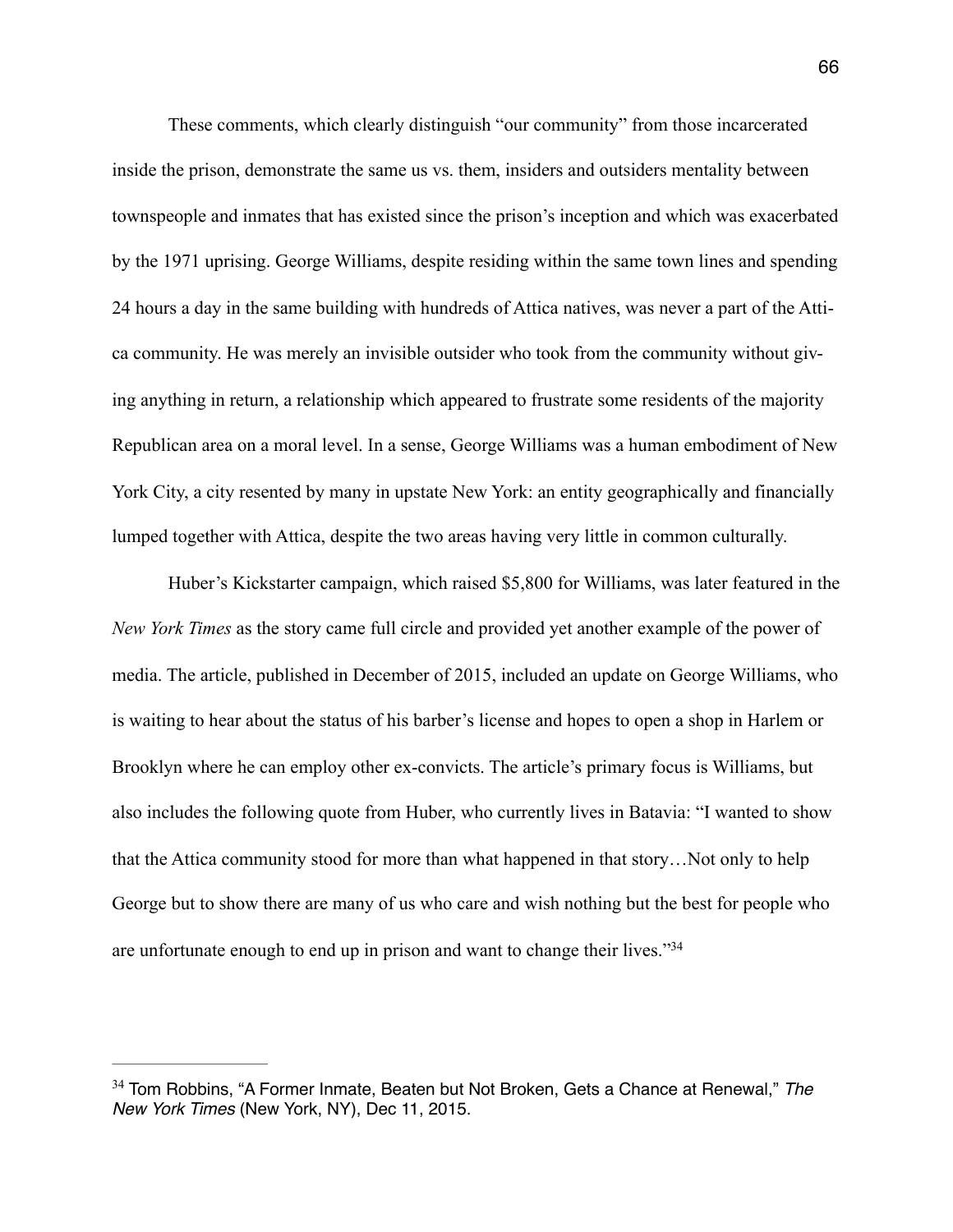These comments, which clearly distinguish "our community" from those incarcerated inside the prison, demonstrate the same us vs. them, insiders and outsiders mentality between townspeople and inmates that has existed since the prison's inception and which was exacerbated by the 1971 uprising. George Williams, despite residing within the same town lines and spending 24 hours a day in the same building with hundreds of Attica natives, was never a part of the Attica community. He was merely an invisible outsider who took from the community without giving anything in return, a relationship which appeared to frustrate some residents of the majority Republican area on a moral level. In a sense, George Williams was a human embodiment of New York City, a city resented by many in upstate New York: an entity geographically and financially lumped together with Attica, despite the two areas having very little in common culturally.

Huber's Kickstarter campaign, which raised $5,800 for Williams, was later featured in the *New York Times* as the story came full circle and provided yet another example of the power of media. The article, published in December of 2015, included an update on George Williams, who is waiting to hear about the status of his barber's license and hopes to open a shop in Harlem or Brooklyn where he can employ other ex-convicts. The article's primary focus is Williams, but also includes the following quote from Huber, who currently lives in Batavia: "I wanted to show that the Attica community stood for more than what happened in that story…Not only to help George but to show there are many of us who care and wish nothing but the best for people who are unfortunate enough to end up in prison and want to change their lives."[34]

---

[34] Tom Robbins, "A Former Inmate, Beaten but Not Broken, Gets a Chance at Renewal," *The New York Times* (New York, NY), Dec 11, 2015.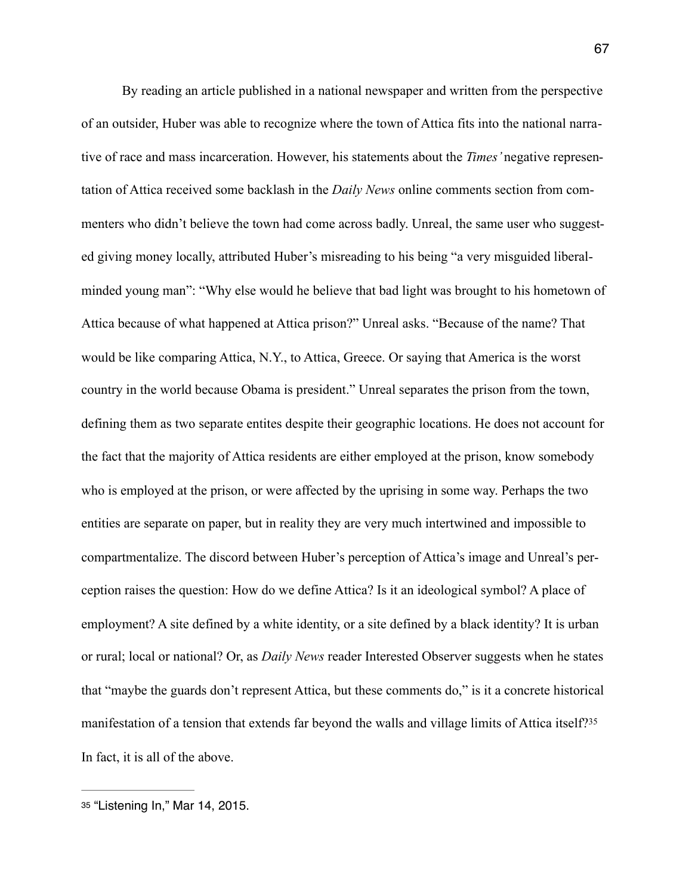By reading an article published in a national newspaper and written from the perspective of an outsider, Huber was able to recognize where the town of Attica fits into the national narrative of race and mass incarceration. However, his statements about the *Times'* negative representation of Attica received some backlash in the *Daily News* online comments section from commenters who didn't believe the town had come across badly. Unreal, the same user who suggested giving money locally, attributed Huber's misreading to his being "a very misguided liberal-minded young man": "Why else would he believe that bad light was brought to his hometown of Attica because of what happened at Attica prison?" Unreal asks. "Because of the name? That would be like comparing Attica, N.Y., to Attica, Greece. Or saying that America is the worst country in the world because Obama is president." Unreal separates the prison from the town, defining them as two separate entites despite their geographic locations. He does not account for the fact that the majority of Attica residents are either employed at the prison, know somebody who is employed at the prison, or were affected by the uprising in some way. Perhaps the two entities are separate on paper, but in reality they are very much intertwined and impossible to compartmentalize. The discord between Huber's perception of Attica's image and Unreal's perception raises the question: How do we define Attica? Is it an ideological symbol? A place of employment? A site defined by a white identity, or a site defined by a black identity? It is urban or rural; local or national? Or, as *Daily News* reader Interested Observer suggests when he states that "maybe the guards don't represent Attica, but these comments do," is it a concrete historical manifestation of a tension that extends far beyond the walls and village limits of Attica itself?[35] In fact, it is all of the above.

---

[35] "Listening In," Mar 14, 2015.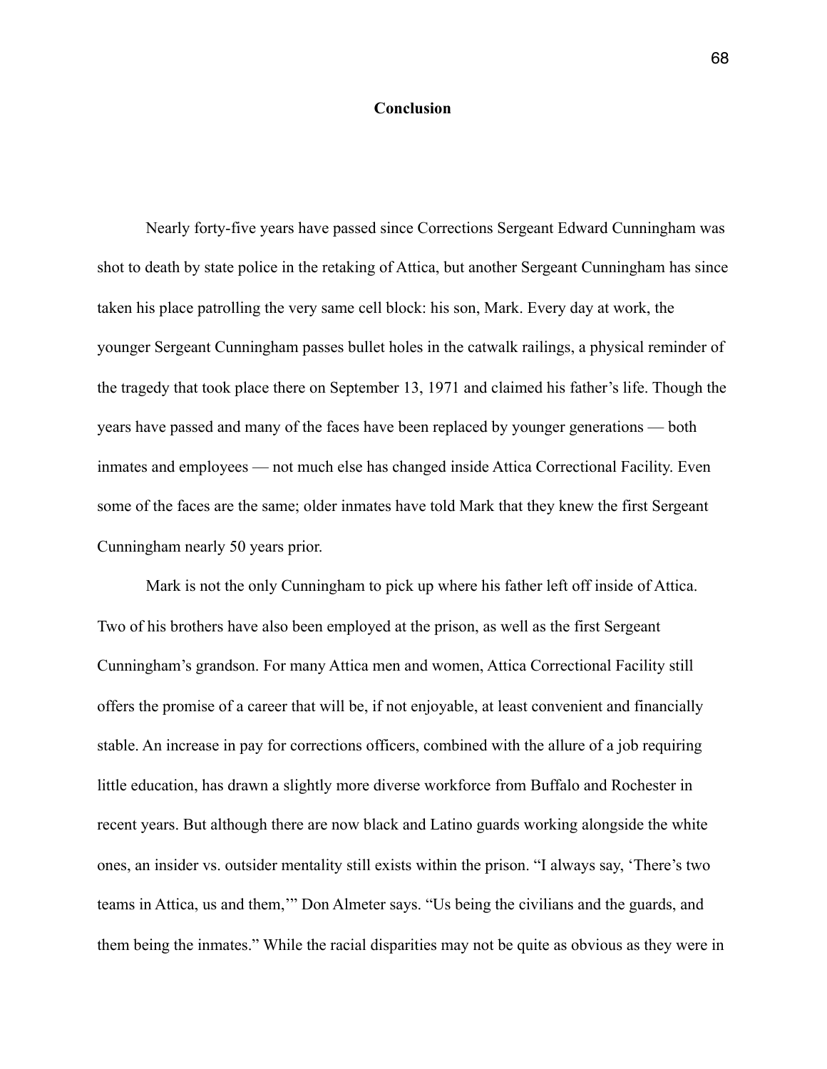# Conclusion

Nearly forty-five years have passed since Corrections Sergeant Edward Cunningham was shot to death by state police in the retaking of Attica, but another Sergeant Cunningham has since taken his place patrolling the very same cell block: his son, Mark. Every day at work, the younger Sergeant Cunningham passes bullet holes in the catwalk railings, a physical reminder of the tragedy that took place there on September 13, 1971 and claimed his father's life. Though the years have passed and many of the faces have been replaced by younger generations — both inmates and employees — not much else has changed inside Attica Correctional Facility. Even some of the faces are the same; older inmates have told Mark that they knew the first Sergeant Cunningham nearly 50 years prior.

Mark is not the only Cunningham to pick up where his father left off inside of Attica. Two of his brothers have also been employed at the prison, as well as the first Sergeant Cunningham's grandson. For many Attica men and women, Attica Correctional Facility still offers the promise of a career that will be, if not enjoyable, at least convenient and financially stable. An increase in pay for corrections officers, combined with the allure of a job requiring little education, has drawn a slightly more diverse workforce from Buffalo and Rochester in recent years. But although there are now black and Latino guards working alongside the white ones, an insider vs. outsider mentality still exists within the prison. "I always say, 'There's two teams in Attica, us and them,'" Don Almeter says. "Us being the civilians and the guards, and them being the inmates." While the racial disparities may not be quite as obvious as they were in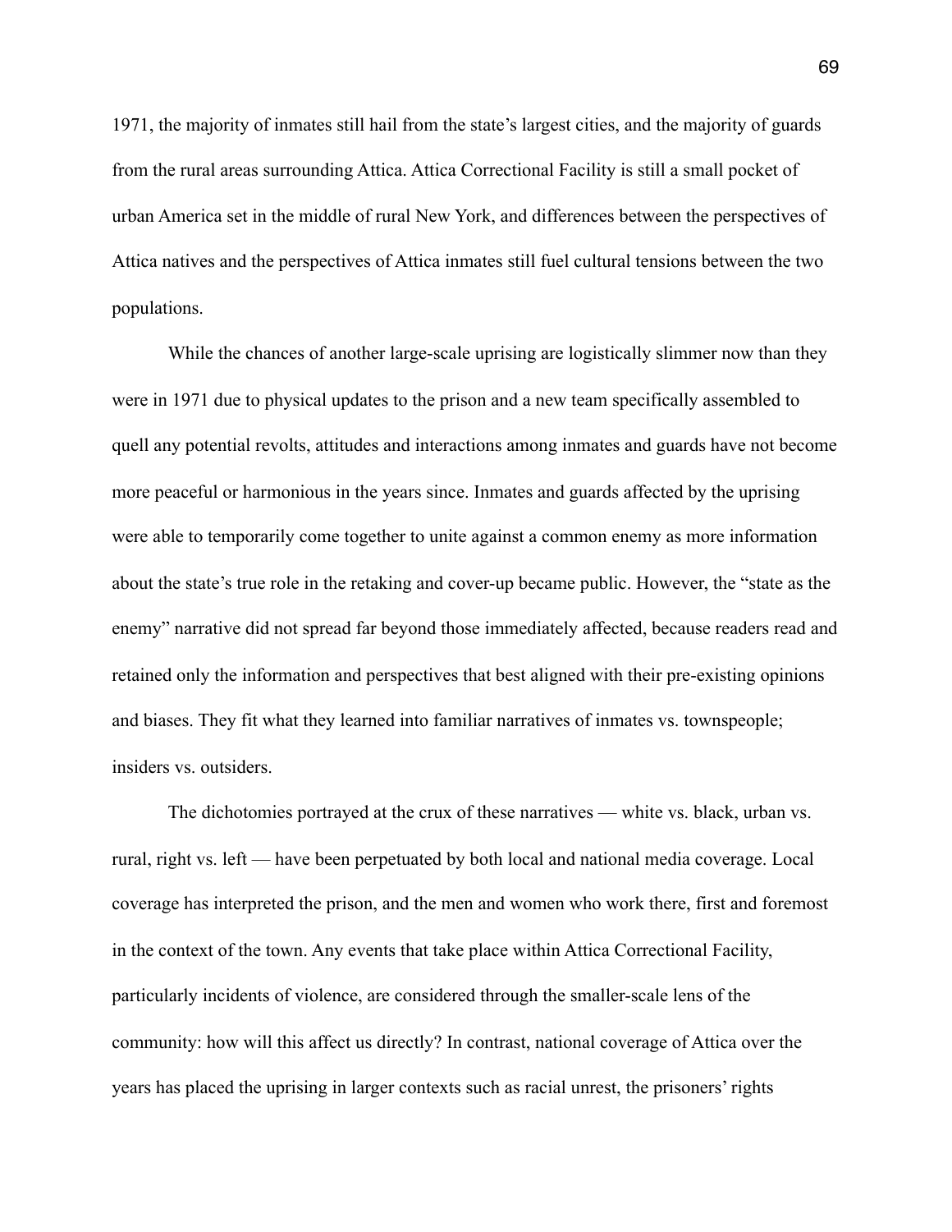1971, the majority of inmates still hail from the state's largest cities, and the majority of guards from the rural areas surrounding Attica. Attica Correctional Facility is still a small pocket of urban America set in the middle of rural New York, and differences between the perspectives of Attica natives and the perspectives of Attica inmates still fuel cultural tensions between the two populations.

While the chances of another large-scale uprising are logistically slimmer now than they were in 1971 due to physical updates to the prison and a new team specifically assembled to quell any potential revolts, attitudes and interactions among inmates and guards have not become more peaceful or harmonious in the years since. Inmates and guards affected by the uprising were able to temporarily come together to unite against a common enemy as more information about the state's true role in the retaking and cover-up became public. However, the "state as the enemy" narrative did not spread far beyond those immediately affected, because readers read and retained only the information and perspectives that best aligned with their pre-existing opinions and biases. They fit what they learned into familiar narratives of inmates vs. townspeople; insiders vs. outsiders.

The dichotomies portrayed at the crux of these narratives — white vs. black, urban vs. rural, right vs. left — have been perpetuated by both local and national media coverage. Local coverage has interpreted the prison, and the men and women who work there, first and foremost in the context of the town. Any events that take place within Attica Correctional Facility, particularly incidents of violence, are considered through the smaller-scale lens of the community: how will this affect us directly? In contrast, national coverage of Attica over the years has placed the uprising in larger contexts such as racial unrest, the prisoners' rights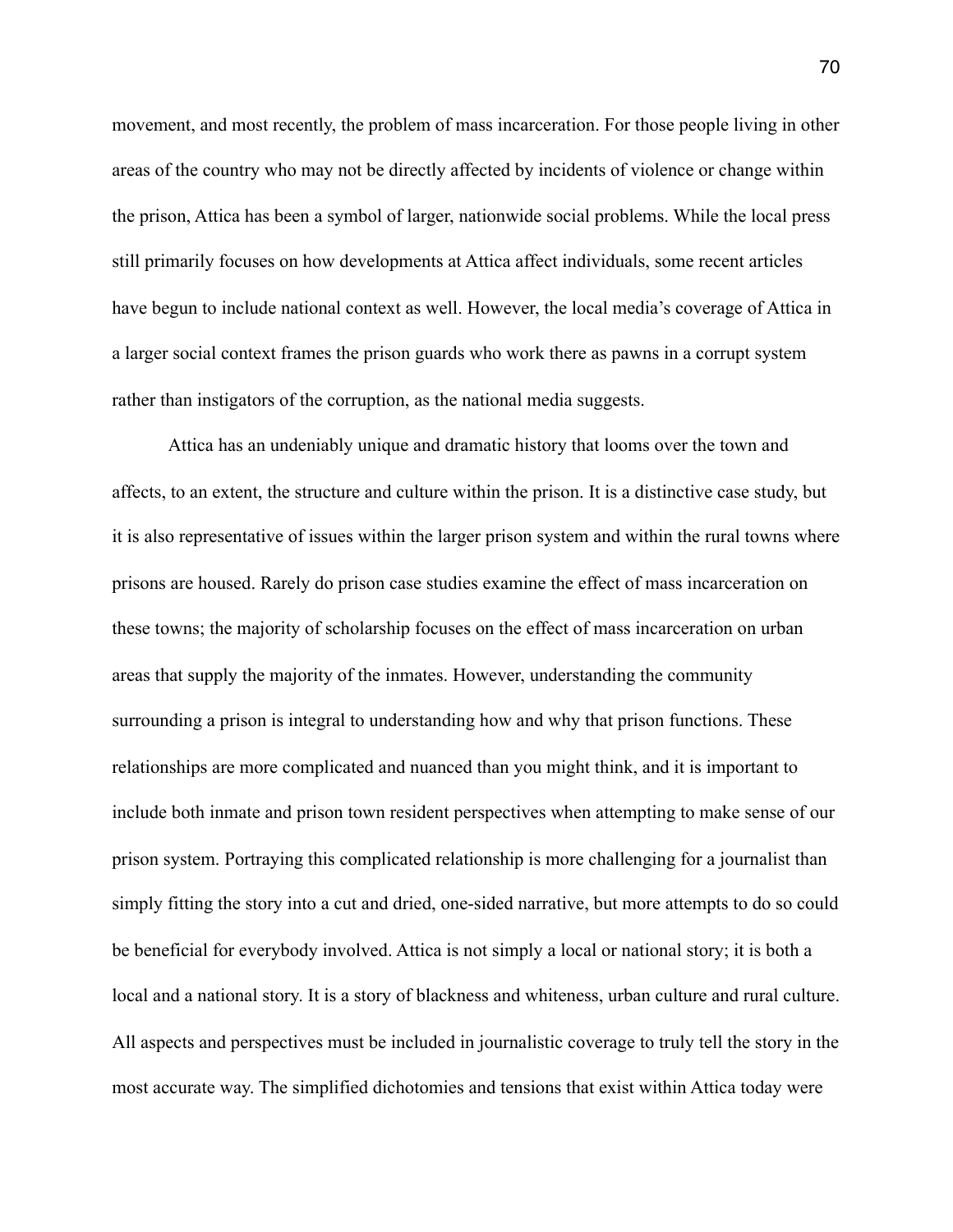movement, and most recently, the problem of mass incarceration. For those people living in other areas of the country who may not be directly affected by incidents of violence or change within the prison, Attica has been a symbol of larger, nationwide social problems. While the local press still primarily focuses on how developments at Attica affect individuals, some recent articles have begun to include national context as well. However, the local media's coverage of Attica in a larger social context frames the prison guards who work there as pawns in a corrupt system rather than instigators of the corruption, as the national media suggests.

Attica has an undeniably unique and dramatic history that looms over the town and affects, to an extent, the structure and culture within the prison. It is a distinctive case study, but it is also representative of issues within the larger prison system and within the rural towns where prisons are housed. Rarely do prison case studies examine the effect of mass incarceration on these towns; the majority of scholarship focuses on the effect of mass incarceration on urban areas that supply the majority of the inmates. However, understanding the community surrounding a prison is integral to understanding how and why that prison functions. These relationships are more complicated and nuanced than you might think, and it is important to include both inmate and prison town resident perspectives when attempting to make sense of our prison system. Portraying this complicated relationship is more challenging for a journalist than simply fitting the story into a cut and dried, one-sided narrative, but more attempts to do so could be beneficial for everybody involved. Attica is not simply a local or national story; it is both a local and a national story. It is a story of blackness and whiteness, urban culture and rural culture. All aspects and perspectives must be included in journalistic coverage to truly tell the story in the most accurate way. The simplified dichotomies and tensions that exist within Attica today were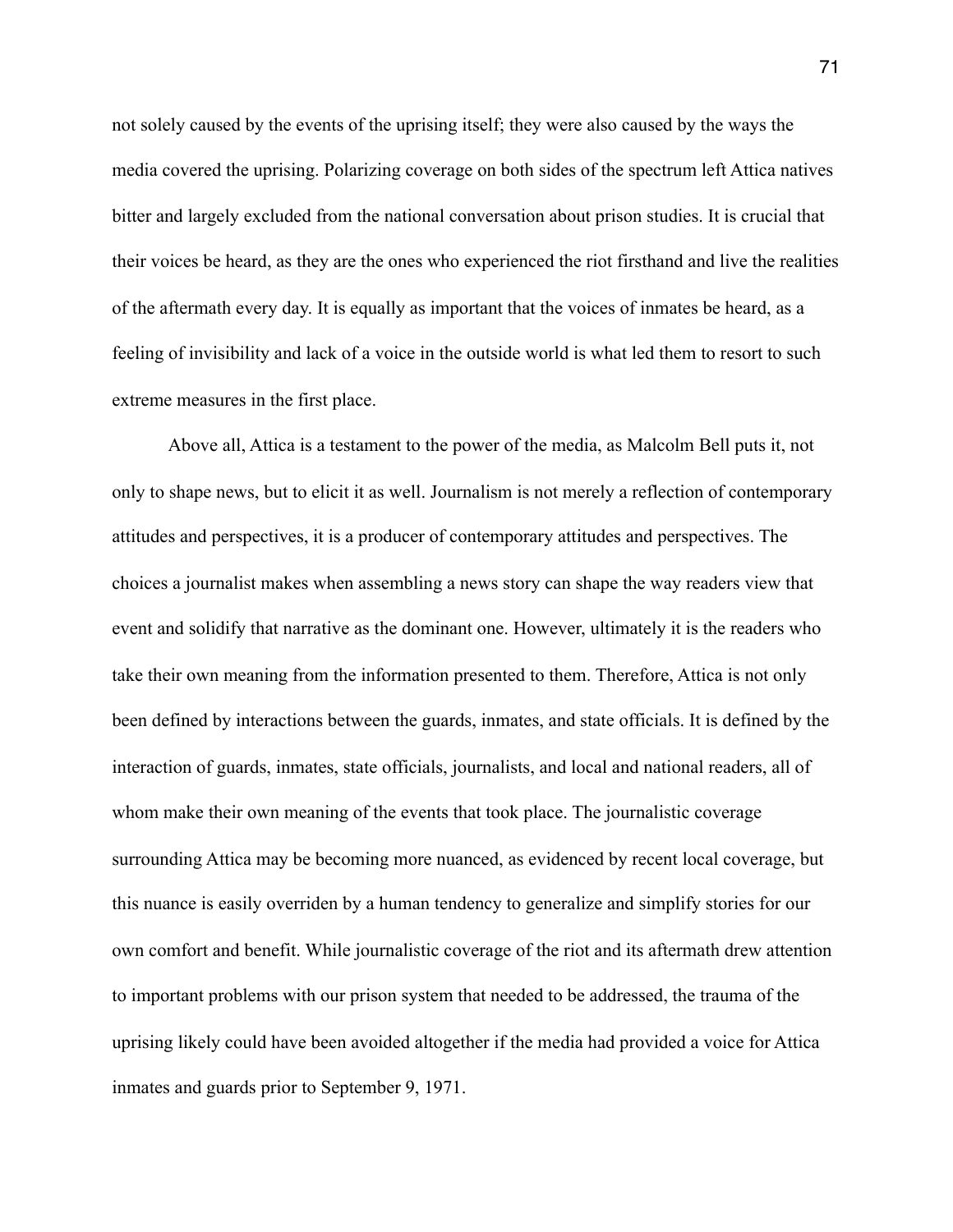not solely caused by the events of the uprising itself; they were also caused by the ways the media covered the uprising. Polarizing coverage on both sides of the spectrum left Attica natives bitter and largely excluded from the national conversation about prison studies. It is crucial that their voices be heard, as they are the ones who experienced the riot firsthand and live the realities of the aftermath every day. It is equally as important that the voices of inmates be heard, as a feeling of invisibility and lack of a voice in the outside world is what led them to resort to such extreme measures in the first place.

Above all, Attica is a testament to the power of the media, as Malcolm Bell puts it, not only to shape news, but to elicit it as well. Journalism is not merely a reflection of contemporary attitudes and perspectives, it is a producer of contemporary attitudes and perspectives. The choices a journalist makes when assembling a news story can shape the way readers view that event and solidify that narrative as the dominant one. However, ultimately it is the readers who take their own meaning from the information presented to them. Therefore, Attica is not only been defined by interactions between the guards, inmates, and state officials. It is defined by the interaction of guards, inmates, state officials, journalists, and local and national readers, all of whom make their own meaning of the events that took place. The journalistic coverage surrounding Attica may be becoming more nuanced, as evidenced by recent local coverage, but this nuance is easily overriden by a human tendency to generalize and simplify stories for our own comfort and benefit. While journalistic coverage of the riot and its aftermath drew attention to important problems with our prison system that needed to be addressed, the trauma of the uprising likely could have been avoided altogether if the media had provided a voice for Attica inmates and guards prior to September 9, 1971.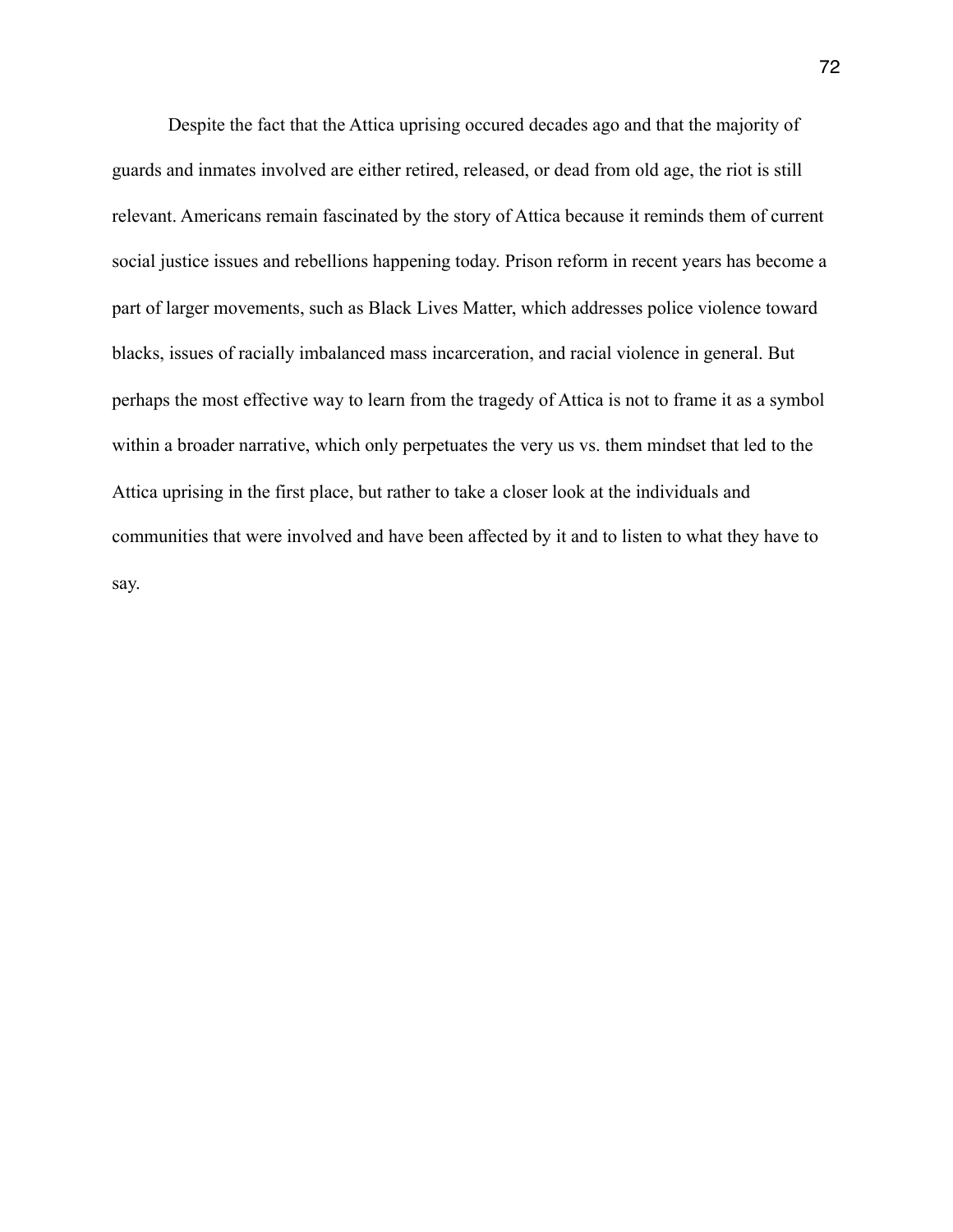Despite the fact that the Attica uprising occured decades ago and that the majority of guards and inmates involved are either retired, released, or dead from old age, the riot is still relevant. Americans remain fascinated by the story of Attica because it reminds them of current social justice issues and rebellions happening today. Prison reform in recent years has become a part of larger movements, such as Black Lives Matter, which addresses police violence toward blacks, issues of racially imbalanced mass incarceration, and racial violence in general. But perhaps the most effective way to learn from the tragedy of Attica is not to frame it as a symbol within a broader narrative, which only perpetuates the very us vs. them mindset that led to the Attica uprising in the first place, but rather to take a closer look at the individuals and communities that were involved and have been affected by it and to listen to what they have to say.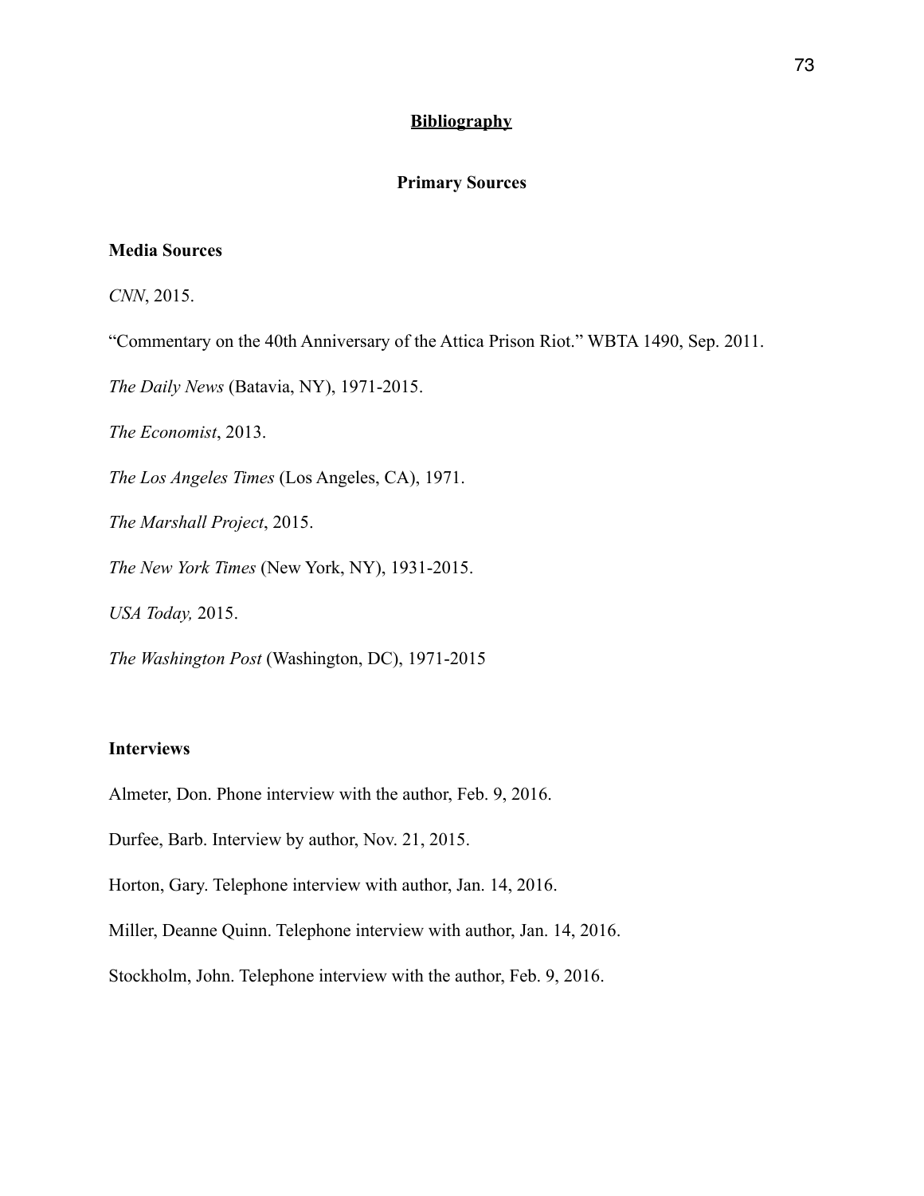# **Bibliography**

## Primary Sources

### Media Sources

*CNN*, 2015.

"Commentary on the 40th Anniversary of the Attica Prison Riot." WBTA 1490, Sep. 2011.

*The Daily News* (Batavia, NY), 1971-2015.

*The Economist*, 2013.

*The Los Angeles Times* (Los Angeles, CA), 1971.

*The Marshall Project*, 2015.

*The New York Times* (New York, NY), 1931-2015.

*USA Today,* 2015.

*The Washington Post* (Washington, DC), 1971-2015

### Interviews

Almeter, Don. Phone interview with the author, Feb. 9, 2016.

Durfee, Barb. Interview by author, Nov. 21, 2015.

Horton, Gary. Telephone interview with author, Jan. 14, 2016.

Miller, Deanne Quinn. Telephone interview with author, Jan. 14, 2016.

Stockholm, John. Telephone interview with the author, Feb. 9, 2016.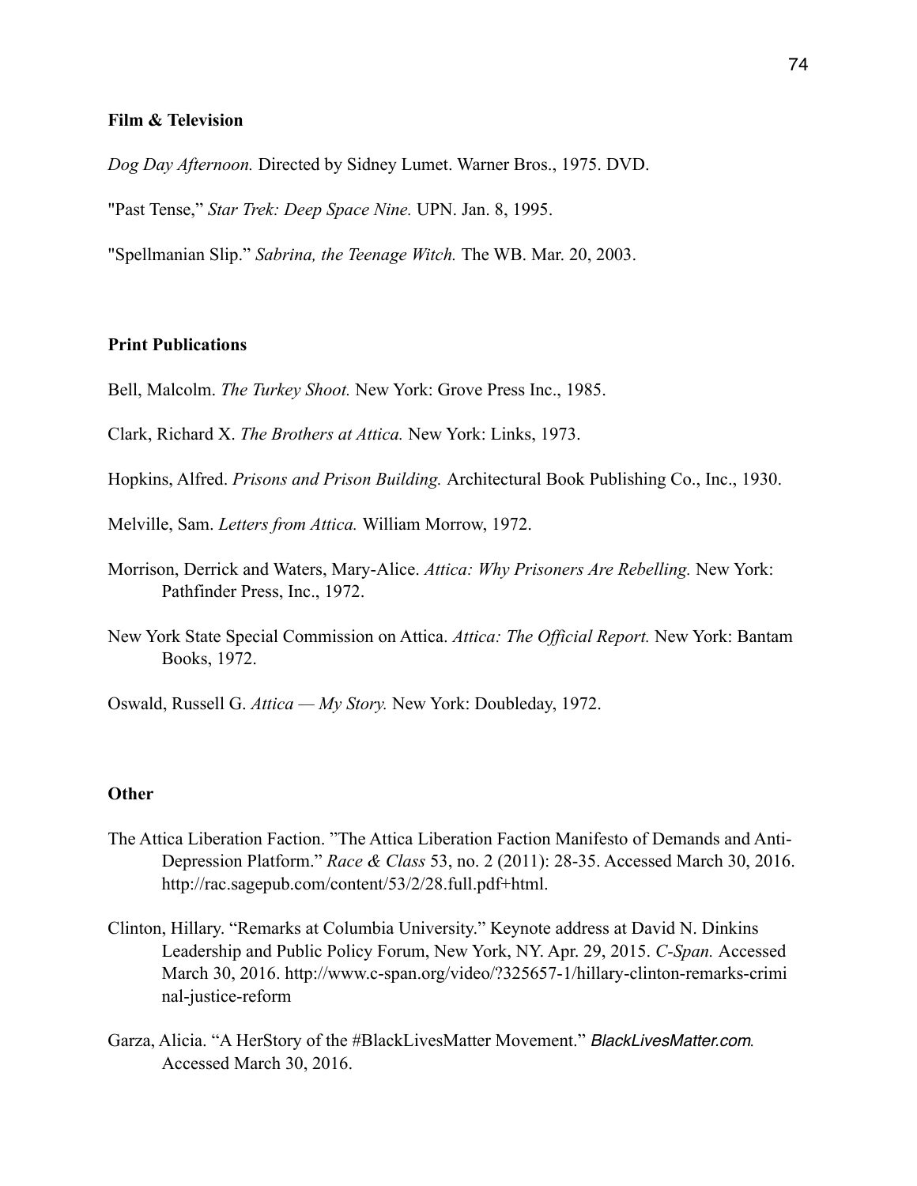**Film & Television**

*Dog Day Afternoon.* Directed by Sidney Lumet. Warner Bros., 1975. DVD.

"Past Tense," *Star Trek: Deep Space Nine.* UPN. Jan. 8, 1995.

"Spellmanian Slip." *Sabrina, the Teenage Witch.* The WB. Mar. 20, 2003.

**Print Publications**

Bell, Malcolm. *The Turkey Shoot.* New York: Grove Press Inc., 1985.

Clark, Richard X. *The Brothers at Attica.* New York: Links, 1973.

Hopkins, Alfred. *Prisons and Prison Building.* Architectural Book Publishing Co., Inc., 1930.

Melville, Sam. *Letters from Attica.* William Morrow, 1972.

Morrison, Derrick and Waters, Mary-Alice. *Attica: Why Prisoners Are Rebelling.* New York: Pathfinder Press, Inc., 1972.

New York State Special Commission on Attica. *Attica: The Official Report.* New York: Bantam Books, 1972.

Oswald, Russell G. *Attica — My Story.* New York: Doubleday, 1972.

**Other**

The Attica Liberation Faction. "The Attica Liberation Faction Manifesto of Demands and Anti-Depression Platform." *Race & Class* 53, no. 2 (2011): 28-35. Accessed March 30, 2016. http://rac.sagepub.com/content/53/2/28.full.pdf+html.

Clinton, Hillary. "Remarks at Columbia University." Keynote address at David N. Dinkins Leadership and Public Policy Forum, New York, NY. Apr. 29, 2015. *C-Span.* Accessed March 30, 2016. http://www.c-span.org/video/?325657-1/hillary-clinton-remarks-criminal-justice-reform

Garza, Alicia. "A HerStory of the #BlackLivesMatter Movement." *BlackLivesMatter.com.* Accessed March 30, 2016.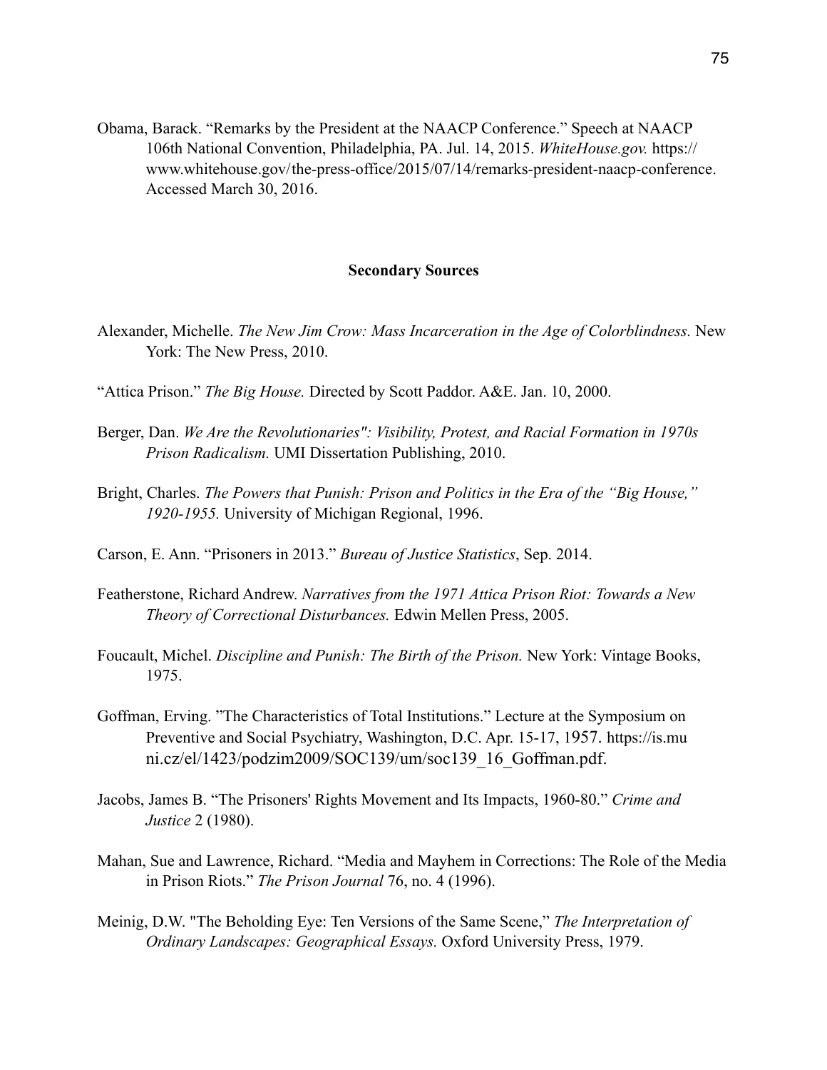Obama, Barack. “Remarks by the President at the NAACP Conference.” Speech at NAACP 106th National Convention, Philadelphia, PA. Jul. 14, 2015. *WhiteHouse.gov.* https://www.whitehouse.gov/the-press-office/2015/07/14/remarks-president-naacp-conference. Accessed March 30, 2016.

## Secondary Sources

Alexander, Michelle. *The New Jim Crow: Mass Incarceration in the Age of Colorblindness.* New York: The New Press, 2010.

“Attica Prison.” *The Big House.* Directed by Scott Paddor. A&E. Jan. 10, 2000.

Berger, Dan. *We Are the Revolutionaries": Visibility, Protest, and Racial Formation in 1970s Prison Radicalism.* UMI Dissertation Publishing, 2010.

Bright, Charles. *The Powers that Punish: Prison and Politics in the Era of the “Big House,” 1920-1955.* University of Michigan Regional, 1996.

Carson, E. Ann. “Prisoners in 2013.” *Bureau of Justice Statistics*, Sep. 2014.

Featherstone, Richard Andrew. *Narratives from the 1971 Attica Prison Riot: Towards a New Theory of Correctional Disturbances.* Edwin Mellen Press, 2005.

Foucault, Michel. *Discipline and Punish: The Birth of the Prison.* New York: Vintage Books, 1975.

Goffman, Erving. ”The Characteristics of Total Institutions.” Lecture at the Symposium on Preventive and Social Psychiatry, Washington, D.C. Apr. 15-17, 1957. https://is.muni.cz/el/1423/podzim2009/SOC139/um/soc139_16_Goffman.pdf.

Jacobs, James B. “The Prisoners' Rights Movement and Its Impacts, 1960-80.” *Crime and Justice* 2 (1980).

Mahan, Sue and Lawrence, Richard. “Media and Mayhem in Corrections: The Role of the Media in Prison Riots.” *The Prison Journal* 76, no. 4 (1996).

Meinig, D.W. "The Beholding Eye: Ten Versions of the Same Scene,” *The Interpretation of Ordinary Landscapes: Geographical Essays.* Oxford University Press, 1979.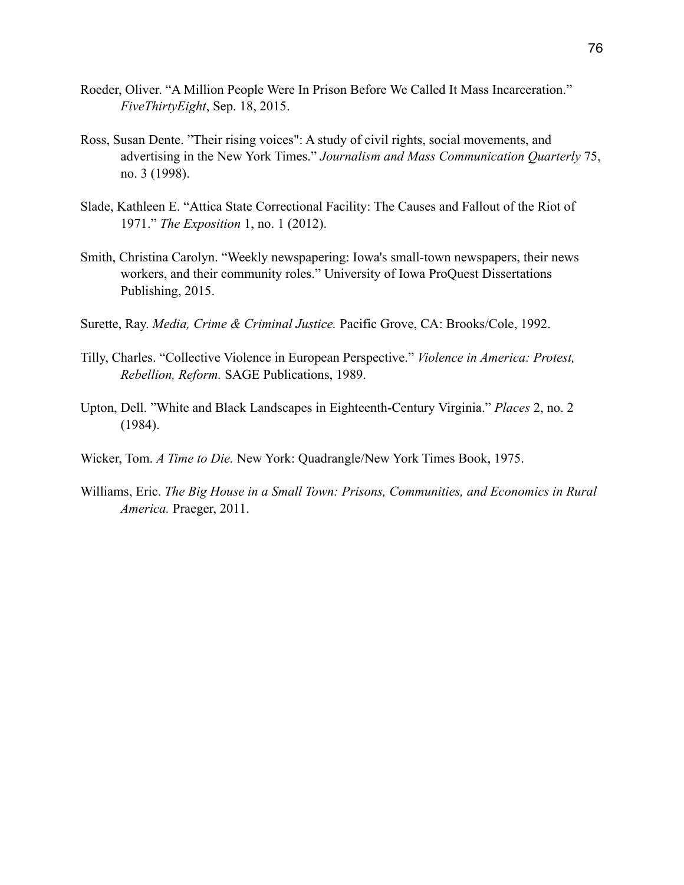Roeder, Oliver. “A Million People Were In Prison Before We Called It Mass Incarceration.” *FiveThirtyEight*, Sep. 18, 2015.

Ross, Susan Dente. ”Their rising voices": A study of civil rights, social movements, and advertising in the New York Times.” *Journalism and Mass Communication Quarterly* 75, no. 3 (1998).

Slade, Kathleen E. “Attica State Correctional Facility: The Causes and Fallout of the Riot of 1971.” *The Exposition* 1, no. 1 (2012).

Smith, Christina Carolyn. “Weekly newspapering: Iowa's small-town newspapers, their news workers, and their community roles.” University of Iowa ProQuest Dissertations Publishing, 2015.

Surette, Ray. *Media, Crime & Criminal Justice.* Pacific Grove, CA: Brooks/Cole, 1992.

Tilly, Charles. “Collective Violence in European Perspective.” *Violence in America: Protest, Rebellion, Reform.* SAGE Publications, 1989.

Upton, Dell. ”White and Black Landscapes in Eighteenth-Century Virginia.” *Places* 2, no. 2 (1984).

Wicker, Tom. *A Time to Die.* New York: Quadrangle/New York Times Book, 1975.

Williams, Eric. *The Big House in a Small Town: Prisons, Communities, and Economics in Rural America.* Praeger, 2011.